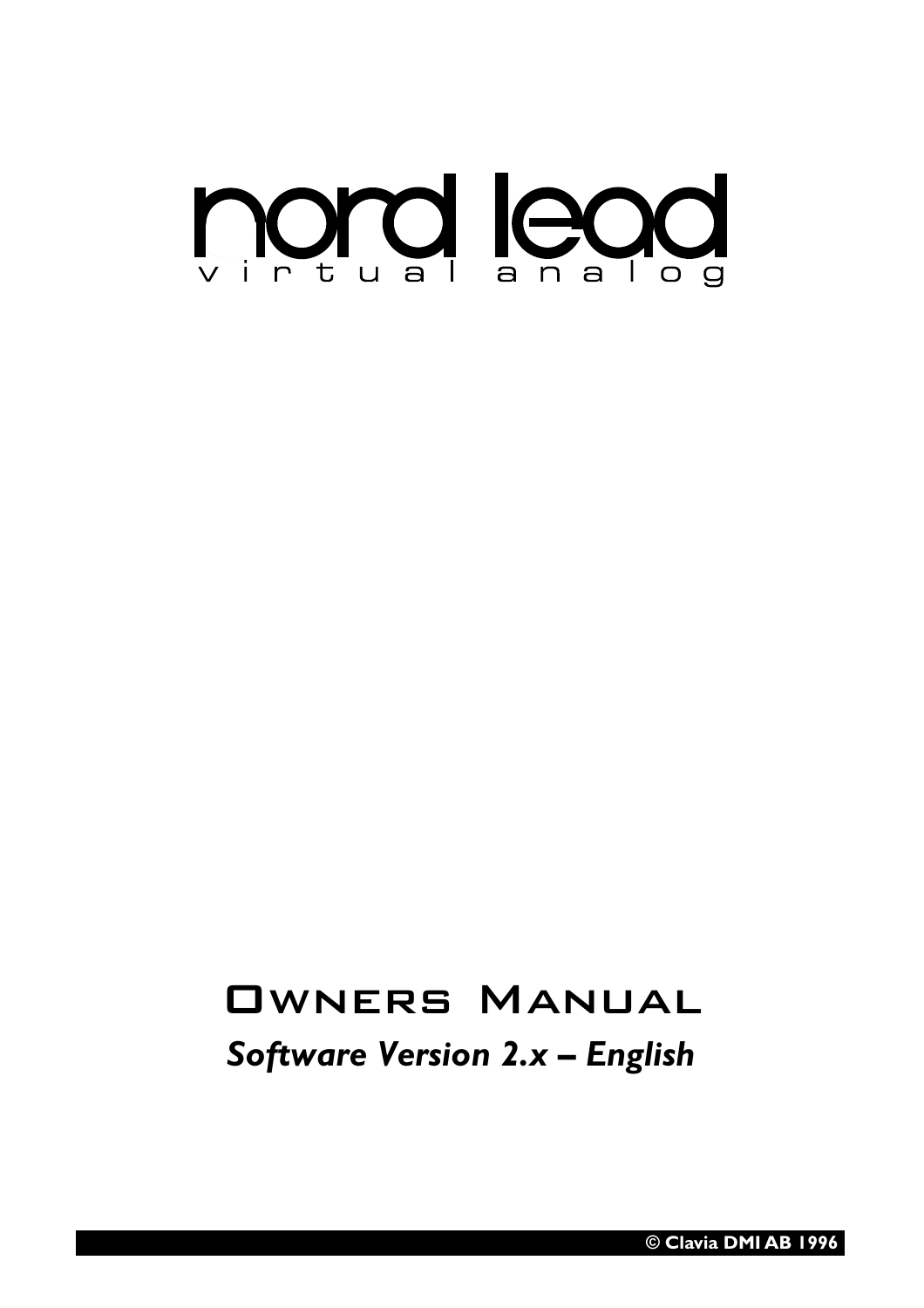# nord lead

virtual analog

## Owners Manual

***Software Version 2.x – English***

**© Clavia DMI AB 1996**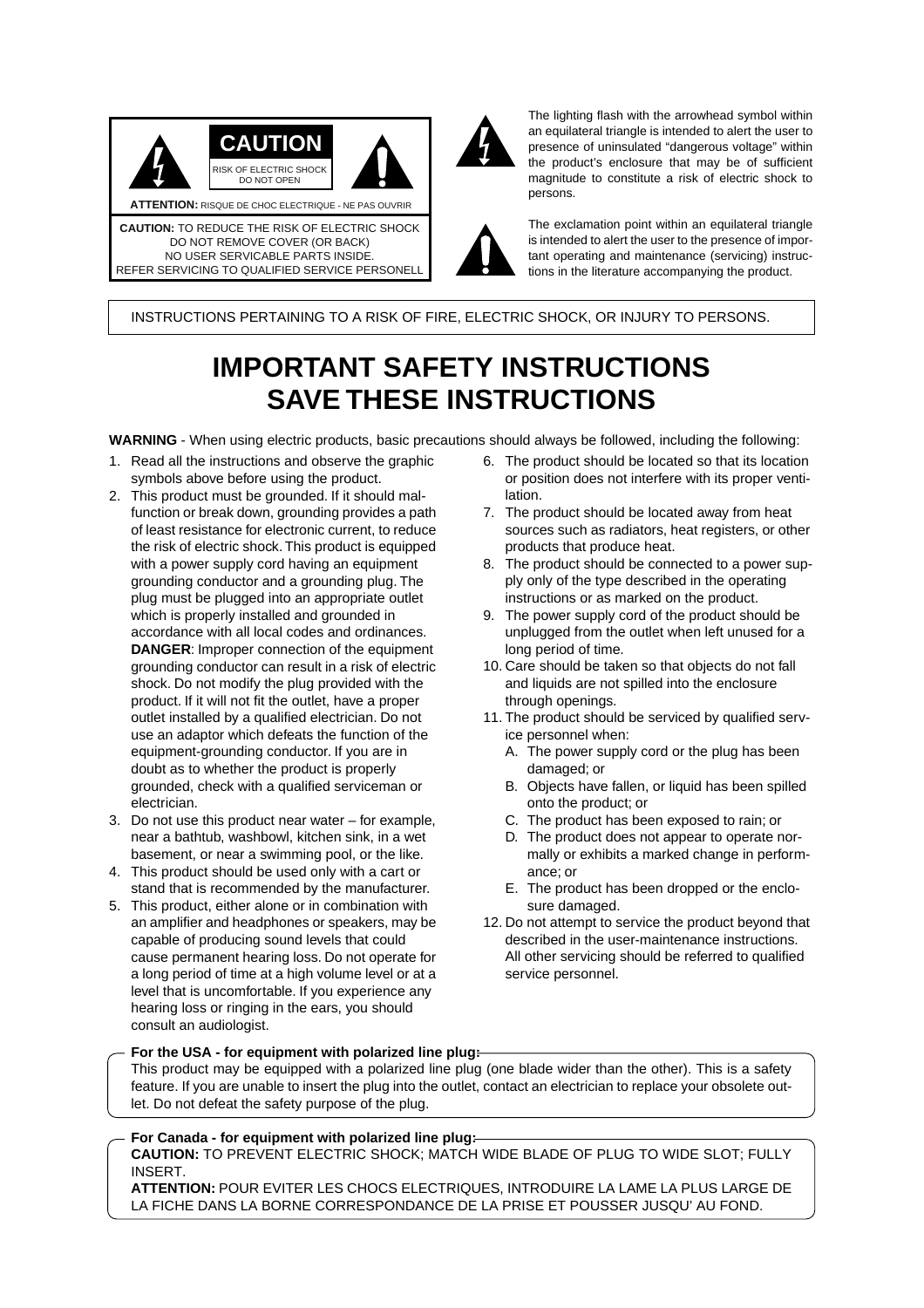**CAUTION**

RISK OF ELECTRIC SHOCK
DO NOT OPEN

**ATTENTION:** RISQUE DE CHOC ELECTRIQUE - NE PAS OUVRIR

**CAUTION:** TO REDUCE THE RISK OF ELECTRIC SHOCK
DO NOT REMOVE COVER (OR BACK)
NO USER SERVICABLE PARTS INSIDE.
REFER SERVICING TO QUALIFIED SERVICE PERSONELL

The lighting flash with the arrowhead symbol within an equilateral triangle is intended to alert the user to presence of uninsulated "dangerous voltage" within the product's enclosure that may be of sufficient magnitude to constitute a risk of electric shock to persons.

The exclamation point within an equilateral triangle is intended to alert the user to the presence of important operating and maintenance (servicing) instructions in the literature accompanying the product.

INSTRUCTIONS PERTAINING TO A RISK OF FIRE, ELECTRIC SHOCK, OR INJURY TO PERSONS.

# IMPORTANT SAFETY INSTRUCTIONS
# SAVE THESE INSTRUCTIONS

**WARNING** - When using electric products, basic precautions should always be followed, including the following:

1. Read all the instructions and observe the graphic symbols above before using the product.
2. This product must be grounded. If it should malfunction or break down, grounding provides a path of least resistance for electronic current, to reduce the risk of electric shock. This product is equipped with a power supply cord having an equipment grounding conductor and a grounding plug. The plug must be plugged into an appropriate outlet which is properly installed and grounded in accordance with all local codes and ordinances. **DANGER**: Improper connection of the equipment grounding conductor can result in a risk of electric shock. Do not modify the plug provided with the product. If it will not fit the outlet, have a proper outlet installed by a qualified electrician. Do not use an adaptor which defeats the function of the equipment-grounding conductor. If you are in doubt as to whether the product is properly grounded, check with a qualified serviceman or electrician.
3. Do not use this product near water – for example, near a bathtub, washbowl, kitchen sink, in a wet basement, or near a swimming pool, or the like.
4. This product should be used only with a cart or stand that is recommended by the manufacturer.
5. This product, either alone or in combination with an amplifier and headphones or speakers, may be capable of producing sound levels that could cause permanent hearing loss. Do not operate for a long period of time at a high volume level or at a level that is uncomfortable. If you experience any hearing loss or ringing in the ears, you should consult an audiologist.
6. The product should be located so that its location or position does not interfere with its proper ventilation.
7. The product should be located away from heat sources such as radiators, heat registers, or other products that produce heat.
8. The product should be connected to a power supply only of the type described in the operating instructions or as marked on the product.
9. The power supply cord of the product should be unplugged from the outlet when left unused for a long period of time.
10. Care should be taken so that objects do not fall and liquids are not spilled into the enclosure through openings.
11. The product should be serviced by qualified service personnel when:
    A. The power supply cord or the plug has been damaged; or
    B. Objects have fallen, or liquid has been spilled onto the product; or
    C. The product has been exposed to rain; or
    D. The product does not appear to operate normally or exhibits a marked change in performance; or
    E. The product has been dropped or the enclosure damaged.
12. Do not attempt to service the product beyond that described in the user-maintenance instructions. All other servicing should be referred to qualified service personnel.

**For the USA - for equipment with polarized line plug:**

This product may be equipped with a polarized line plug (one blade wider than the other). This is a safety feature. If you are unable to insert the plug into the outlet, contact an electrician to replace your obsolete outlet. Do not defeat the safety purpose of the plug.

**For Canada - for equipment with polarized line plug:**

**CAUTION:** TO PREVENT ELECTRIC SHOCK; MATCH WIDE BLADE OF PLUG TO WIDE SLOT; FULLY INSERT.

**ATTENTION:** POUR EVITER LES CHOCS ELECTRIQUES, INTRODUIRE LA LAME LA PLUS LARGE DE LA FICHE DANS LA BORNE CORRESPONDANCE DE LA PRISE ET POUSSER JUSQU' AU FOND.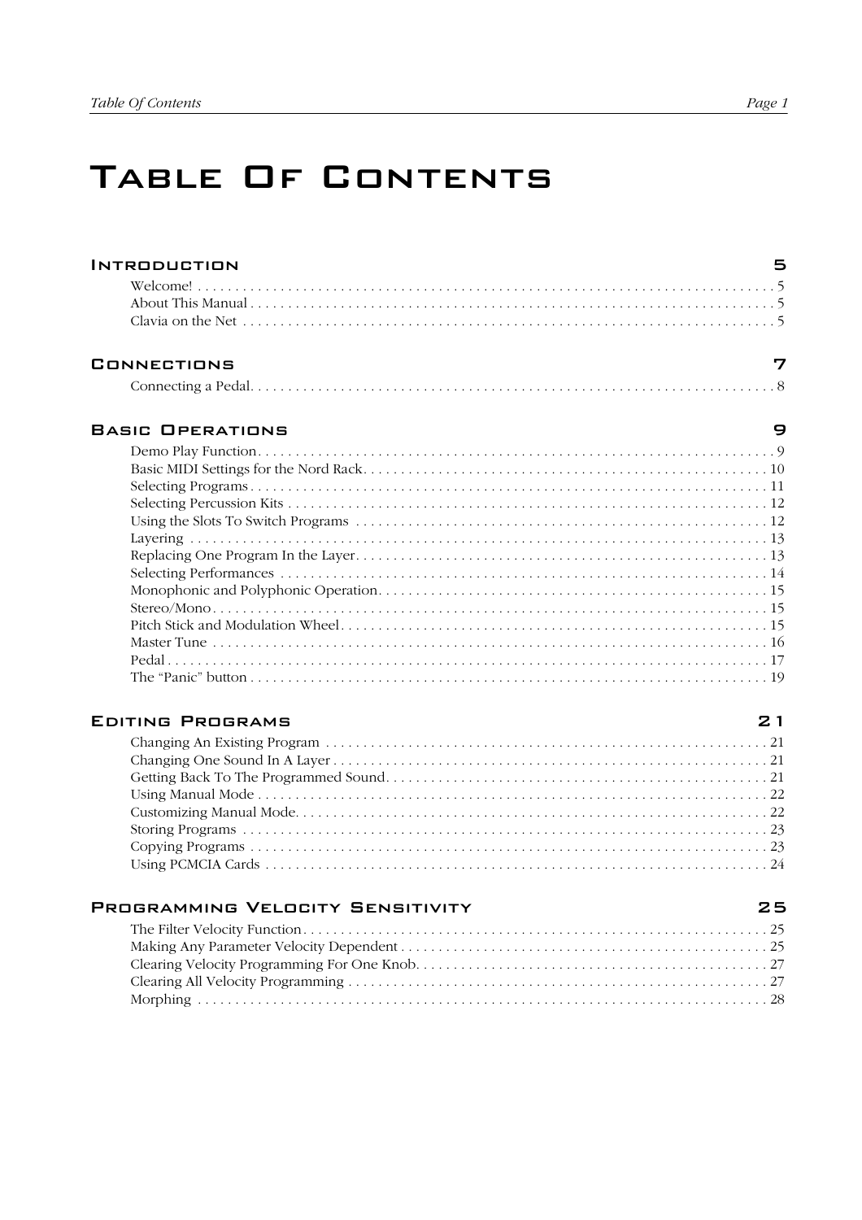# Table Of Contents

## Introduction 5

Welcome! . . . 5
About This Manual . . . 5
Clavia on the Net . . . 5

## Connections 7

Connecting a Pedal. . . . 8

## Basic Operations 9

Demo Play Function. . . . 9
Basic MIDI Settings for the Nord Rack. . . . 10
Selecting Programs . . . 11
Selecting Percussion Kits . . . 12
Using the Slots To Switch Programs . . . 12
Layering . . . 13
Replacing One Program In the Layer. . . . 13
Selecting Performances . . . 14
Monophonic and Polyphonic Operation. . . . 15
Stereo/Mono . . . 15
Pitch Stick and Modulation Wheel . . . 15
Master Tune . . . 16
Pedal . . . 17
The “Panic” button . . . 19

## Editing Programs 21

Changing An Existing Program . . . 21
Changing One Sound In A Layer . . . 21
Getting Back To The Programmed Sound. . . . 21
Using Manual Mode . . . 22
Customizing Manual Mode. . . . 22
Storing Programs . . . 23
Copying Programs . . . 23
Using PCMCIA Cards . . . 24

## Programming Velocity Sensitivity 25

The Filter Velocity Function . . . 25
Making Any Parameter Velocity Dependent . . . 25
Clearing Velocity Programming For One Knob. . . . 27
Clearing All Velocity Programming . . . 27
Morphing . . . 28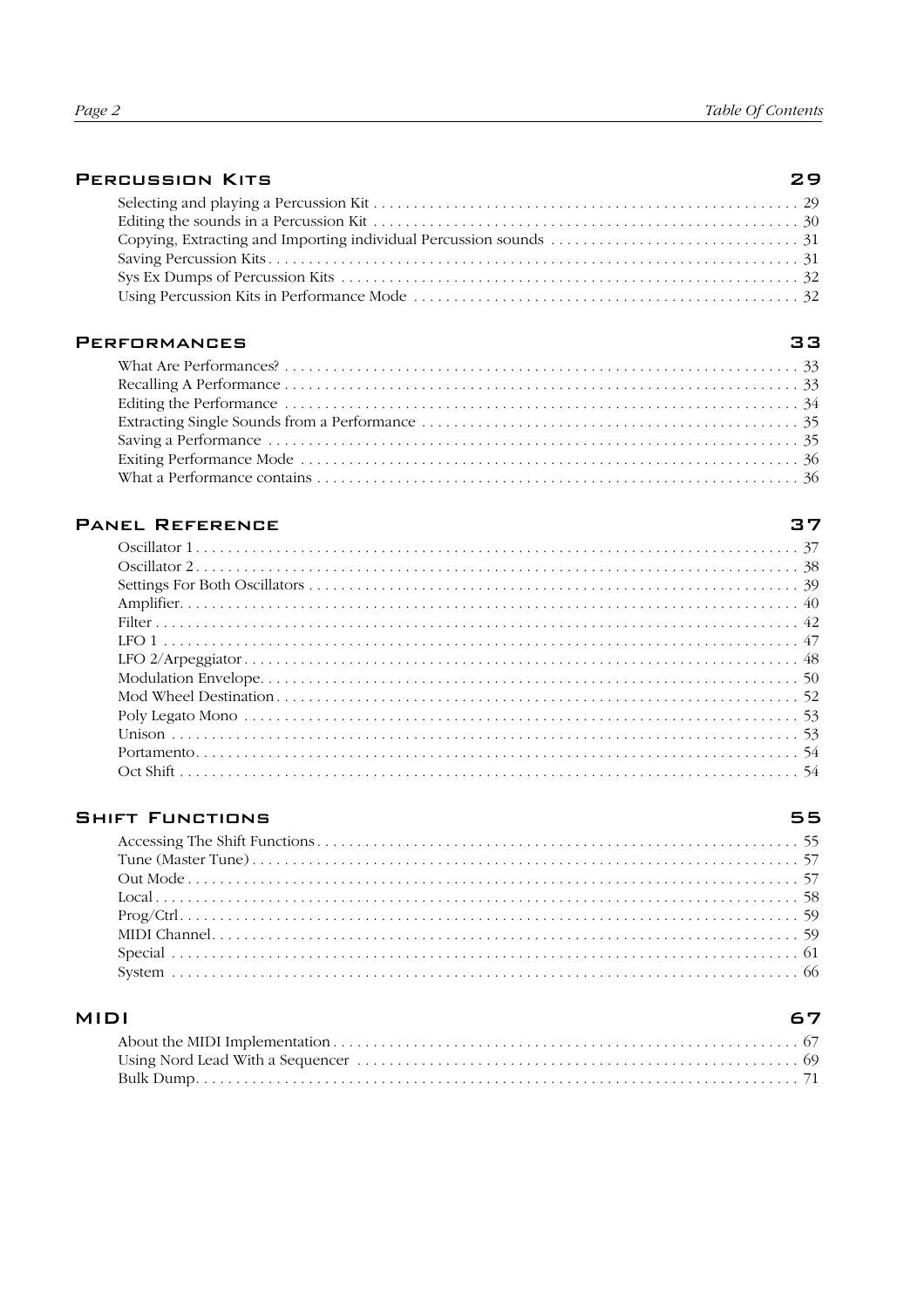## Percussion Kits 29

- Selecting and playing a Percussion Kit . . . 29
- Editing the sounds in a Percussion Kit . . . 30
- Copying, Extracting and Importing individual Percussion sounds . . . 31
- Saving Percussion Kits . . . 31
- Sys Ex Dumps of Percussion Kits . . . 32
- Using Percussion Kits in Performance Mode . . . 32

## Performances 33

- What Are Performances? . . . 33
- Recalling A Performance . . . 33
- Editing the Performance . . . 34
- Extracting Single Sounds from a Performance . . . 35
- Saving a Performance . . . 35
- Exiting Performance Mode . . . 36
- What a Performance contains . . . 36

## Panel Reference 37

- Oscillator 1 . . . 37
- Oscillator 2 . . . 38
- Settings For Both Oscillators . . . 39
- Amplifier . . . 40
- Filter . . . 42
- LFO 1 . . . 47
- LFO 2/Arpeggiator . . . 48
- Modulation Envelope . . . 50
- Mod Wheel Destination . . . 52
- Poly Legato Mono . . . 53
- Unison . . . 53
- Portamento . . . 54
- Oct Shift . . . 54

## Shift Functions 55

- Accessing The Shift Functions . . . 55
- Tune (Master Tune) . . . 57
- Out Mode . . . 57
- Local . . . 58
- Prog/Ctrl . . . 59
- MIDI Channel . . . 59
- Special . . . 61
- System . . . 66

## MIDI 67

- About the MIDI Implementation . . . 67
- Using Nord Lead With a Sequencer . . . 69
- Bulk Dump . . . 71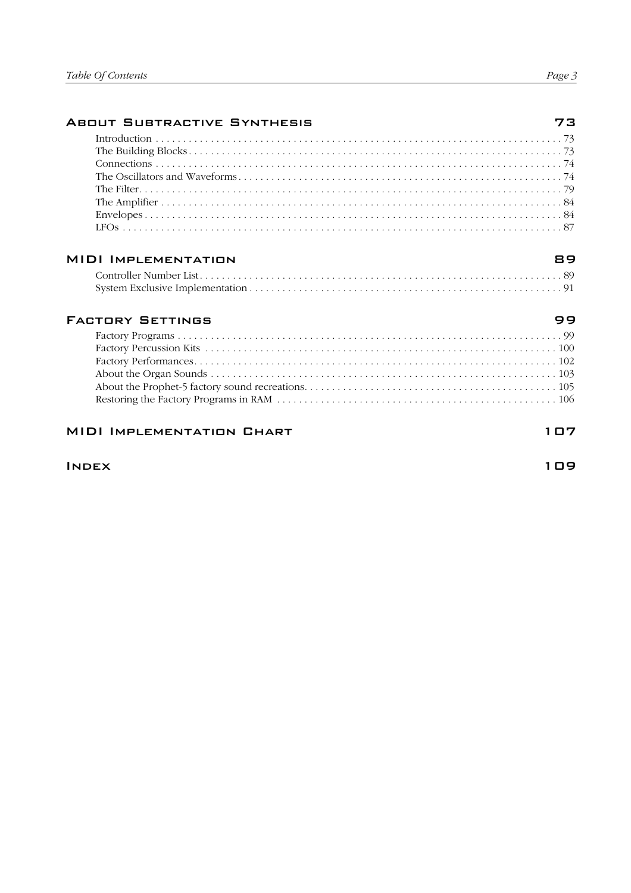## About Subtractive Synthesis 73

Introduction . . . . . . . . . . . . . . . . . . . . . . . . . . . . . . . . . . . . . . . . . . . . . . . . . . . . . . . . . . . . . . . . . . . . . . . . . 73
The Building Blocks . . . . . . . . . . . . . . . . . . . . . . . . . . . . . . . . . . . . . . . . . . . . . . . . . . . . . . . . . . . . . . . . . . . . 73
Connections . . . . . . . . . . . . . . . . . . . . . . . . . . . . . . . . . . . . . . . . . . . . . . . . . . . . . . . . . . . . . . . . . . . . . . . . . 74
The Oscillators and Waveforms . . . . . . . . . . . . . . . . . . . . . . . . . . . . . . . . . . . . . . . . . . . . . . . . . . . . . . . . . . . 74
The Filter . . . . . . . . . . . . . . . . . . . . . . . . . . . . . . . . . . . . . . . . . . . . . . . . . . . . . . . . . . . . . . . . . . . . . . . . . . 79
The Amplifier . . . . . . . . . . . . . . . . . . . . . . . . . . . . . . . . . . . . . . . . . . . . . . . . . . . . . . . . . . . . . . . . . . . . . . . 84
Envelopes . . . . . . . . . . . . . . . . . . . . . . . . . . . . . . . . . . . . . . . . . . . . . . . . . . . . . . . . . . . . . . . . . . . . . . . . . . 84
LFOs . . . . . . . . . . . . . . . . . . . . . . . . . . . . . . . . . . . . . . . . . . . . . . . . . . . . . . . . . . . . . . . . . . . . . . . . . . . . . 87

## MIDI Implementation 89

Controller Number List . . . . . . . . . . . . . . . . . . . . . . . . . . . . . . . . . . . . . . . . . . . . . . . . . . . . . . . . . . . . . . . . . 89
System Exclusive Implementation . . . . . . . . . . . . . . . . . . . . . . . . . . . . . . . . . . . . . . . . . . . . . . . . . . . . . . . . . 91

## Factory Settings 99

Factory Programs . . . . . . . . . . . . . . . . . . . . . . . . . . . . . . . . . . . . . . . . . . . . . . . . . . . . . . . . . . . . . . . . . . . . . 99
Factory Percussion Kits . . . . . . . . . . . . . . . . . . . . . . . . . . . . . . . . . . . . . . . . . . . . . . . . . . . . . . . . . . . . . . . . 100
Factory Performances . . . . . . . . . . . . . . . . . . . . . . . . . . . . . . . . . . . . . . . . . . . . . . . . . . . . . . . . . . . . . . . . . . 102
About the Organ Sounds . . . . . . . . . . . . . . . . . . . . . . . . . . . . . . . . . . . . . . . . . . . . . . . . . . . . . . . . . . . . . . . 103
About the Prophet-5 factory sound recreations . . . . . . . . . . . . . . . . . . . . . . . . . . . . . . . . . . . . . . . . . . . . . . 105
Restoring the Factory Programs in RAM . . . . . . . . . . . . . . . . . . . . . . . . . . . . . . . . . . . . . . . . . . . . . . . . . . . 106

## MIDI Implementation Chart 107

## Index 109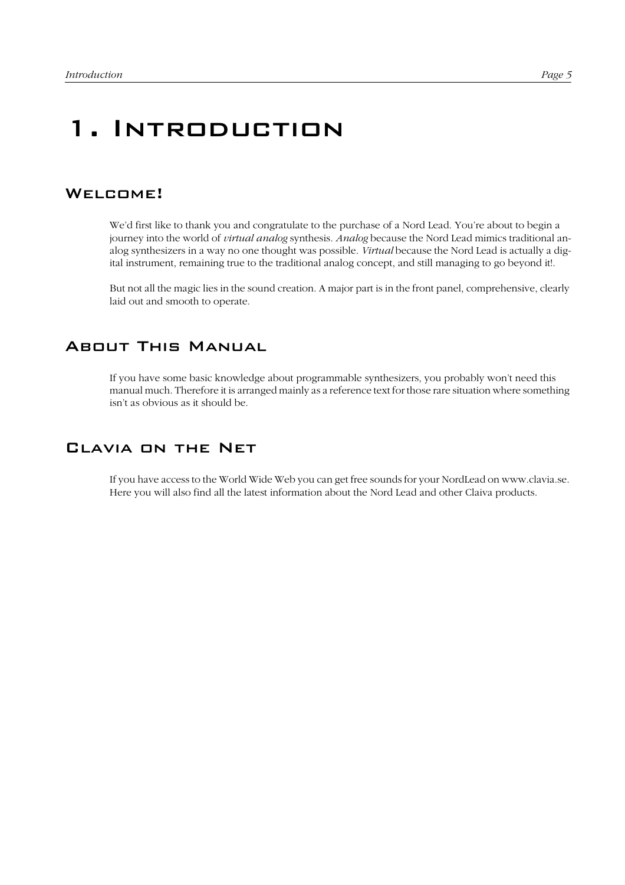# 1. Introduction

## Welcome!

We'd first like to thank you and congratulate to the purchase of a Nord Lead. You're about to begin a journey into the world of *virtual analog* synthesis. *Analog* because the Nord Lead mimics traditional analog synthesizers in a way no one thought was possible. *Virtual* because the Nord Lead is actually a digital instrument, remaining true to the traditional analog concept, and still managing to go beyond it!.

But not all the magic lies in the sound creation. A major part is in the front panel, comprehensive, clearly laid out and smooth to operate.

## About This Manual

If you have some basic knowledge about programmable synthesizers, you probably won't need this manual much. Therefore it is arranged mainly as a reference text for those rare situation where something isn't as obvious as it should be.

## Clavia on the Net

If you have access to the World Wide Web you can get free sounds for your NordLead on www.clavia.se. Here you will also find all the latest information about the Nord Lead and other Claiva products.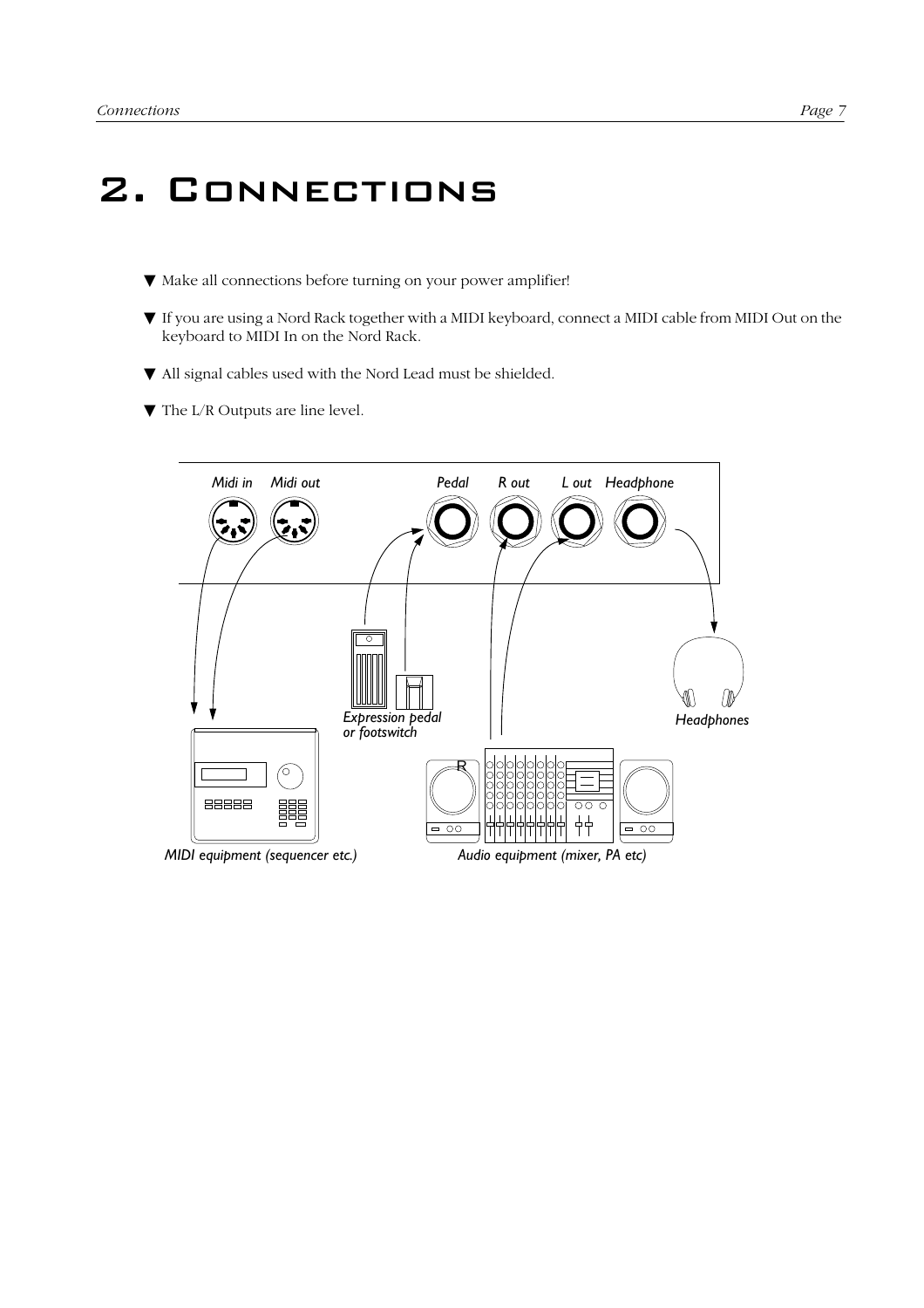# 2. Connections

- ▼ Make all connections before turning on your power amplifier!
- ▼ If you are using a Nord Rack together with a MIDI keyboard, connect a MIDI cable from MIDI Out on the keyboard to MIDI In on the Nord Rack.
- ▼ All signal cables used with the Nord Lead must be shielded.
- ▼ The L/R Outputs are line level.

*Midi in* *Midi out* *Pedal* *R out* *L out* *Headphone*

*Expression pedal or footswitch*

*Headphones*

*MIDI equipment (sequencer etc.)*

*Audio equipment (mixer, PA etc)*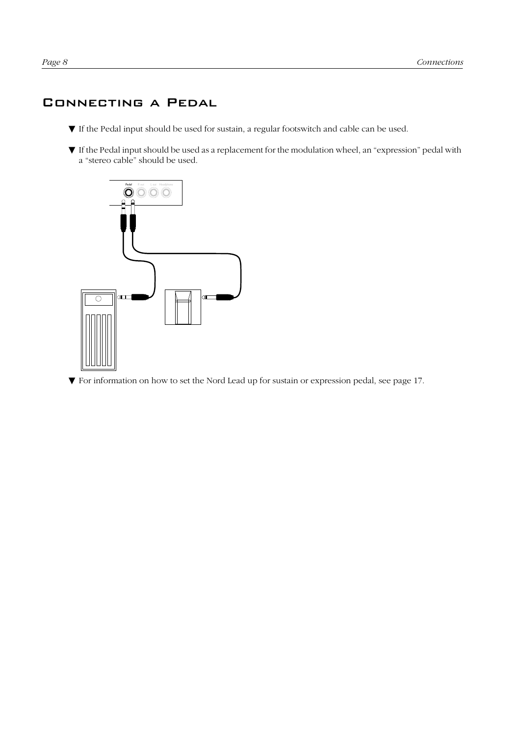# Connecting a Pedal

▼ If the Pedal input should be used for sustain, a regular footswitch and cable can be used.

▼ If the Pedal input should be used as a replacement for the modulation wheel, an "expression" pedal with a "stereo cable" should be used.

▼ For information on how to set the Nord Lead up for sustain or expression pedal, see page 17.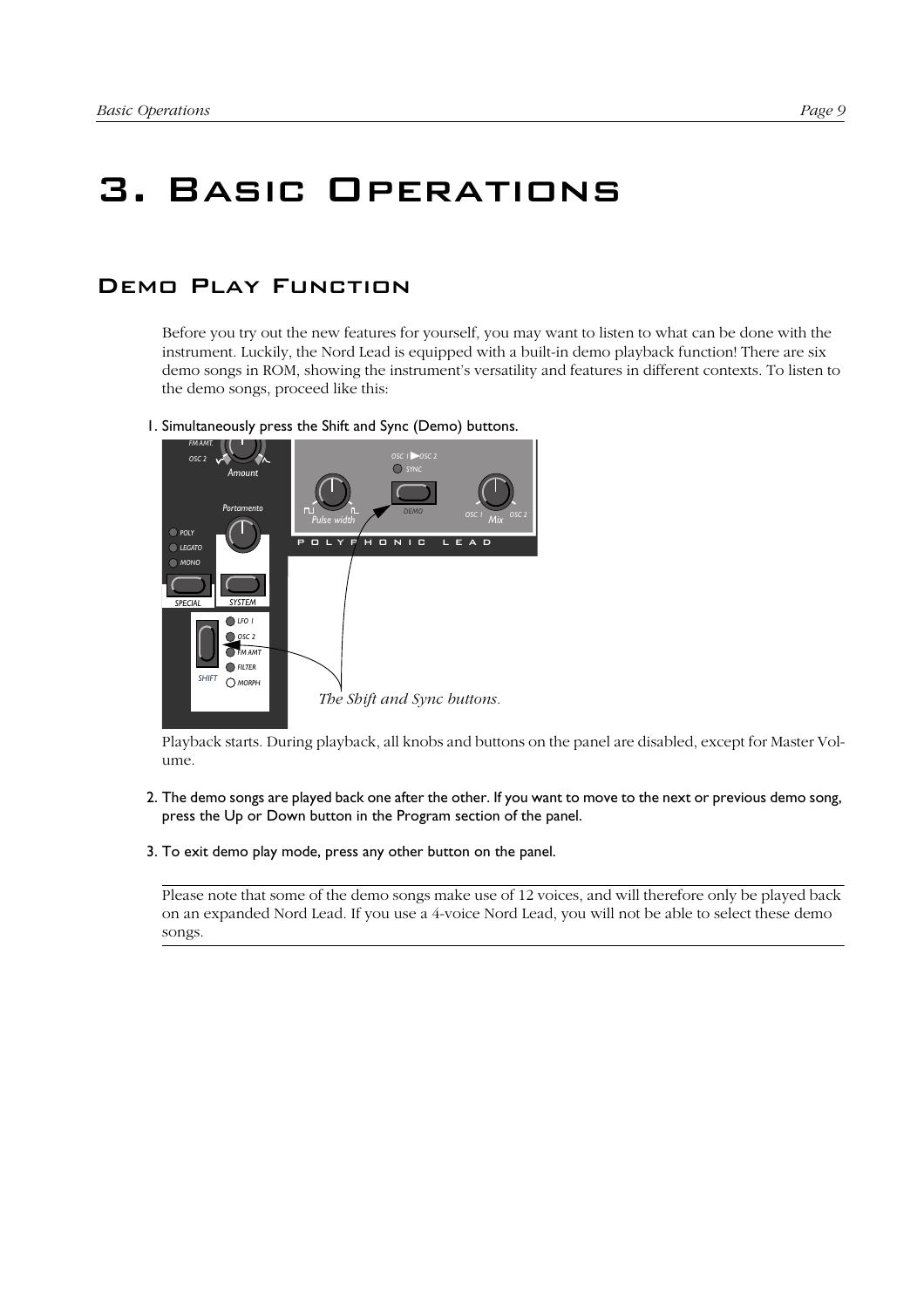# 3. Basic Operations

## Demo Play Function

Before you try out the new features for yourself, you may want to listen to what can be done with the instrument. Luckily, the Nord Lead is equipped with a built-in demo playback function! There are six demo songs in ROM, showing the instrument's versatility and features in different contexts. To listen to the demo songs, proceed like this:

1. Simultaneously press the Shift and Sync (Demo) buttons.

*The Shift and Sync buttons.*

Playback starts. During playback, all knobs and buttons on the panel are disabled, except for Master Volume.

2. The demo songs are played back one after the other. If you want to move to the next or previous demo song, press the Up or Down button in the Program section of the panel.

3. To exit demo play mode, press any other button on the panel.

---

Please note that some of the demo songs make use of 12 voices, and will therefore only be played back on an expanded Nord Lead. If you use a 4-voice Nord Lead, you will not be able to select these demo songs.

---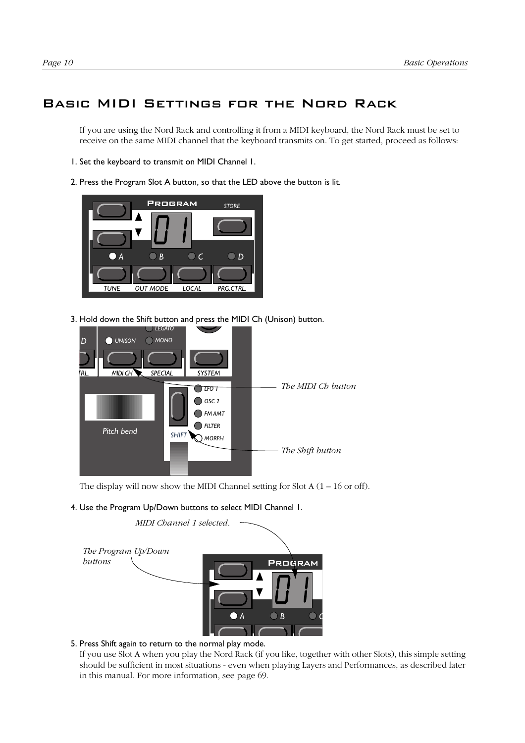# Basic MIDI Settings for the Nord Rack

If you are using the Nord Rack and controlling it from a MIDI keyboard, the Nord Rack must be set to receive on the same MIDI channel that the keyboard transmits on. To get started, proceed as follows:

1. Set the keyboard to transmit on MIDI Channel 1.

2. Press the Program Slot A button, so that the LED above the button is lit.

3. Hold down the Shift button and press the MIDI Ch (Unison) button.

*The MIDI Ch button*

*The Shift button*

The display will now show the MIDI Channel setting for Slot A (1 – 16 or off).

4. Use the Program Up/Down buttons to select MIDI Channel 1.

*MIDI Channel 1 selected.*

*The Program Up/Down buttons*

5. Press Shift again to return to the normal play mode.
If you use Slot A when you play the Nord Rack (if you like, together with other Slots), this simple setting should be sufficient in most situations - even when playing Layers and Performances, as described later in this manual. For more information, see page 69.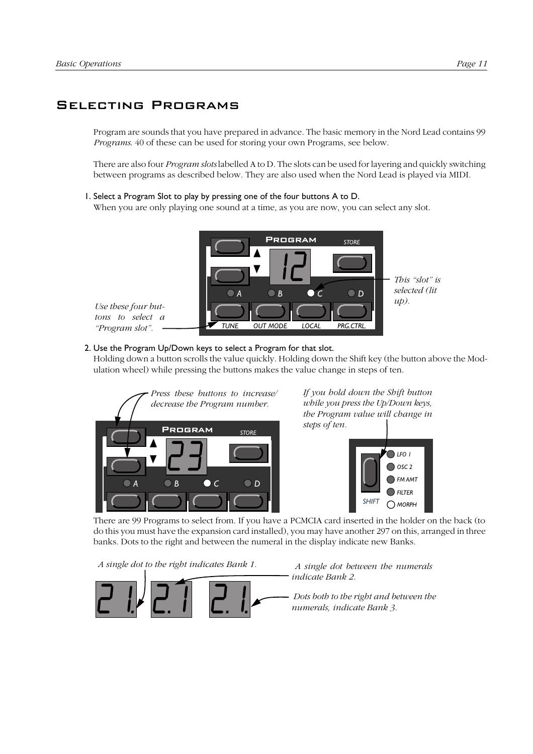## Selecting Programs

Program are sounds that you have prepared in advance. The basic memory in the Nord Lead contains 99 *Programs*. 40 of these can be used for storing your own Programs, see below.

There are also four *Program slots* labelled A to D. The slots can be used for layering and quickly switching between programs as described below. They are also used when the Nord Lead is played via MIDI.

1. Select a Program Slot to play by pressing one of the four buttons A to D.
   When you are only playing one sound at a time, as you are now, you can select any slot.

*Use these four buttons to select a "Program slot".*

*This "slot" is selected (lit up).*

2. Use the Program Up/Down keys to select a Program for that slot.
   Holding down a button scrolls the value quickly. Holding down the Shift key (the button above the Modulation wheel) while pressing the buttons makes the value change in steps of ten.

*Press these buttons to increase/decrease the Program number.*

*If you hold down the Shift button while you press the Up/Down keys, the Program value will change in steps of ten.*

There are 99 Programs to select from. If you have a PCMCIA card inserted in the holder on the back (to do this you must have the expansion card installed), you may have another 297 on this, arranged in three banks. Dots to the right and between the numeral in the display indicate new Banks.

*A single dot to the right indicates Bank 1.*

*A single dot between the numerals indicate Bank 2.*

*Dots both to the right and between the numerals, indicate Bank 3.*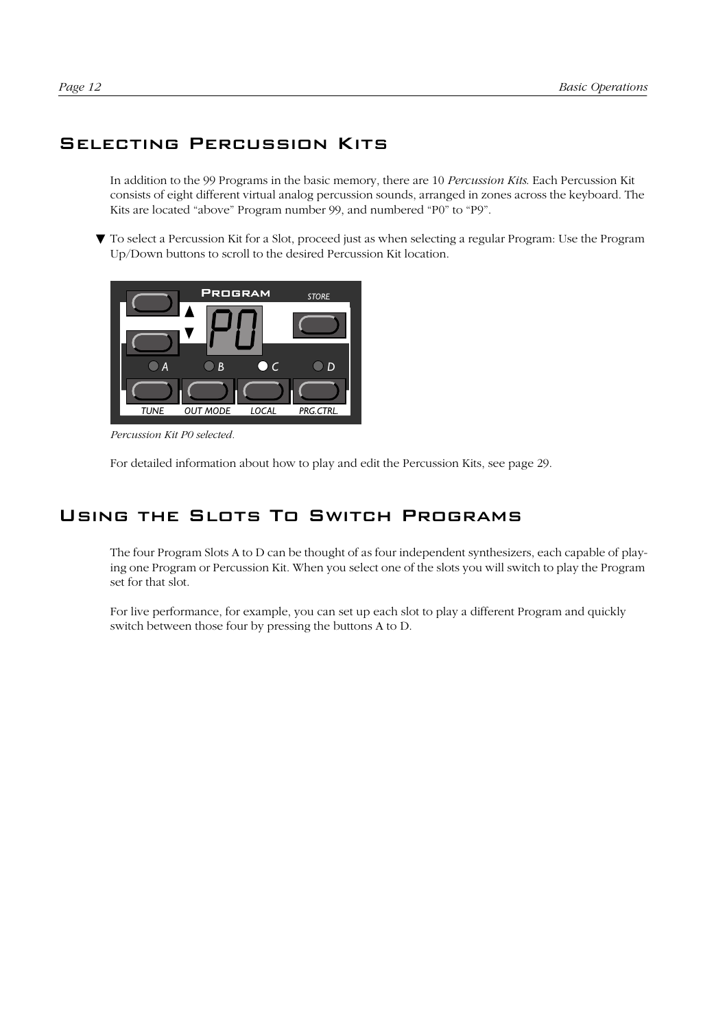## Selecting Percussion Kits

In addition to the 99 Programs in the basic memory, there are 10 *Percussion Kits*. Each Percussion Kit consists of eight different virtual analog percussion sounds, arranged in zones across the keyboard. The Kits are located “above” Program number 99, and numbered “P0” to “P9”.

▼ To select a Percussion Kit for a Slot, proceed just as when selecting a regular Program: Use the Program Up/Down buttons to scroll to the desired Percussion Kit location.

*Percussion Kit P0 selected.*

For detailed information about how to play and edit the Percussion Kits, see page 29.

## Using the Slots To Switch Programs

The four Program Slots A to D can be thought of as four independent synthesizers, each capable of playing one Program or Percussion Kit. When you select one of the slots you will switch to play the Program set for that slot.

For live performance, for example, you can set up each slot to play a different Program and quickly switch between those four by pressing the buttons A to D.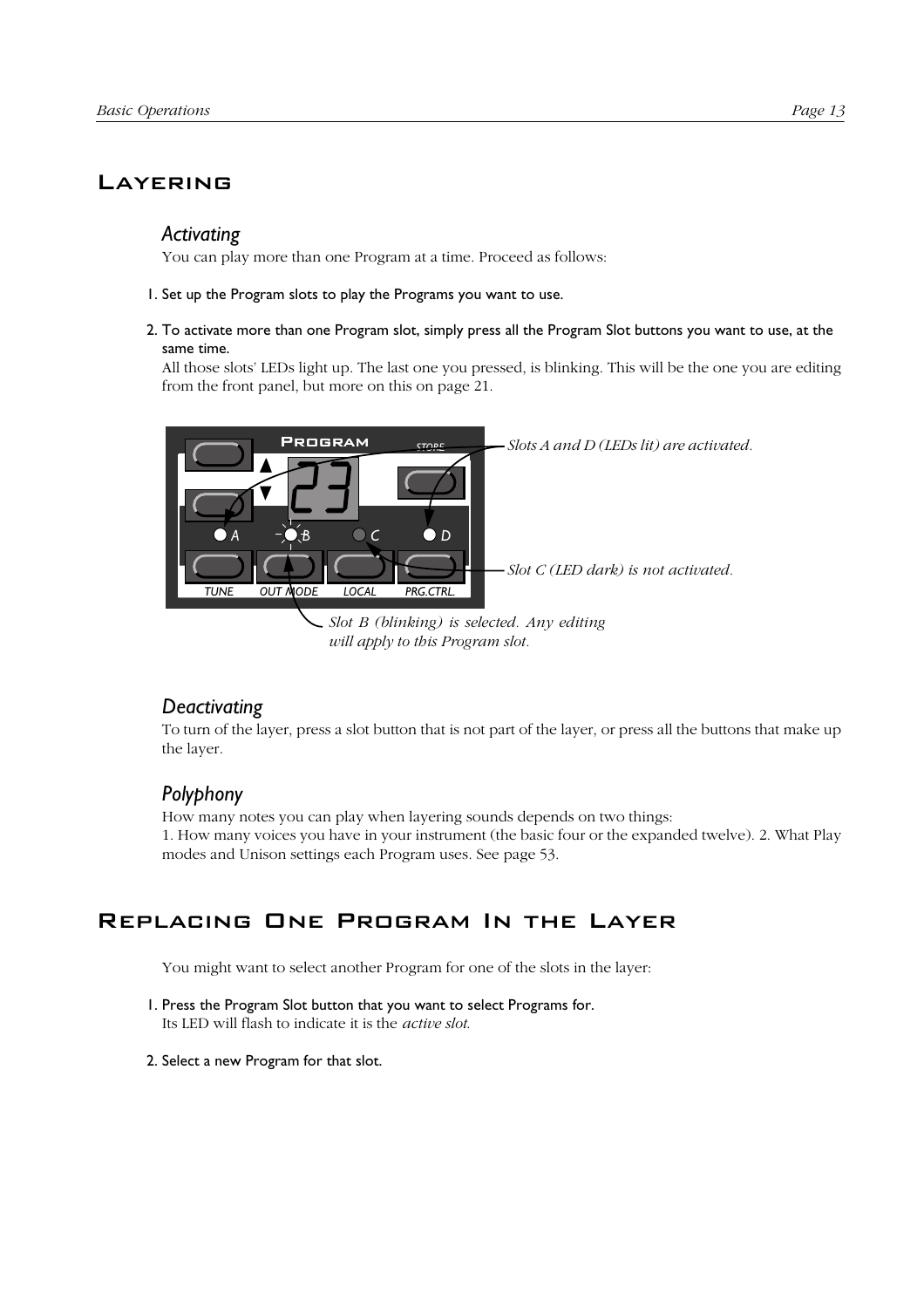# Layering

### Activating

You can play more than one Program at a time. Proceed as follows:

1. Set up the Program slots to play the Programs you want to use.

2. To activate more than one Program slot, simply press all the Program Slot buttons you want to use, at the same time.
   All those slots' LEDs light up. The last one you pressed, is blinking. This will be the one you are editing from the front panel, but more on this on page 21.

*Slots A and D (LEDs lit) are activated.*

*Slot C (LED dark) is not activated.*

*Slot B (blinking) is selected. Any editing will apply to this Program slot.*

### Deactivating

To turn of the layer, press a slot button that is not part of the layer, or press all the buttons that make up the layer.

### Polyphony

How many notes you can play when layering sounds depends on two things:
1. How many voices you have in your instrument (the basic four or the expanded twelve). 2. What Play modes and Unison settings each Program uses. See page 53.

# Replacing One Program In the Layer

You might want to select another Program for one of the slots in the layer:

1. Press the Program Slot button that you want to select Programs for.
   Its LED will flash to indicate it is the *active slot.*

2. Select a new Program for that slot.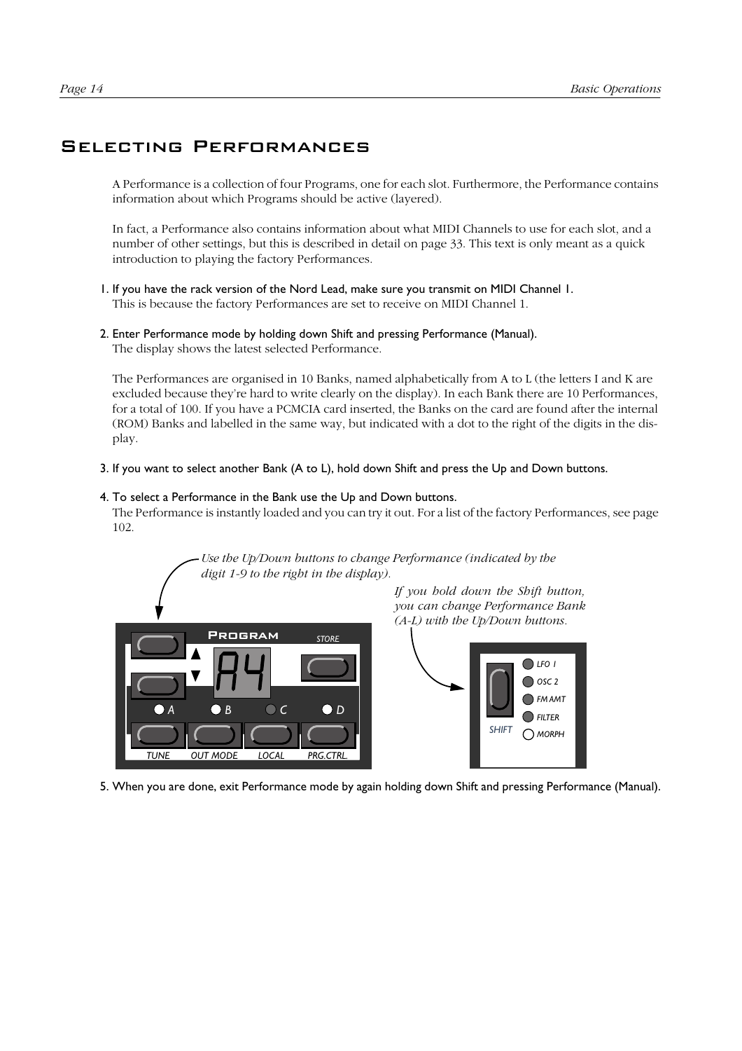# Selecting Performances

A Performance is a collection of four Programs, one for each slot. Furthermore, the Performance contains information about which Programs should be active (layered).

In fact, a Performance also contains information about what MIDI Channels to use for each slot, and a number of other settings, but this is described in detail on page 33. This text is only meant as a quick introduction to playing the factory Performances.

1. If you have the rack version of the Nord Lead, make sure you transmit on MIDI Channel 1.
   This is because the factory Performances are set to receive on MIDI Channel 1.

2. Enter Performance mode by holding down Shift and pressing Performance (Manual).
   The display shows the latest selected Performance.

   The Performances are organised in 10 Banks, named alphabetically from A to L (the letters I and K are excluded because they're hard to write clearly on the display). In each Bank there are 10 Performances, for a total of 100. If you have a PCMCIA card inserted, the Banks on the card are found after the internal (ROM) Banks and labelled in the same way, but indicated with a dot to the right of the digits in the display.

3. If you want to select another Bank (A to L), hold down Shift and press the Up and Down buttons.

4. To select a Performance in the Bank use the Up and Down buttons.
   The Performance is instantly loaded and you can try it out. For a list of the factory Performances, see page 102.

*Use the Up/Down buttons to change Performance (indicated by the digit 1-9 to the right in the display).*

*If you hold down the Shift button, you can change Performance Bank (A-L) with the Up/Down buttons.*

5. When you are done, exit Performance mode by again holding down Shift and pressing Performance (Manual).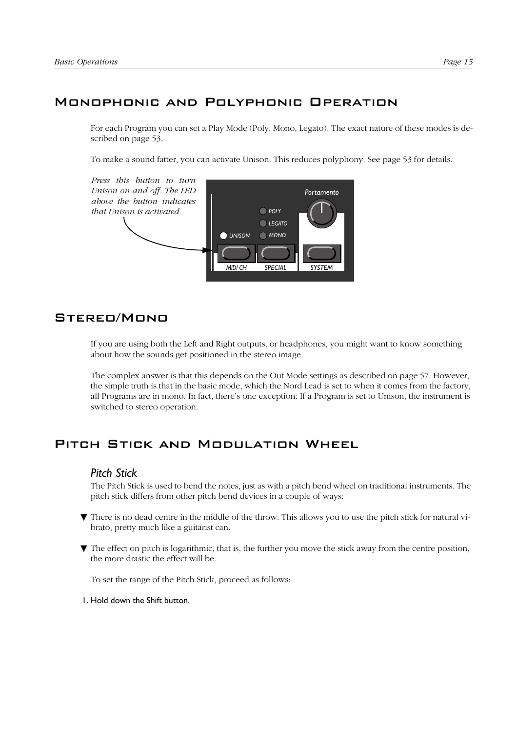## Monophonic and Polyphonic Operation

For each Program you can set a Play Mode (Poly, Mono, Legato). The exact nature of these modes is described on page 53.

To make a sound fatter, you can activate Unison. This reduces polyphony. See page 53 for details.

*Press this button to turn Unison on and off. The LED above the button indicates that Unison is activated.*

## Stereo/Mono

If you are using both the Left and Right outputs, or headphones, you might want to know something about how the sounds get positioned in the stereo image.

The complex answer is that this depends on the Out Mode settings as described on page 57. However, the simple truth is that in the basic mode, which the Nord Lead is set to when it comes from the factory, all Programs are in mono. In fact, there's one exception: If a Program is set to Unison, the instrument is switched to stereo operation.

## Pitch Stick and Modulation Wheel

### Pitch Stick

The Pitch Stick is used to bend the notes, just as with a pitch bend wheel on traditional instruments. The pitch stick differs from other pitch bend devices in a couple of ways:

- There is no dead centre in the middle of the throw. This allows you to use the pitch stick for natural vibrato, pretty much like a guitarist can.
- The effect on pitch is logarithmic, that is, the further you move the stick away from the centre position, the more drastic the effect will be.

To set the range of the Pitch Stick, proceed as follows:

1. Hold down the Shift button.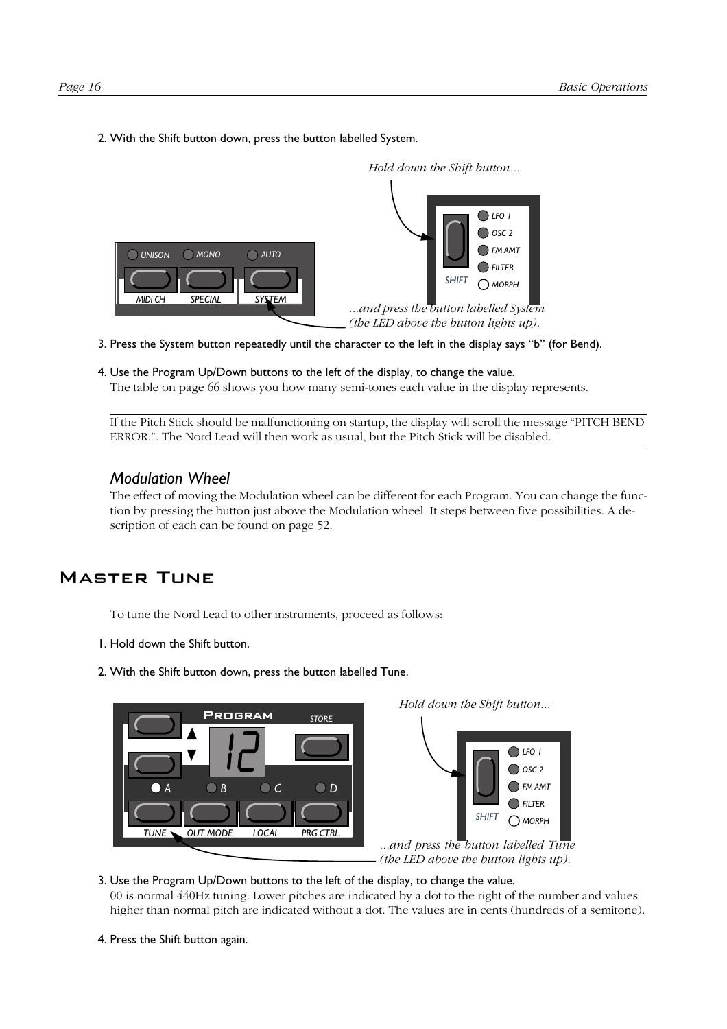2. With the Shift button down, press the button labelled System.

*Hold down the Shift button...*

*...and press the button labelled System (the LED above the button lights up).*

3. Press the System button repeatedly until the character to the left in the display says “b” (for Bend).

4. Use the Program Up/Down buttons to the left of the display, to change the value.
The table on page 66 shows you how many semi-tones each value in the display represents.

---

If the Pitch Stick should be malfunctioning on startup, the display will scroll the message “PITCH BEND ERROR.”. The Nord Lead will then work as usual, but the Pitch Stick will be disabled.

---

### *Modulation Wheel*

The effect of moving the Modulation wheel can be different for each Program. You can change the function by pressing the button just above the Modulation wheel. It steps between five possibilities. A description of each can be found on page 52.

## Master Tune

To tune the Nord Lead to other instruments, proceed as follows:

1. Hold down the Shift button.

2. With the Shift button down, press the button labelled Tune.

*Hold down the Shift button...*

*...and press the button labelled Tune (the LED above the button lights up).*

3. Use the Program Up/Down buttons to the left of the display, to change the value.
00 is normal 440Hz tuning. Lower pitches are indicated by a dot to the right of the number and values higher than normal pitch are indicated without a dot. The values are in cents (hundreds of a semitone).

4. Press the Shift button again.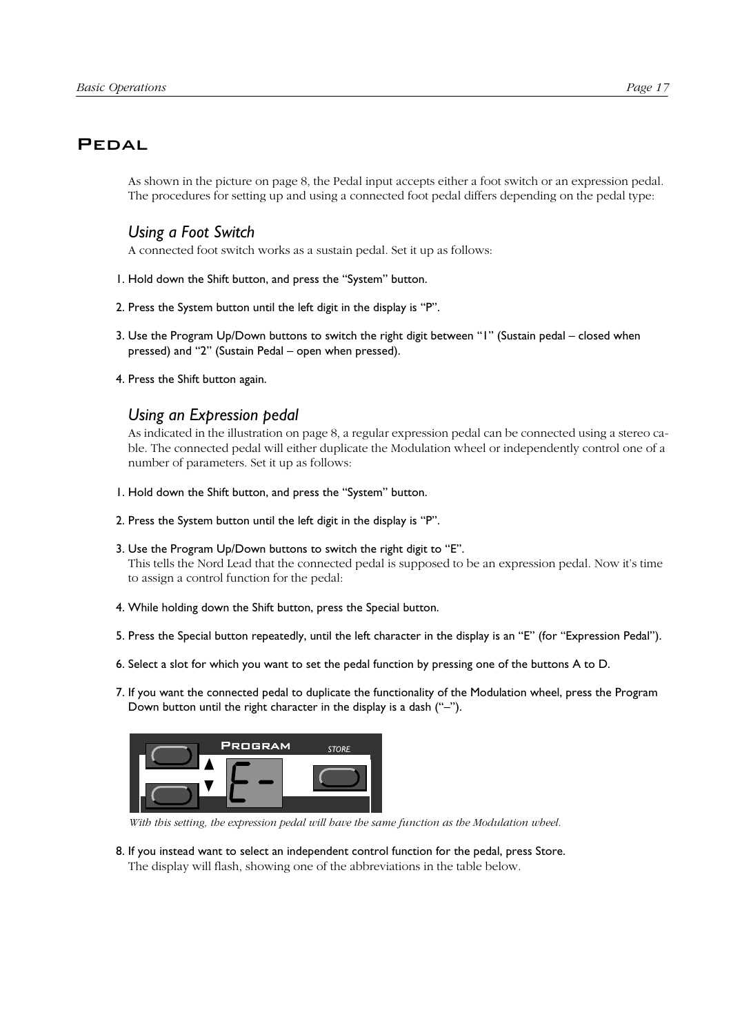## Pedal

As shown in the picture on page 8, the Pedal input accepts either a foot switch or an expression pedal. The procedures for setting up and using a connected foot pedal differs depending on the pedal type:

### *Using a Foot Switch*

A connected foot switch works as a sustain pedal. Set it up as follows:

1. Hold down the Shift button, and press the "System" button.
2. Press the System button until the left digit in the display is "P".
3. Use the Program Up/Down buttons to switch the right digit between "1" (Sustain pedal – closed when pressed) and "2" (Sustain Pedal – open when pressed).
4. Press the Shift button again.

### *Using an Expression pedal*

As indicated in the illustration on page 8, a regular expression pedal can be connected using a stereo cable. The connected pedal will either duplicate the Modulation wheel or independently control one of a number of parameters. Set it up as follows:

1. Hold down the Shift button, and press the "System" button.
2. Press the System button until the left digit in the display is "P".
3. Use the Program Up/Down buttons to switch the right digit to "E".
   This tells the Nord Lead that the connected pedal is supposed to be an expression pedal. Now it's time to assign a control function for the pedal:
4. While holding down the Shift button, press the Special button.
5. Press the Special button repeatedly, until the left character in the display is an "E" (for "Expression Pedal").
6. Select a slot for which you want to set the pedal function by pressing one of the buttons A to D.
7. If you want the connected pedal to duplicate the functionality of the Modulation wheel, press the Program Down button until the right character in the display is a dash ("–").

*With this setting, the expression pedal will have the same function as the Modulation wheel.*

8. If you instead want to select an independent control function for the pedal, press Store.
   The display will flash, showing one of the abbreviations in the table below.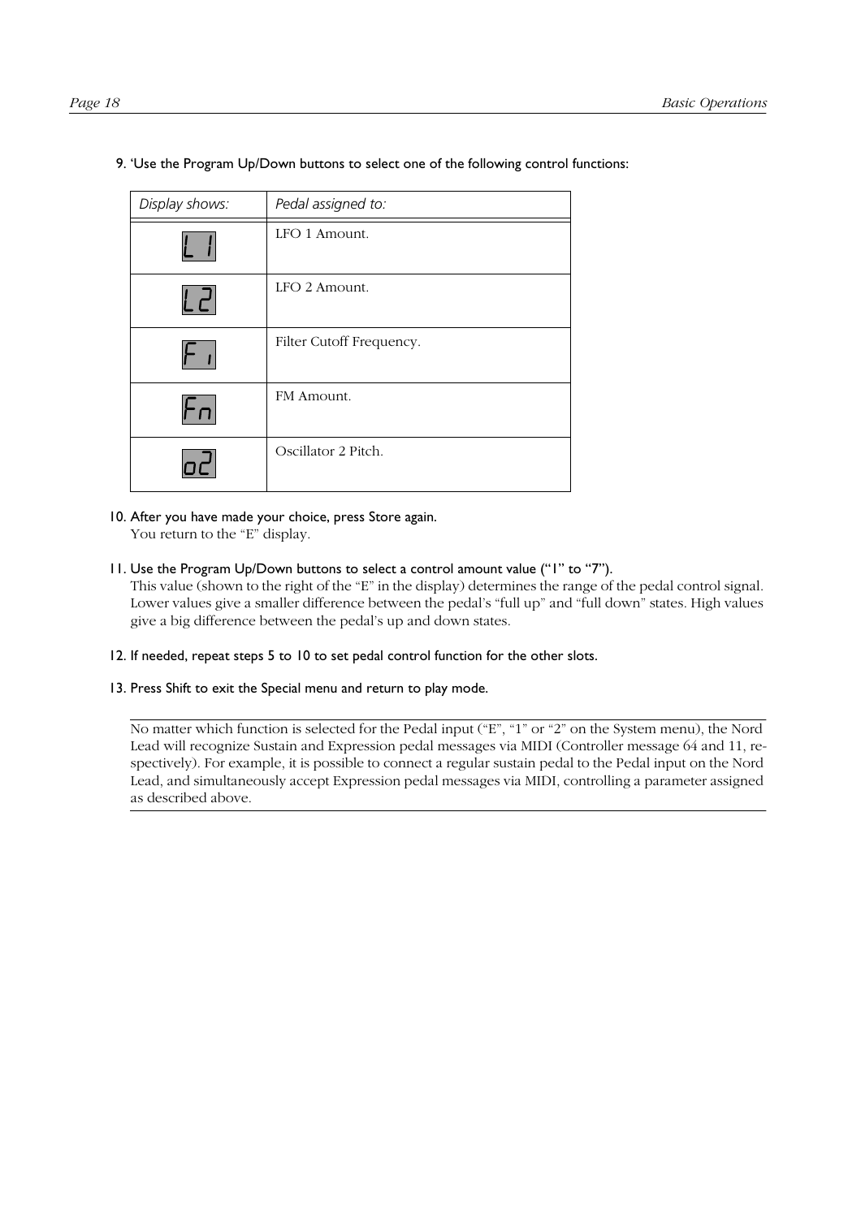9. 'Use the Program Up/Down buttons to select one of the following control functions:

| *Display shows:* | *Pedal assigned to:* |
|---|---|
| L 1 | LFO 1 Amount. |
| L2 | LFO 2 Amount. |
| F I | Filter Cutoff Frequency. |
| Fn | FM Amount. |
| o2 | Oscillator 2 Pitch. |

10. After you have made your choice, press Store again.
    You return to the "E" display.

11. Use the Program Up/Down buttons to select a control amount value ("1" to "7").
    This value (shown to the right of the "E" in the display) determines the range of the pedal control signal. Lower values give a smaller difference between the pedal's "full up" and "full down" states. High values give a big difference between the pedal's up and down states.

12. If needed, repeat steps 5 to 10 to set pedal control function for the other slots.

13. Press Shift to exit the Special menu and return to play mode.

---

No matter which function is selected for the Pedal input ("E", "1" or "2" on the System menu), the Nord Lead will recognize Sustain and Expression pedal messages via MIDI (Controller message 64 and 11, respectively). For example, it is possible to connect a regular sustain pedal to the Pedal input on the Nord Lead, and simultaneously accept Expression pedal messages via MIDI, controlling a parameter assigned as described above.

---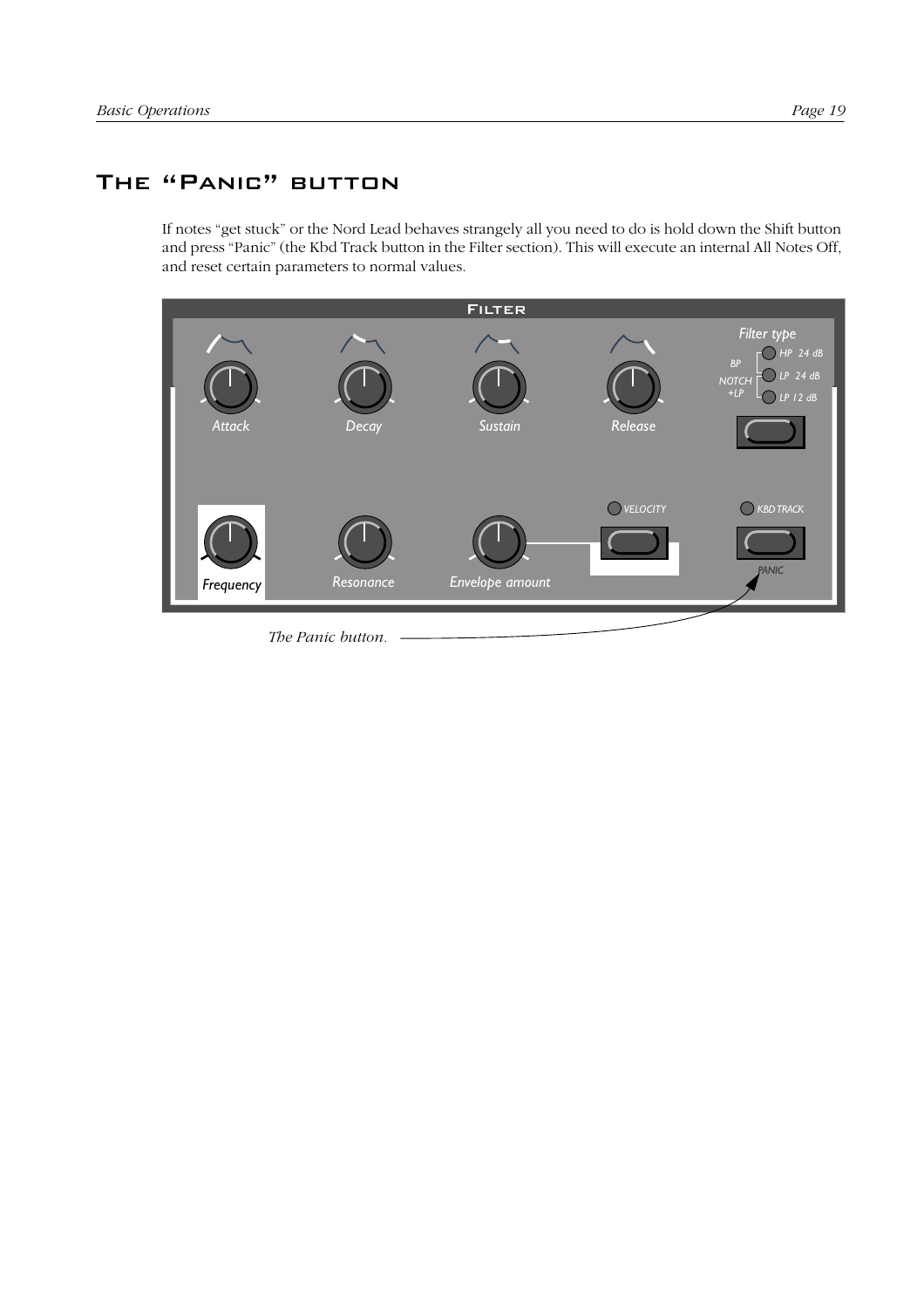# The "Panic" button

If notes "get stuck" or the Nord Lead behaves strangely all you need to do is hold down the Shift button and press "Panic" (the Kbd Track button in the Filter section). This will execute an internal All Notes Off, and reset certain parameters to normal values.

*The Panic button.*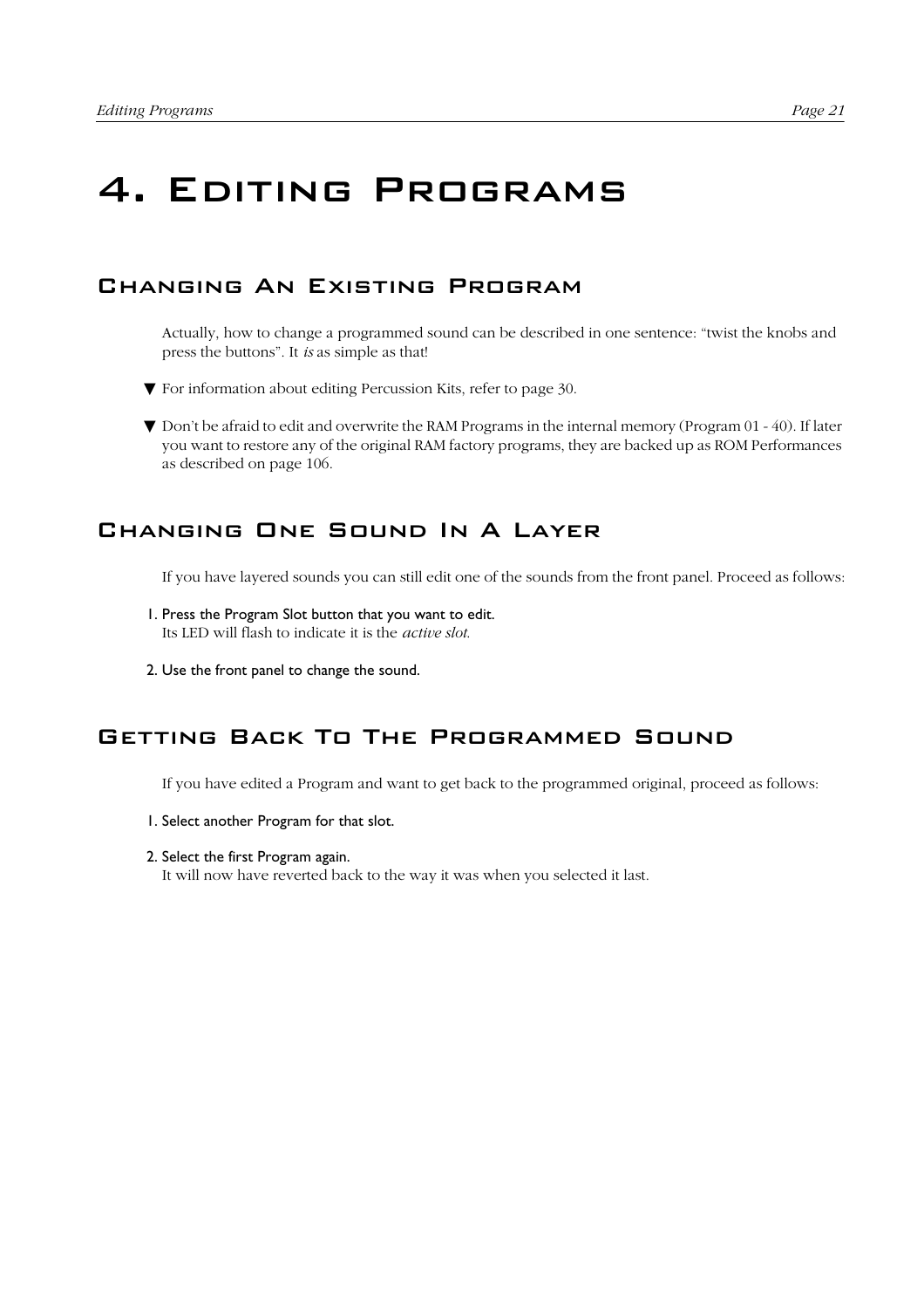# 4. Editing Programs

## Changing An Existing Program

Actually, how to change a programmed sound can be described in one sentence: "twist the knobs and press the buttons". It *is* as simple as that!

▼ For information about editing Percussion Kits, refer to page 30.

▼ Don't be afraid to edit and overwrite the RAM Programs in the internal memory (Program 01 - 40). If later you want to restore any of the original RAM factory programs, they are backed up as ROM Performances as described on page 106.

## Changing One Sound In A Layer

If you have layered sounds you can still edit one of the sounds from the front panel. Proceed as follows:

1. Press the Program Slot button that you want to edit.
   Its LED will flash to indicate it is the *active slot*.

2. Use the front panel to change the sound.

## Getting Back To The Programmed Sound

If you have edited a Program and want to get back to the programmed original, proceed as follows:

1. Select another Program for that slot.

2. Select the first Program again.
   It will now have reverted back to the way it was when you selected it last.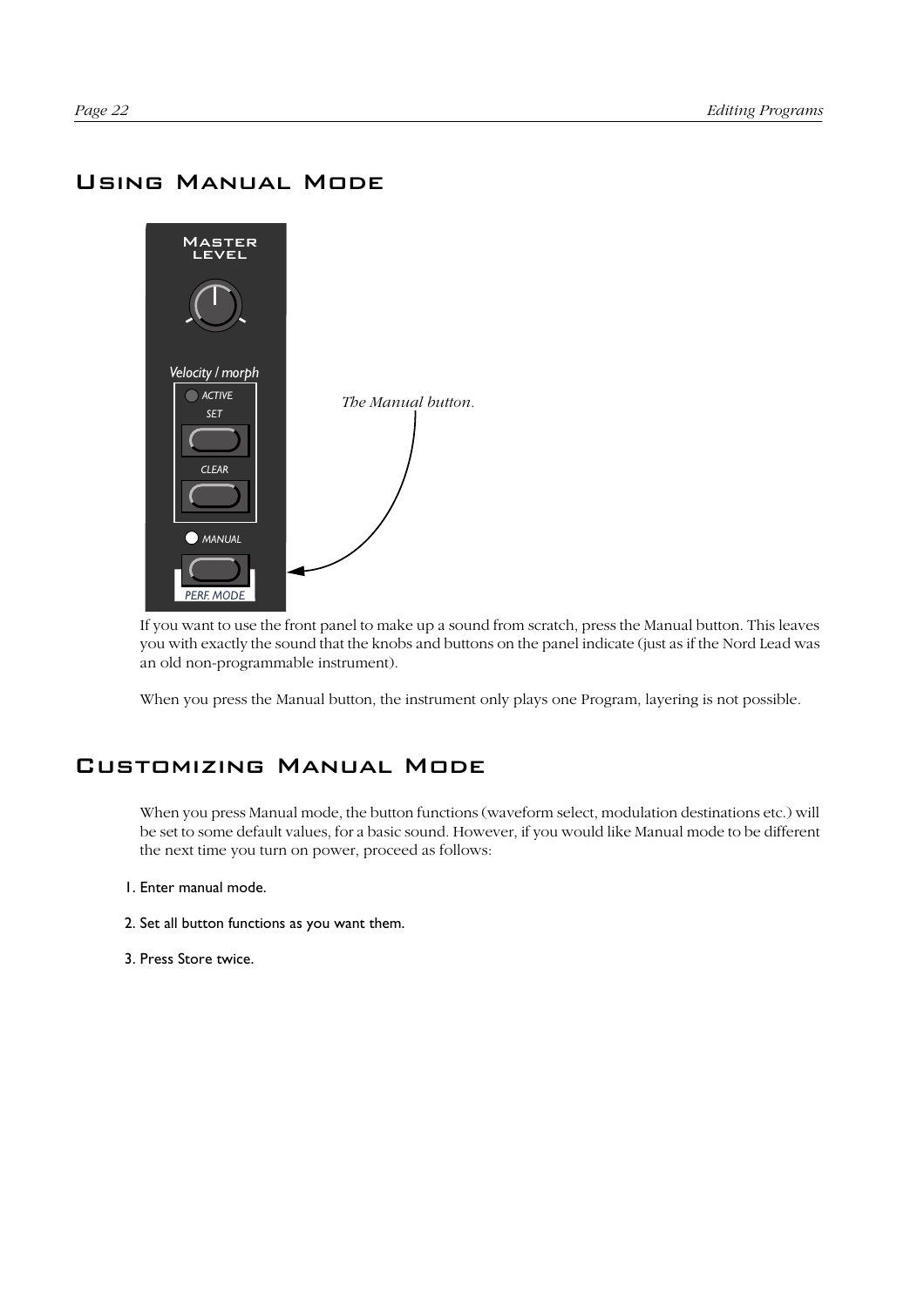## Using Manual Mode

*The Manual button.*

If you want to use the front panel to make up a sound from scratch, press the Manual button. This leaves you with exactly the sound that the knobs and buttons on the panel indicate (just as if the Nord Lead was an old non-programmable instrument).

When you press the Manual button, the instrument only plays one Program, layering is not possible.

## Customizing Manual Mode

When you press Manual mode, the button functions (waveform select, modulation destinations etc.) will be set to some default values, for a basic sound. However, if you would like Manual mode to be different the next time you turn on power, proceed as follows:

1. Enter manual mode.
2. Set all button functions as you want them.
3. Press Store twice.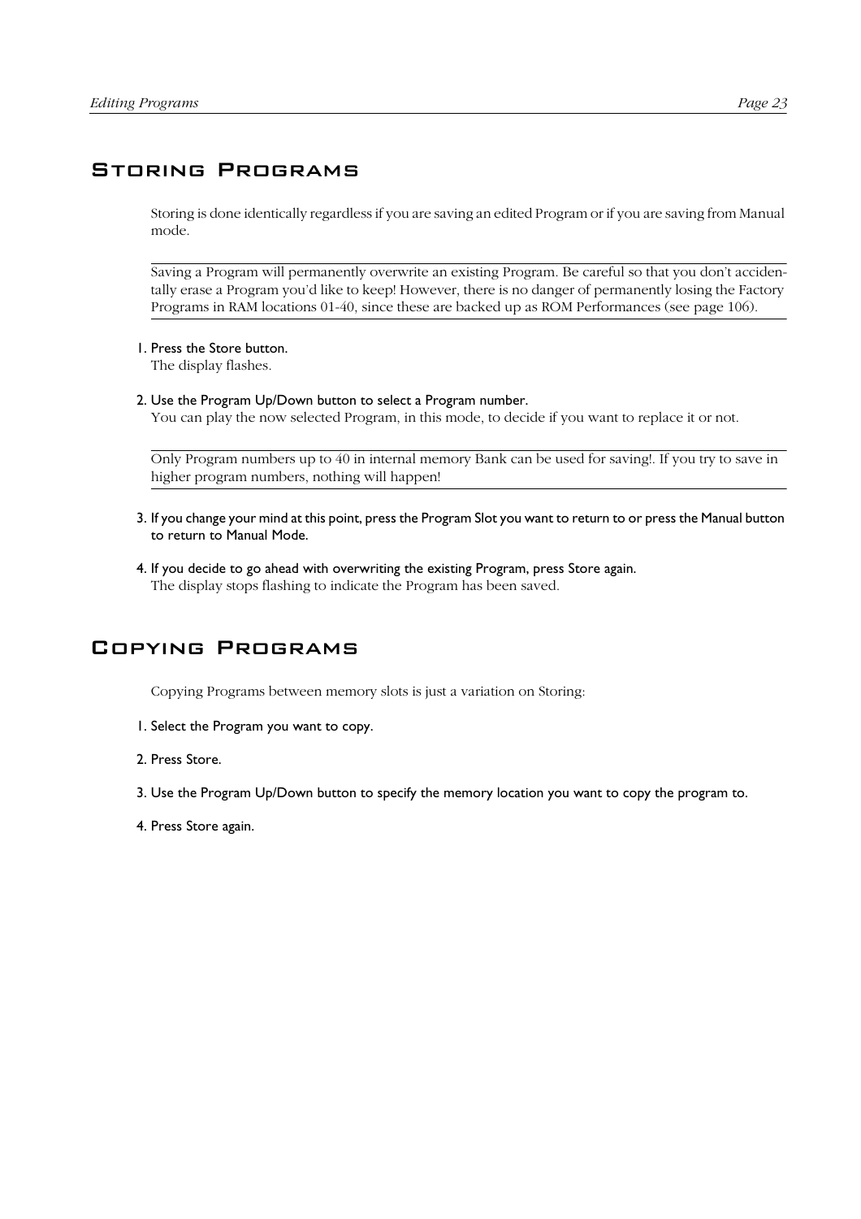## Storing Programs

Storing is done identically regardless if you are saving an edited Program or if you are saving from Manual mode.

---

Saving a Program will permanently overwrite an existing Program. Be careful so that you don't accidentally erase a Program you'd like to keep! However, there is no danger of permanently losing the Factory Programs in RAM locations 01-40, since these are backed up as ROM Performances (see page 106).

---

1. Press the Store button.
   The display flashes.

2. Use the Program Up/Down button to select a Program number.
   You can play the now selected Program, in this mode, to decide if you want to replace it or not.

---

Only Program numbers up to 40 in internal memory Bank can be used for saving!. If you try to save in higher program numbers, nothing will happen!

---

3. If you change your mind at this point, press the Program Slot you want to return to or press the Manual button to return to Manual Mode.

4. If you decide to go ahead with overwriting the existing Program, press Store again.
   The display stops flashing to indicate the Program has been saved.

## Copying Programs

Copying Programs between memory slots is just a variation on Storing:

1. Select the Program you want to copy.

2. Press Store.

3. Use the Program Up/Down button to specify the memory location you want to copy the program to.

4. Press Store again.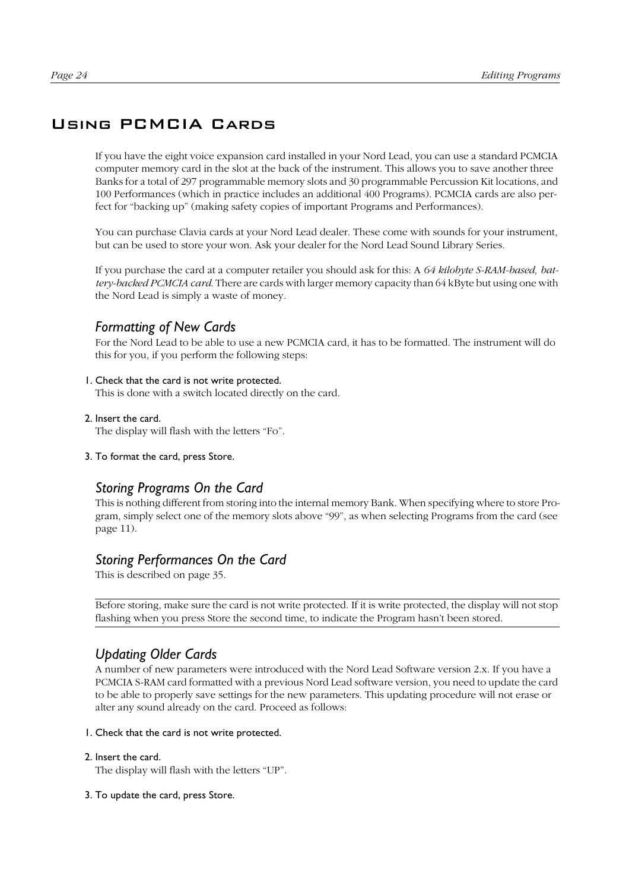# Using PCMCIA Cards

If you have the eight voice expansion card installed in your Nord Lead, you can use a standard PCMCIA computer memory card in the slot at the back of the instrument. This allows you to save another three Banks for a total of 297 programmable memory slots and 30 programmable Percussion Kit locations, and 100 Performances (which in practice includes an additional 400 Programs). PCMCIA cards are also perfect for "backing up" (making safety copies of important Programs and Performances).

You can purchase Clavia cards at your Nord Lead dealer. These come with sounds for your instrument, but can be used to store your won. Ask your dealer for the Nord Lead Sound Library Series.

If you purchase the card at a computer retailer you should ask for this: A *64 kilobyte S-RAM-based, battery-backed PCMCIA card*. There are cards with larger memory capacity than 64 kByte but using one with the Nord Lead is simply a waste of money.

## Formatting of New Cards

For the Nord Lead to be able to use a new PCMCIA card, it has to be formatted. The instrument will do this for you, if you perform the following steps:

1. Check that the card is not write protected.
   This is done with a switch located directly on the card.
2. Insert the card.
   The display will flash with the letters "Fo".
3. To format the card, press Store.

## Storing Programs On the Card

This is nothing different from storing into the internal memory Bank. When specifying where to store Program, simply select one of the memory slots above "99", as when selecting Programs from the card (see page 11).

## Storing Performances On the Card

This is described on page 35.

---

Before storing, make sure the card is not write protected. If it is write protected, the display will not stop flashing when you press Store the second time, to indicate the Program hasn't been stored.

---

## Updating Older Cards

A number of new parameters were introduced with the Nord Lead Software version 2.x. If you have a PCMCIA S-RAM card formatted with a previous Nord Lead software version, you need to update the card to be able to properly save settings for the new parameters. This updating procedure will not erase or alter any sound already on the card. Proceed as follows:

1. Check that the card is not write protected.
2. Insert the card.
   The display will flash with the letters "UP".
3. To update the card, press Store.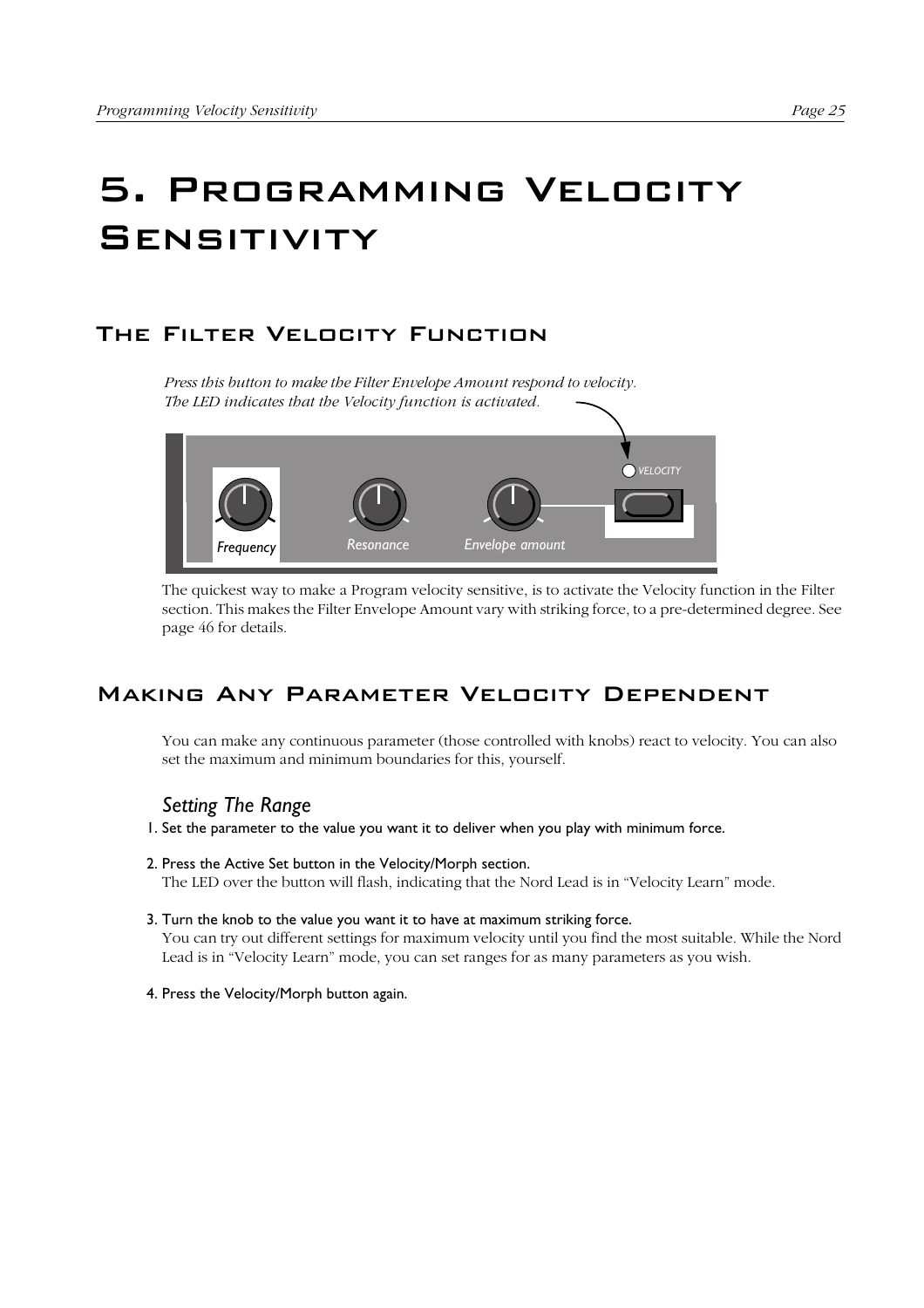# 5. Programming Velocity Sensitivity

## The Filter Velocity Function

*Press this button to make the Filter Envelope Amount respond to velocity. The LED indicates that the Velocity function is activated.*

The quickest way to make a Program velocity sensitive, is to activate the Velocity function in the Filter section. This makes the Filter Envelope Amount vary with striking force, to a pre-determined degree. See page 46 for details.

## Making Any Parameter Velocity Dependent

You can make any continuous parameter (those controlled with knobs) react to velocity. You can also set the maximum and minimum boundaries for this, yourself.

### *Setting The Range*

1. Set the parameter to the value you want it to deliver when you play with minimum force.

2. Press the Active Set button in the Velocity/Morph section.
   The LED over the button will flash, indicating that the Nord Lead is in "Velocity Learn" mode.

3. Turn the knob to the value you want it to have at maximum striking force.
   You can try out different settings for maximum velocity until you find the most suitable. While the Nord Lead is in "Velocity Learn" mode, you can set ranges for as many parameters as you wish.

4. Press the Velocity/Morph button again.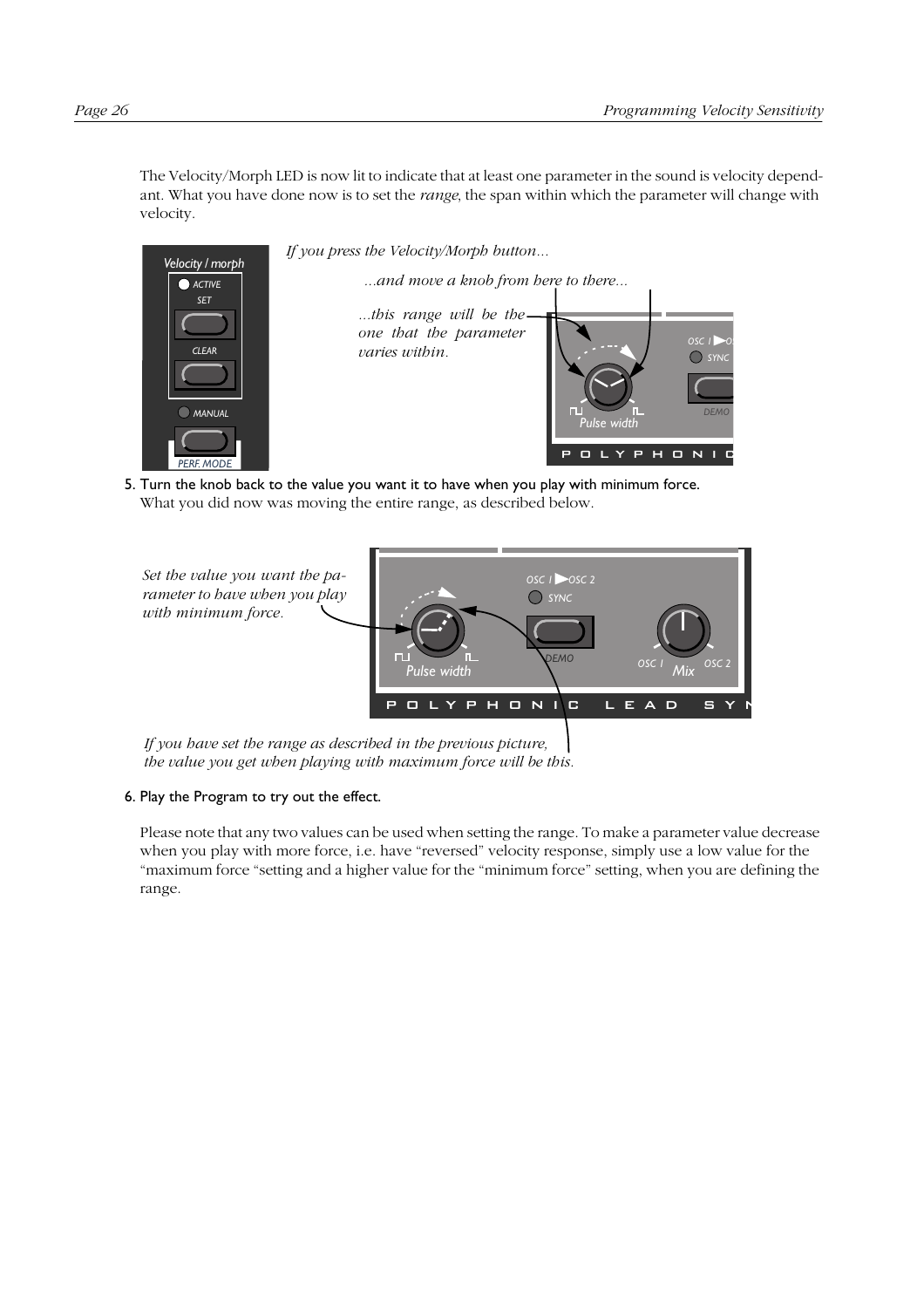The Velocity/Morph LED is now lit to indicate that at least one parameter in the sound is velocity dependant. What you have done now is to set the *range*, the span within which the parameter will change with velocity.

*If you press the Velocity/Morph button...*

*...and move a knob from here to there...*

*...this range will be the one that the parameter varies within.*

5. Turn the knob back to the value you want it to have when you play with minimum force.
   What you did now was moving the entire range, as described below.

*Set the value you want the parameter to have when you play with minimum force.*

*If you have set the range as described in the previous picture, the value you get when playing with maximum force will be this.*

6. Play the Program to try out the effect.

Please note that any two values can be used when setting the range. To make a parameter value decrease when you play with more force, i.e. have “reversed” velocity response, simply use a low value for the “maximum force “setting and a higher value for the “minimum force” setting, when you are defining the range.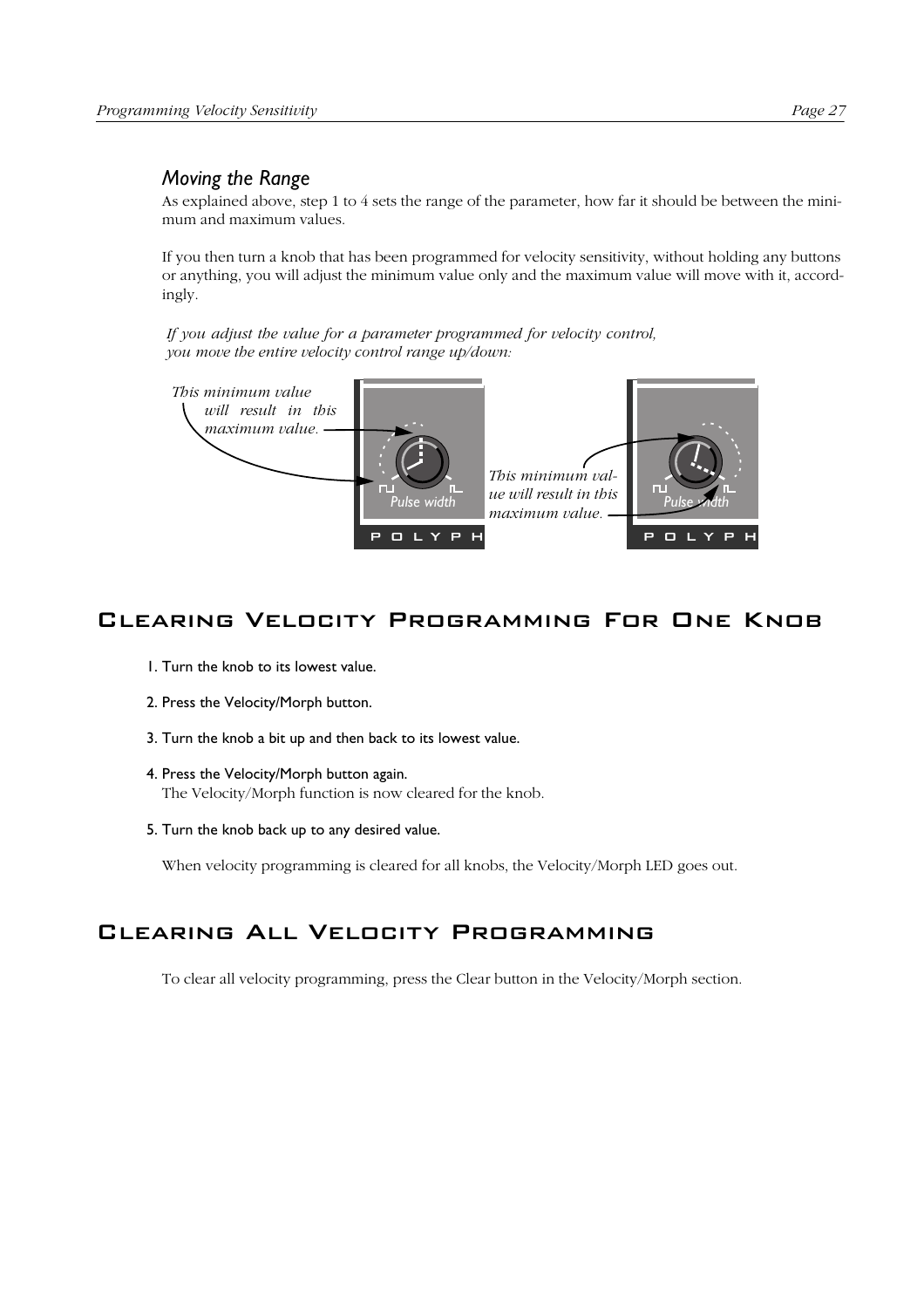### Moving the Range

As explained above, step 1 to 4 sets the range of the parameter, how far it should be between the minimum and maximum values.

If you then turn a knob that has been programmed for velocity sensitivity, without holding any buttons or anything, you will adjust the minimum value only and the maximum value will move with it, accordingly.

*If you adjust the value for a parameter programmed for velocity control, you move the entire velocity control range up/down:*

*This minimum value will result in this maximum value.*

*This minimum value will result in this maximum value.*

## Clearing Velocity Programming For One Knob

1. Turn the knob to its lowest value.
2. Press the Velocity/Morph button.
3. Turn the knob a bit up and then back to its lowest value.
4. Press the Velocity/Morph button again.
   The Velocity/Morph function is now cleared for the knob.
5. Turn the knob back up to any desired value.

When velocity programming is cleared for all knobs, the Velocity/Morph LED goes out.

## Clearing All Velocity Programming

To clear all velocity programming, press the Clear button in the Velocity/Morph section.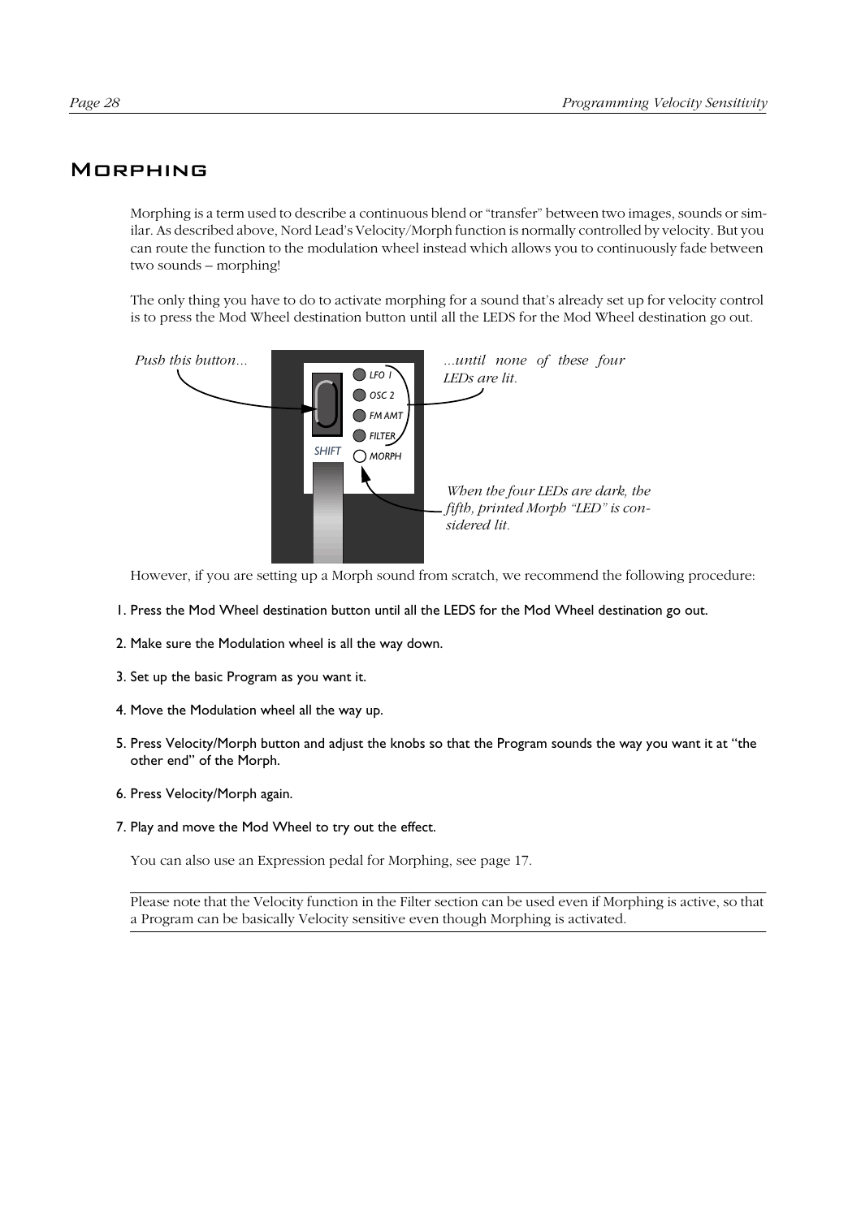# Morphing

Morphing is a term used to describe a continuous blend or "transfer" between two images, sounds or similar. As described above, Nord Lead's Velocity/Morph function is normally controlled by velocity. But you can route the function to the modulation wheel instead which allows you to continuously fade between two sounds – morphing!

The only thing you have to do to activate morphing for a sound that's already set up for velocity control is to press the Mod Wheel destination button until all the LEDS for the Mod Wheel destination go out.

*Push this button...*

*...until none of these four LEDs are lit.*

*When the four LEDs are dark, the fifth, printed Morph "LED" is considered lit.*

However, if you are setting up a Morph sound from scratch, we recommend the following procedure:

1. Press the Mod Wheel destination button until all the LEDS for the Mod Wheel destination go out.
2. Make sure the Modulation wheel is all the way down.
3. Set up the basic Program as you want it.
4. Move the Modulation wheel all the way up.
5. Press Velocity/Morph button and adjust the knobs so that the Program sounds the way you want it at "the other end" of the Morph.
6. Press Velocity/Morph again.
7. Play and move the Mod Wheel to try out the effect.

You can also use an Expression pedal for Morphing, see page 17.

---

Please note that the Velocity function in the Filter section can be used even if Morphing is active, so that a Program can be basically Velocity sensitive even though Morphing is activated.

---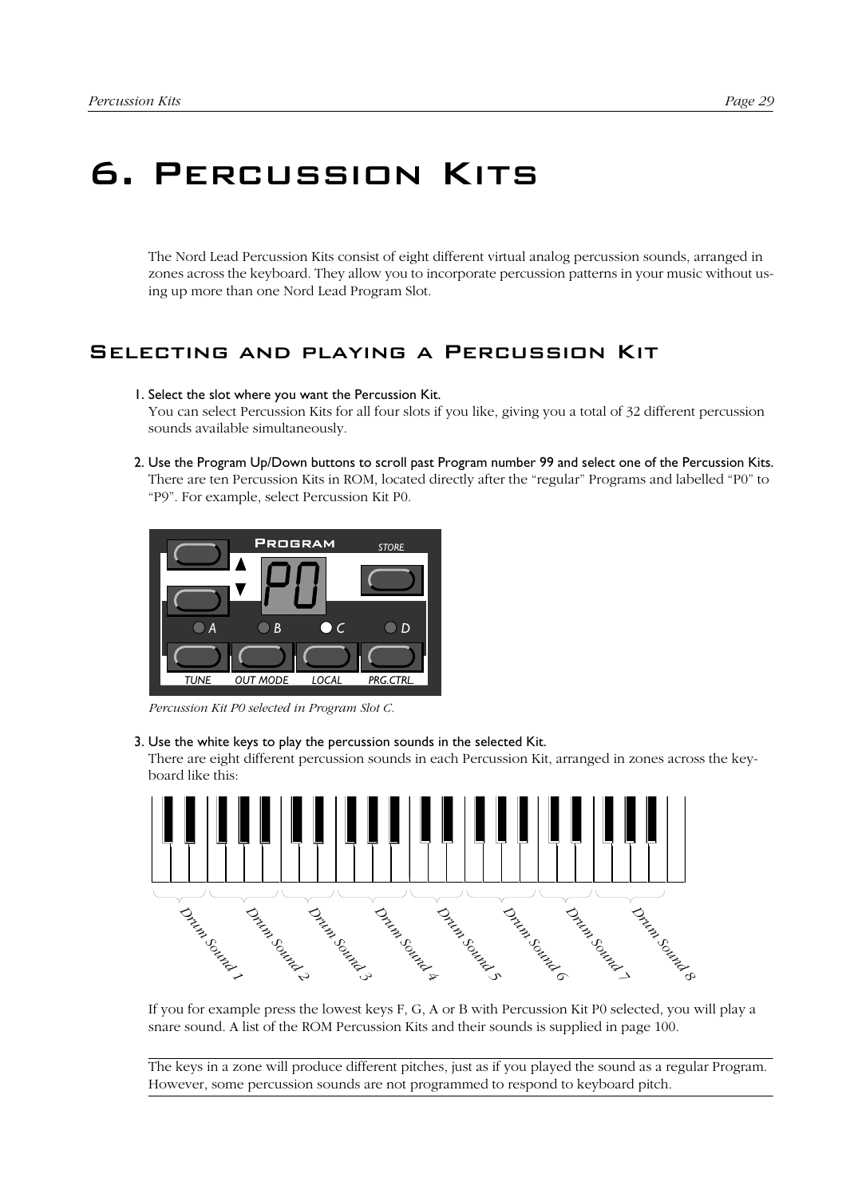# 6. Percussion Kits

The Nord Lead Percussion Kits consist of eight different virtual analog percussion sounds, arranged in zones across the keyboard. They allow you to incorporate percussion patterns in your music without using up more than one Nord Lead Program Slot.

## Selecting and playing a Percussion Kit

1. Select the slot where you want the Percussion Kit.
   You can select Percussion Kits for all four slots if you like, giving you a total of 32 different percussion sounds available simultaneously.

2. Use the Program Up/Down buttons to scroll past Program number 99 and select one of the Percussion Kits.
   There are ten Percussion Kits in ROM, located directly after the "regular" Programs and labelled "P0" to "P9". For example, select Percussion Kit P0.

*Percussion Kit P0 selected in Program Slot C.*

3. Use the white keys to play the percussion sounds in the selected Kit.
   There are eight different percussion sounds in each Percussion Kit, arranged in zones across the keyboard like this:

Drum Sound 1, Drum Sound 2, Drum Sound 3, Drum Sound 4, Drum Sound 5, Drum Sound 6, Drum Sound 7, Drum Sound 8

If you for example press the lowest keys F, G, A or B with Percussion Kit P0 selected, you will play a snare sound. A list of the ROM Percussion Kits and their sounds is supplied in page 100.

---

The keys in a zone will produce different pitches, just as if you played the sound as a regular Program. However, some percussion sounds are not programmed to respond to keyboard pitch.

---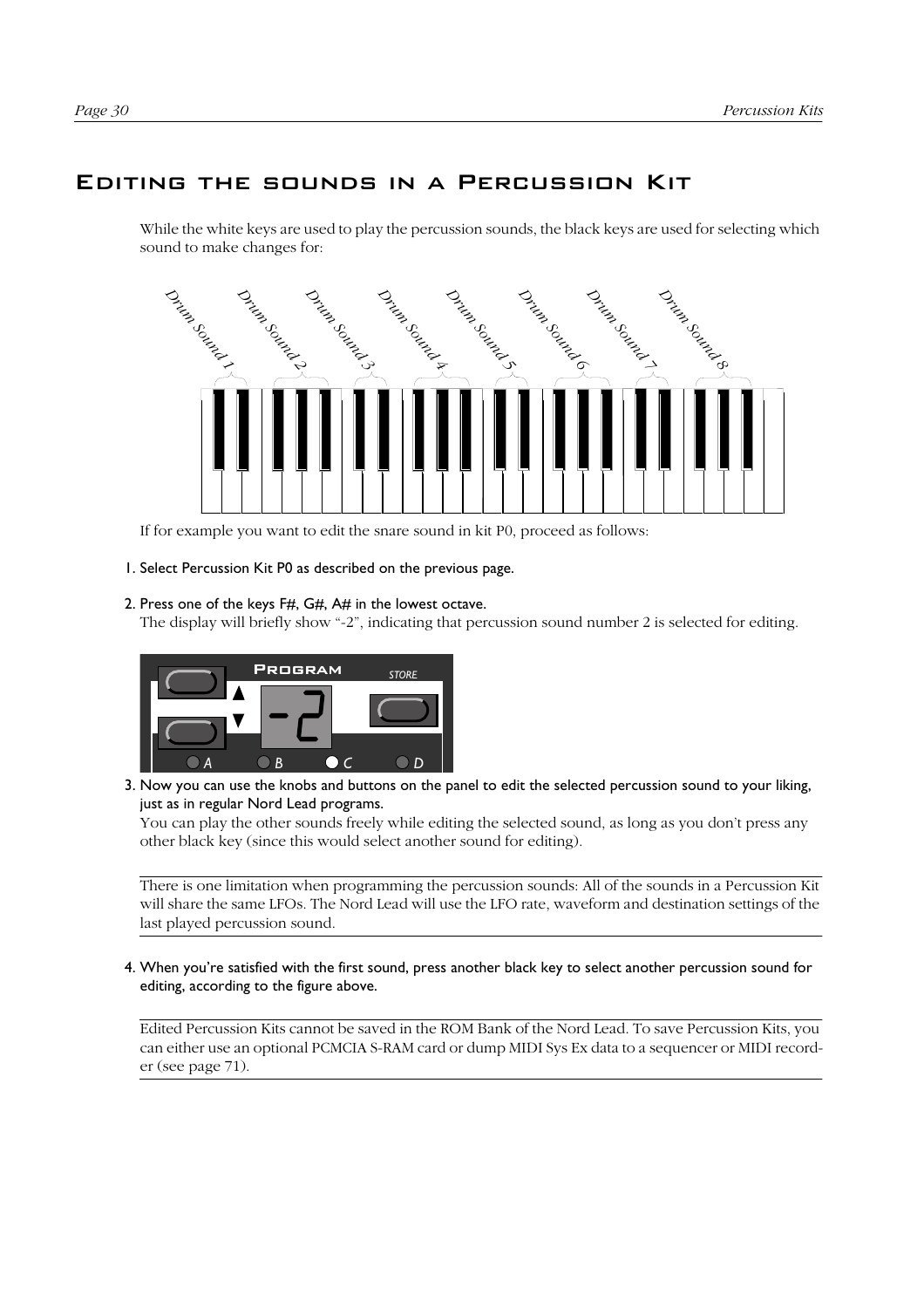# Editing the sounds in a Percussion Kit

While the white keys are used to play the percussion sounds, the black keys are used for selecting which sound to make changes for:

Drum Sound 1 Drum Sound 2 Drum Sound 3 Drum Sound 4 Drum Sound 5 Drum Sound 6 Drum Sound 7 Drum Sound 8

If for example you want to edit the snare sound in kit P0, proceed as follows:

1. Select Percussion Kit P0 as described on the previous page.

2. Press one of the keys F#, G#, A# in the lowest octave.
   The display will briefly show "-2", indicating that percussion sound number 2 is selected for editing.

3. Now you can use the knobs and buttons on the panel to edit the selected percussion sound to your liking, just as in regular Nord Lead programs.
   You can play the other sounds freely while editing the selected sound, as long as you don't press any other black key (since this would select another sound for editing).

---

There is one limitation when programming the percussion sounds: All of the sounds in a Percussion Kit will share the same LFOs. The Nord Lead will use the LFO rate, waveform and destination settings of the last played percussion sound.

---

4. When you're satisfied with the first sound, press another black key to select another percussion sound for editing, according to the figure above.

---

Edited Percussion Kits cannot be saved in the ROM Bank of the Nord Lead. To save Percussion Kits, you can either use an optional PCMCIA S-RAM card or dump MIDI Sys Ex data to a sequencer or MIDI recorder (see page 71).

---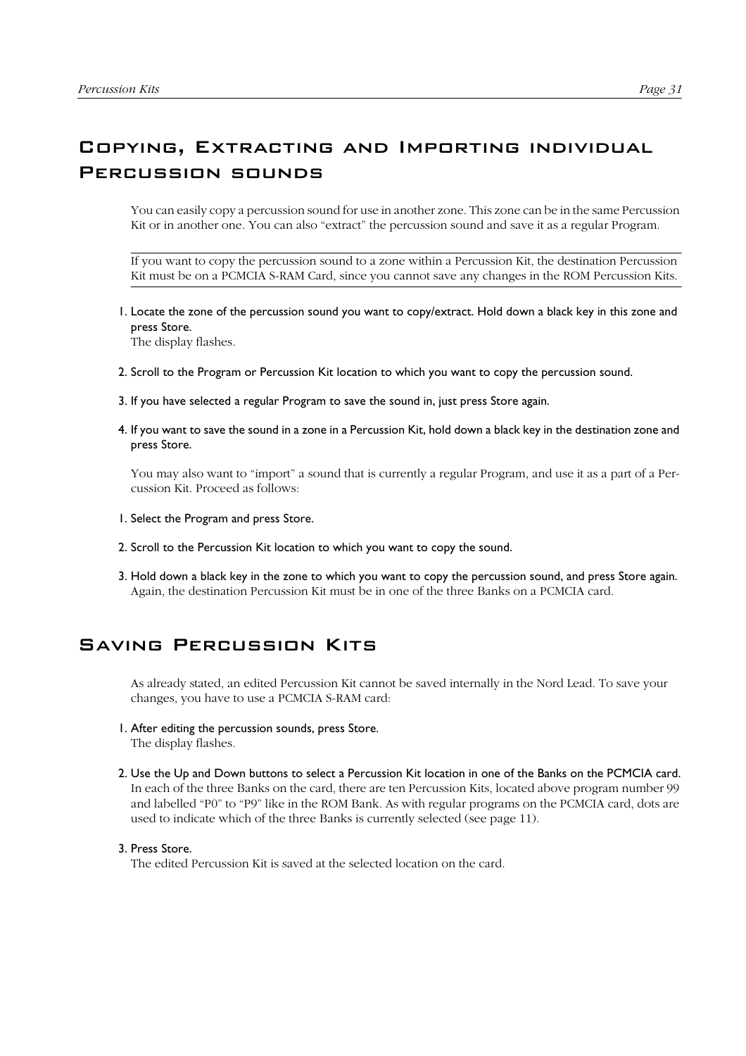## Copying, Extracting and Importing individual Percussion sounds

You can easily copy a percussion sound for use in another zone. This zone can be in the same Percussion Kit or in another one. You can also “extract” the percussion sound and save it as a regular Program.

---

If you want to copy the percussion sound to a zone within a Percussion Kit, the destination Percussion Kit must be on a PCMCIA S-RAM Card, since you cannot save any changes in the ROM Percussion Kits.

---

1. Locate the zone of the percussion sound you want to copy/extract. Hold down a black key in this zone and press Store.
   The display flashes.

2. Scroll to the Program or Percussion Kit location to which you want to copy the percussion sound.

3. If you have selected a regular Program to save the sound in, just press Store again.

4. If you want to save the sound in a zone in a Percussion Kit, hold down a black key in the destination zone and press Store.

You may also want to “import” a sound that is currently a regular Program, and use it as a part of a Percussion Kit. Proceed as follows:

1. Select the Program and press Store.

2. Scroll to the Percussion Kit location to which you want to copy the sound.

3. Hold down a black key in the zone to which you want to copy the percussion sound, and press Store again.
   Again, the destination Percussion Kit must be in one of the three Banks on a PCMCIA card.

## Saving Percussion Kits

As already stated, an edited Percussion Kit cannot be saved internally in the Nord Lead. To save your changes, you have to use a PCMCIA S-RAM card:

1. After editing the percussion sounds, press Store.
   The display flashes.

2. Use the Up and Down buttons to select a Percussion Kit location in one of the Banks on the PCMCIA card.
   In each of the three Banks on the card, there are ten Percussion Kits, located above program number 99 and labelled “P0” to “P9” like in the ROM Bank. As with regular programs on the PCMCIA card, dots are used to indicate which of the three Banks is currently selected (see page 11).

3. Press Store.
   The edited Percussion Kit is saved at the selected location on the card.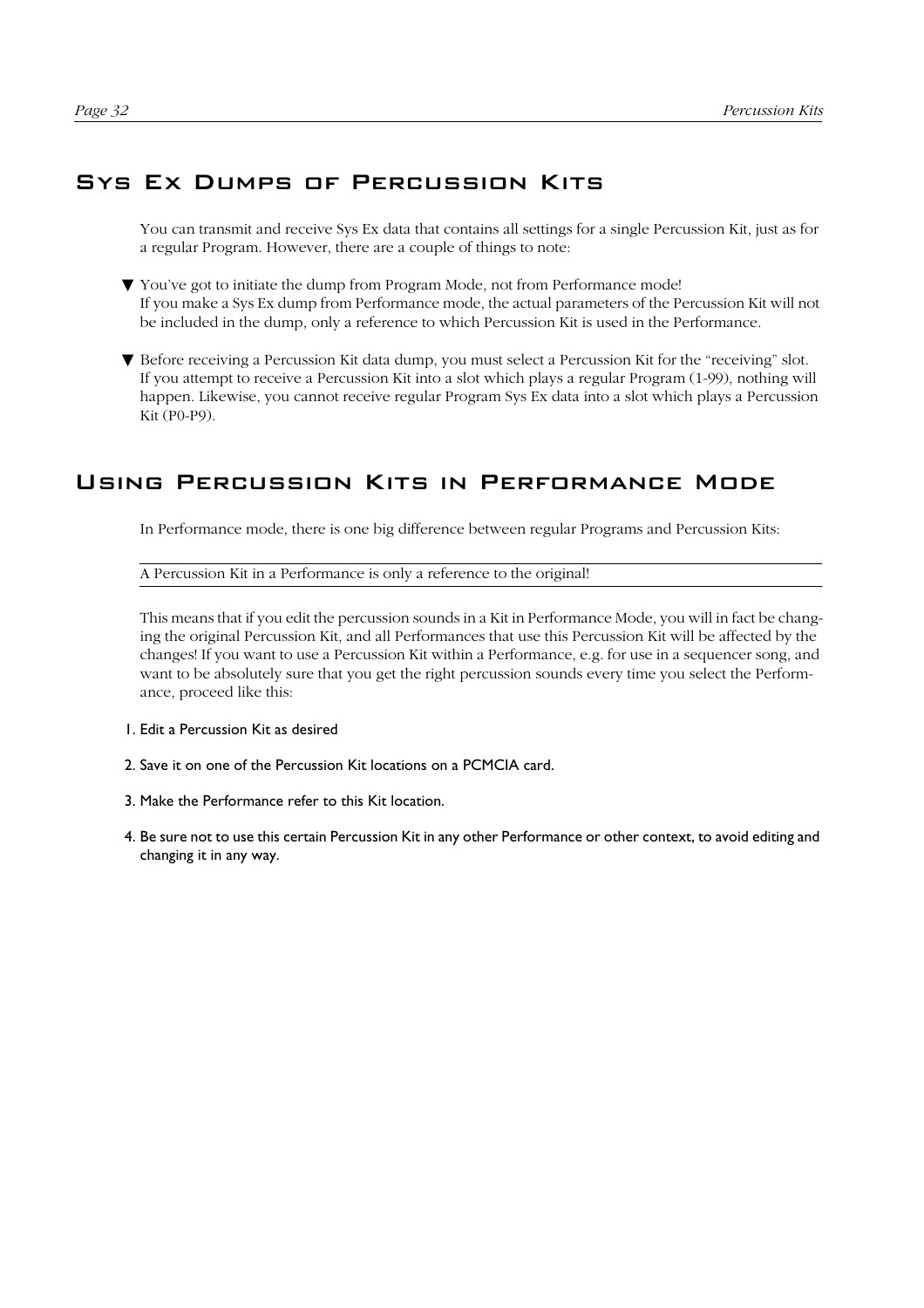## Sys Ex Dumps of Percussion Kits

You can transmit and receive Sys Ex data that contains all settings for a single Percussion Kit, just as for a regular Program. However, there are a couple of things to note:

- You've got to initiate the dump from Program Mode, not from Performance mode!
  If you make a Sys Ex dump from Performance mode, the actual parameters of the Percussion Kit will not be included in the dump, only a reference to which Percussion Kit is used in the Performance.

- Before receiving a Percussion Kit data dump, you must select a Percussion Kit for the "receiving" slot. If you attempt to receive a Percussion Kit into a slot which plays a regular Program (1-99), nothing will happen. Likewise, you cannot receive regular Program Sys Ex data into a slot which plays a Percussion Kit (P0-P9).

## Using Percussion Kits in Performance Mode

In Performance mode, there is one big difference between regular Programs and Percussion Kits:

---

A Percussion Kit in a Performance is only a reference to the original!

---

This means that if you edit the percussion sounds in a Kit in Performance Mode, you will in fact be changing the original Percussion Kit, and all Performances that use this Percussion Kit will be affected by the changes! If you want to use a Percussion Kit within a Performance, e.g. for use in a sequencer song, and want to be absolutely sure that you get the right percussion sounds every time you select the Performance, proceed like this:

1. Edit a Percussion Kit as desired

2. Save it on one of the Percussion Kit locations on a PCMCIA card.

3. Make the Performance refer to this Kit location.

4. Be sure not to use this certain Percussion Kit in any other Performance or other context, to avoid editing and changing it in any way.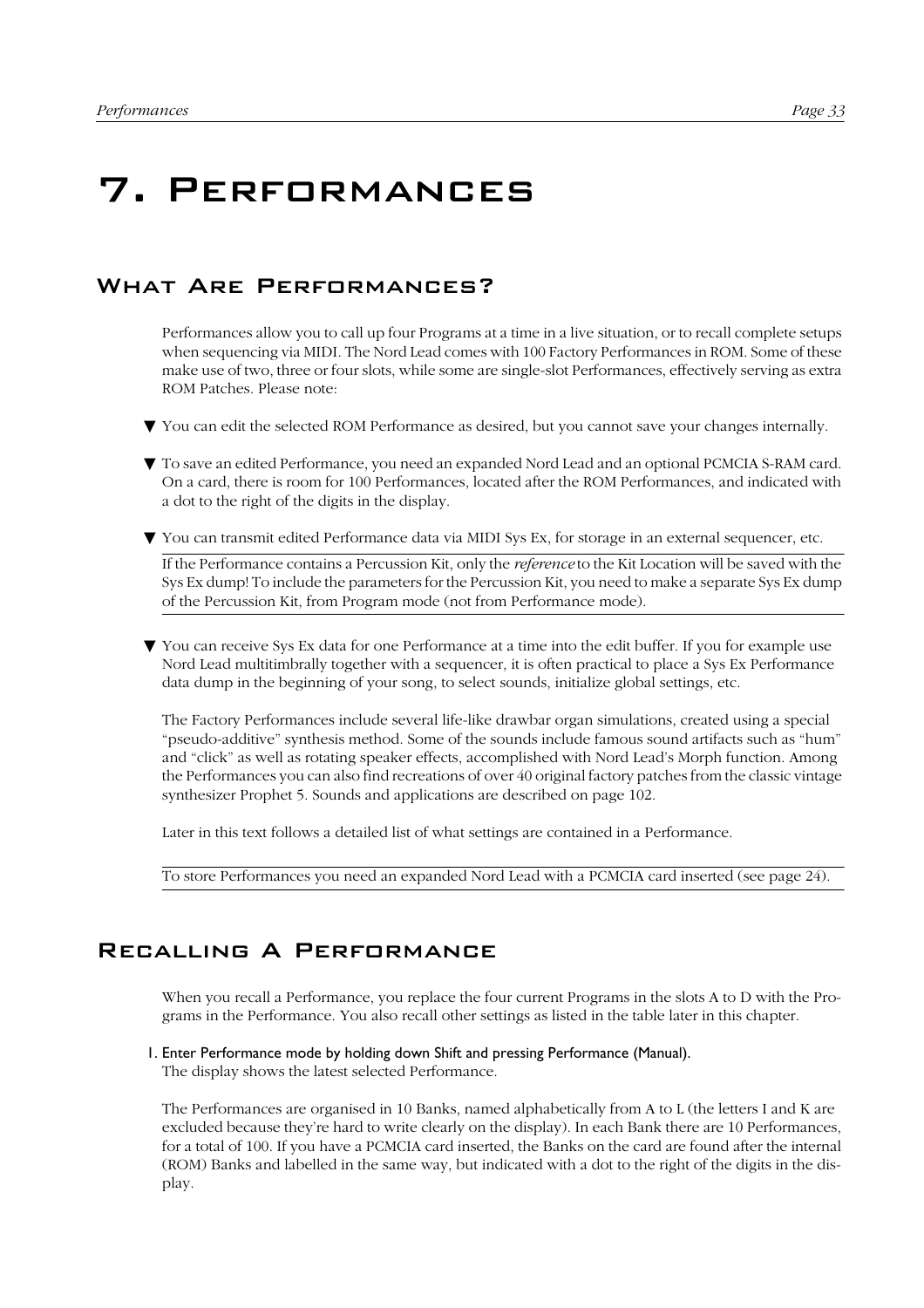# 7. Performances

## What Are Performances?

Performances allow you to call up four Programs at a time in a live situation, or to recall complete setups when sequencing via MIDI. The Nord Lead comes with 100 Factory Performances in ROM. Some of these make use of two, three or four slots, while some are single-slot Performances, effectively serving as extra ROM Patches. Please note:

- You can edit the selected ROM Performance as desired, but you cannot save your changes internally.
- To save an edited Performance, you need an expanded Nord Lead and an optional PCMCIA S-RAM card. On a card, there is room for 100 Performances, located after the ROM Performances, and indicated with a dot to the right of the digits in the display.
- You can transmit edited Performance data via MIDI Sys Ex, for storage in an external sequencer, etc.

  If the Performance contains a Percussion Kit, only the *reference* to the Kit Location will be saved with the Sys Ex dump! To include the parameters for the Percussion Kit, you need to make a separate Sys Ex dump of the Percussion Kit, from Program mode (not from Performance mode).

- You can receive Sys Ex data for one Performance at a time into the edit buffer. If you for example use Nord Lead multitimbrally together with a sequencer, it is often practical to place a Sys Ex Performance data dump in the beginning of your song, to select sounds, initialize global settings, etc.

The Factory Performances include several life-like drawbar organ simulations, created using a special "pseudo-additive" synthesis method. Some of the sounds include famous sound artifacts such as "hum" and "click" as well as rotating speaker effects, accomplished with Nord Lead's Morph function. Among the Performances you can also find recreations of over 40 original factory patches from the classic vintage synthesizer Prophet 5. Sounds and applications are described on page 102.

Later in this text follows a detailed list of what settings are contained in a Performance.

To store Performances you need an expanded Nord Lead with a PCMCIA card inserted (see page 24).

## Recalling A Performance

When you recall a Performance, you replace the four current Programs in the slots A to D with the Programs in the Performance. You also recall other settings as listed in the table later in this chapter.

1. Enter Performance mode by holding down Shift and pressing Performance (Manual).

   The display shows the latest selected Performance.

   The Performances are organised in 10 Banks, named alphabetically from A to L (the letters I and K are excluded because they're hard to write clearly on the display). In each Bank there are 10 Performances, for a total of 100. If you have a PCMCIA card inserted, the Banks on the card are found after the internal (ROM) Banks and labelled in the same way, but indicated with a dot to the right of the digits in the display.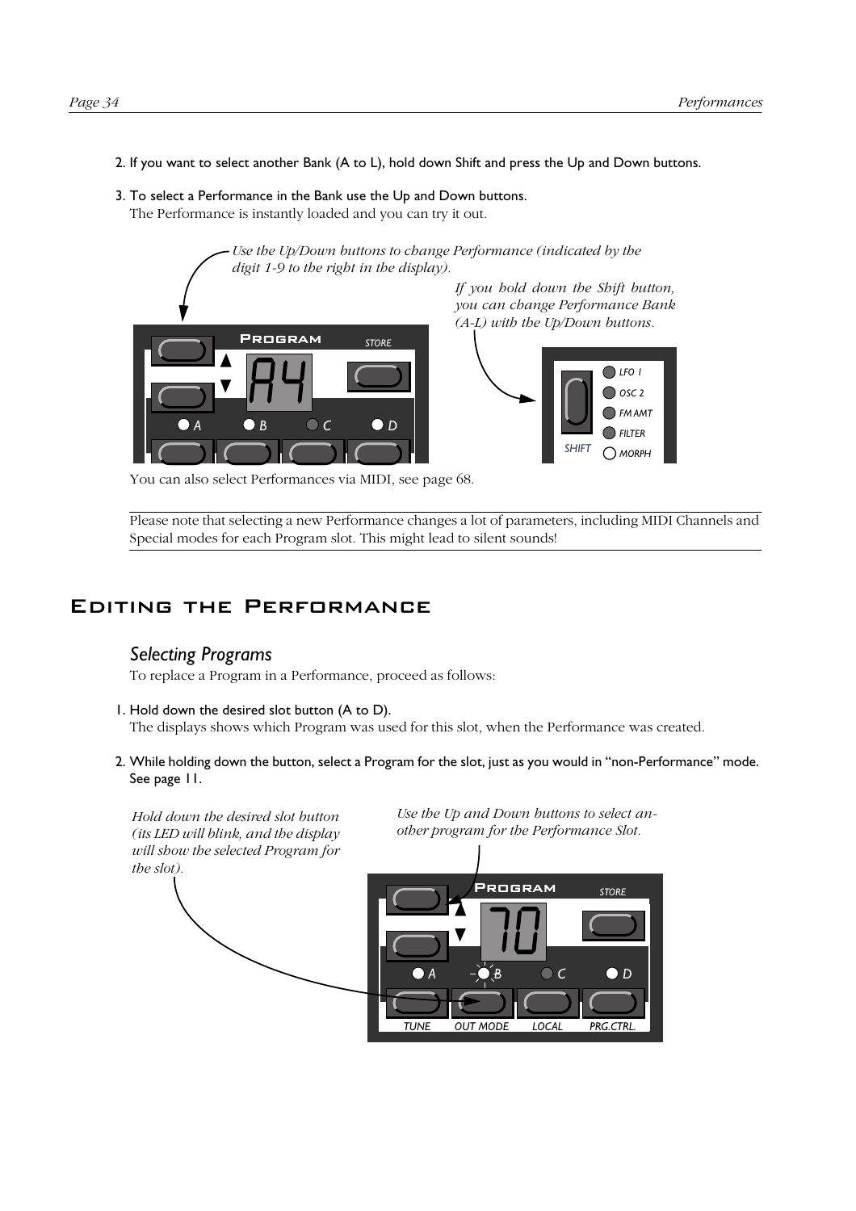2. If you want to select another Bank (A to L), hold down Shift and press the Up and Down buttons.

3. To select a Performance in the Bank use the Up and Down buttons.
   The Performance is instantly loaded and you can try it out.

*Use the Up/Down buttons to change Performance (indicated by the digit 1-9 to the right in the display).*

*If you hold down the Shift button, you can change Performance Bank (A-L) with the Up/Down buttons.*

You can also select Performances via MIDI, see page 68.

---

Please note that selecting a new Performance changes a lot of parameters, including MIDI Channels and Special modes for each Program slot. This might lead to silent sounds!

---

# Editing the Performance

## *Selecting Programs*

To replace a Program in a Performance, proceed as follows:

1. Hold down the desired slot button (A to D).
   The displays shows which Program was used for this slot, when the Performance was created.

2. While holding down the button, select a Program for the slot, just as you would in "non-Performance" mode. See page 11.

*Hold down the desired slot button (its LED will blink, and the display will show the selected Program for the slot).*

*Use the Up and Down buttons to select another program for the Performance Slot.*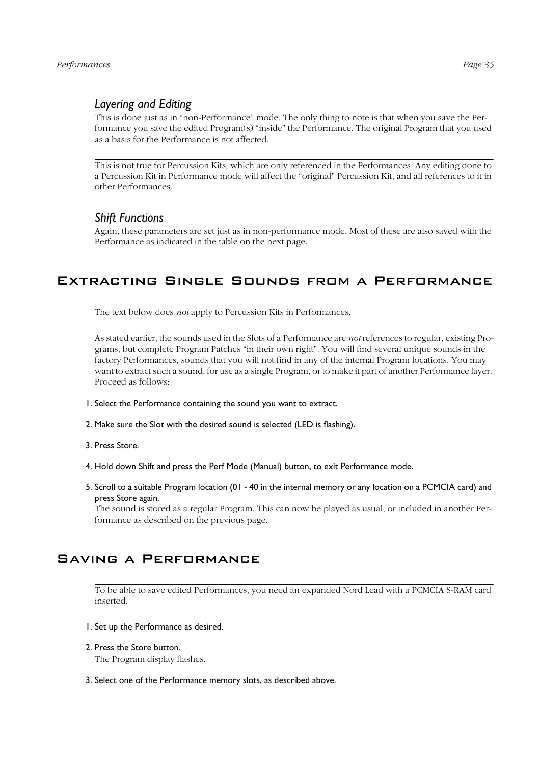### *Layering and Editing*

This is done just as in "non-Performance" mode. The only thing to note is that when you save the Performance you save the edited Program(s) "inside" the Performance. The original Program that you used as a basis for the Performance is not affected.

---

This is not true for Percussion Kits, which are only referenced in the Performances. Any editing done to a Percussion Kit in Performance mode will affect the "original" Percussion Kit, and all references to it in other Performances.

---

### *Shift Functions*

Again, these parameters are set just as in non-performance mode. Most of these are also saved with the Performance as indicated in the table on the next page.

## Extracting Single Sounds from a Performance

---

The text below does *not* apply to Percussion Kits in Performances.

---

As stated earlier, the sounds used in the Slots of a Performance are *not* references to regular, existing Programs, but complete Program Patches "in their own right". You will find several unique sounds in the factory Performances, sounds that you will not find in any of the internal Program locations. You may want to extract such a sound, for use as a single Program, or to make it part of another Performance layer. Proceed as follows:

1. Select the Performance containing the sound you want to extract.

2. Make sure the Slot with the desired sound is selected (LED is flashing).

3. Press Store.

4. Hold down Shift and press the Perf Mode (Manual) button, to exit Performance mode.

5. Scroll to a suitable Program location (01 - 40 in the internal memory or any location on a PCMCIA card) and press Store again.
   The sound is stored as a regular Program. This can now be played as usual, or included in another Performance as described on the previous page.

## Saving a Performance

---

To be able to save edited Performances, you need an expanded Nord Lead with a PCMCIA S-RAM card inserted.

---

1. Set up the Performance as desired.

2. Press the Store button.
   The Program display flashes.

3. Select one of the Performance memory slots, as described above.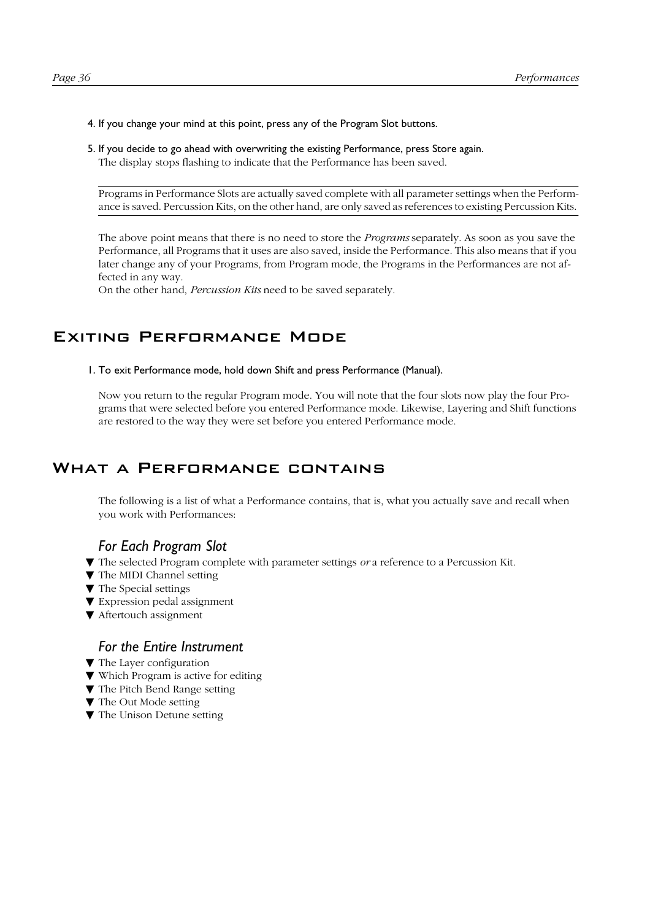4. If you change your mind at this point, press any of the Program Slot buttons.

5. If you decide to go ahead with overwriting the existing Performance, press Store again.
   The display stops flashing to indicate that the Performance has been saved.

---

Programs in Performance Slots are actually saved complete with all parameter settings when the Performance is saved. Percussion Kits, on the other hand, are only saved as references to existing Percussion Kits.

---

The above point means that there is no need to store the *Programs* separately. As soon as you save the Performance, all Programs that it uses are also saved, inside the Performance. This also means that if you later change any of your Programs, from Program mode, the Programs in the Performances are not affected in any way.
On the other hand, *Percussion Kits* need to be saved separately.

## Exiting Performance Mode

1. To exit Performance mode, hold down Shift and press Performance (Manual).

Now you return to the regular Program mode. You will note that the four slots now play the four Programs that were selected before you entered Performance mode. Likewise, Layering and Shift functions are restored to the way they were set before you entered Performance mode.

## What a Performance contains

The following is a list of what a Performance contains, that is, what you actually save and recall when you work with Performances:

### *For Each Program Slot*

- The selected Program complete with parameter settings *or* a reference to a Percussion Kit.
- The MIDI Channel setting
- The Special settings
- Expression pedal assignment
- Aftertouch assignment

### *For the Entire Instrument*

- The Layer configuration
- Which Program is active for editing
- The Pitch Bend Range setting
- The Out Mode setting
- The Unison Detune setting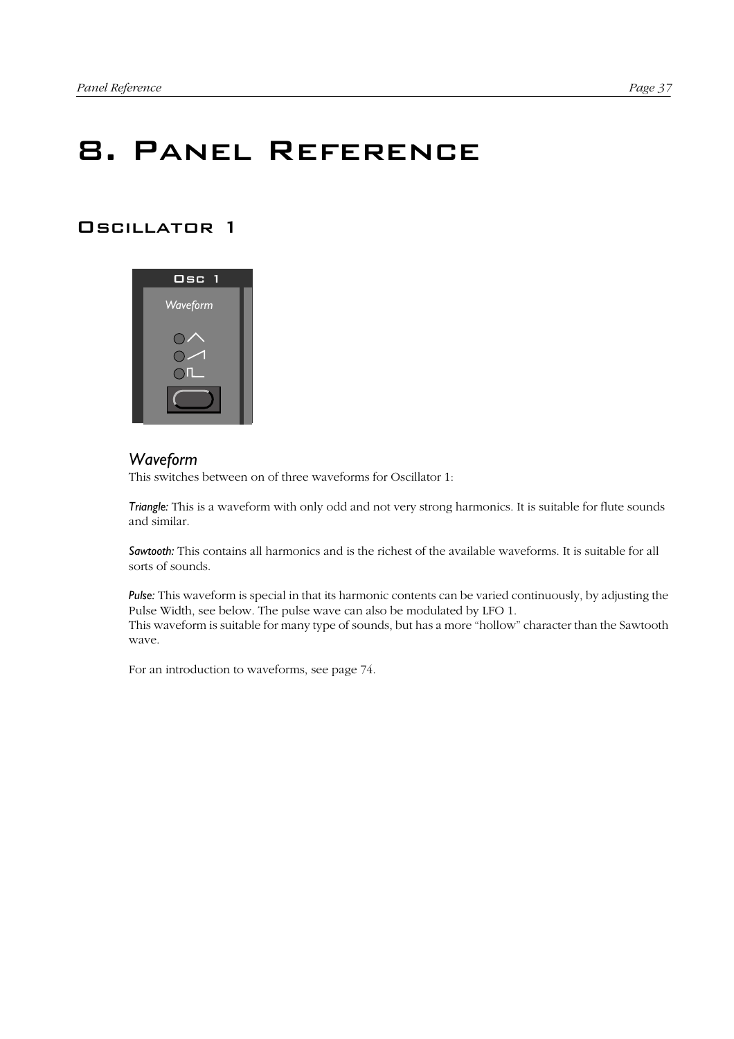# 8. Panel Reference

## Oscillator 1

### *Waveform*

This switches between on of three waveforms for Oscillator 1:

***Triangle:*** This is a waveform with only odd and not very strong harmonics. It is suitable for flute sounds and similar.

***Sawtooth:*** This contains all harmonics and is the richest of the available waveforms. It is suitable for all sorts of sounds.

***Pulse:*** This waveform is special in that its harmonic contents can be varied continuously, by adjusting the Pulse Width, see below. The pulse wave can also be modulated by LFO 1.
This waveform is suitable for many type of sounds, but has a more "hollow" character than the Sawtooth wave.

For an introduction to waveforms, see page 74.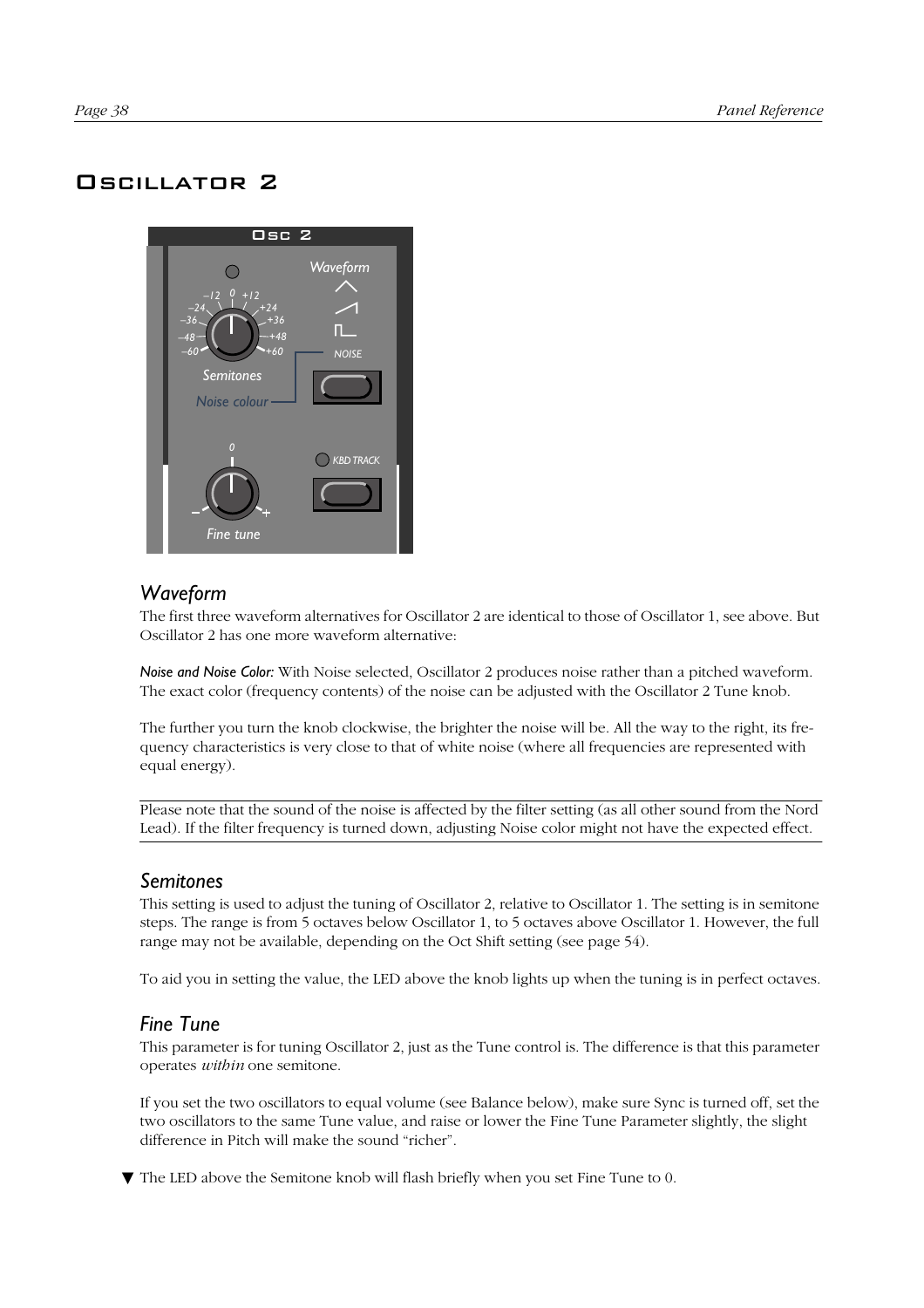# Oscillator 2

## Waveform

The first three waveform alternatives for Oscillator 2 are identical to those of Oscillator 1, see above. But Oscillator 2 has one more waveform alternative:

*Noise and Noise Color:* With Noise selected, Oscillator 2 produces noise rather than a pitched waveform. The exact color (frequency contents) of the noise can be adjusted with the Oscillator 2 Tune knob.

The further you turn the knob clockwise, the brighter the noise will be. All the way to the right, its frequency characteristics is very close to that of white noise (where all frequencies are represented with equal energy).

---

Please note that the sound of the noise is affected by the filter setting (as all other sound from the Nord Lead). If the filter frequency is turned down, adjusting Noise color might not have the expected effect.

---

## Semitones

This setting is used to adjust the tuning of Oscillator 2, relative to Oscillator 1. The setting is in semitone steps. The range is from 5 octaves below Oscillator 1, to 5 octaves above Oscillator 1. However, the full range may not be available, depending on the Oct Shift setting (see page 54).

To aid you in setting the value, the LED above the knob lights up when the tuning is in perfect octaves.

## Fine Tune

This parameter is for tuning Oscillator 2, just as the Tune control is. The difference is that this parameter operates *within* one semitone.

If you set the two oscillators to equal volume (see Balance below), make sure Sync is turned off, set the two oscillators to the same Tune value, and raise or lower the Fine Tune Parameter slightly, the slight difference in Pitch will make the sound “richer”.

▼ The LED above the Semitone knob will flash briefly when you set Fine Tune to 0.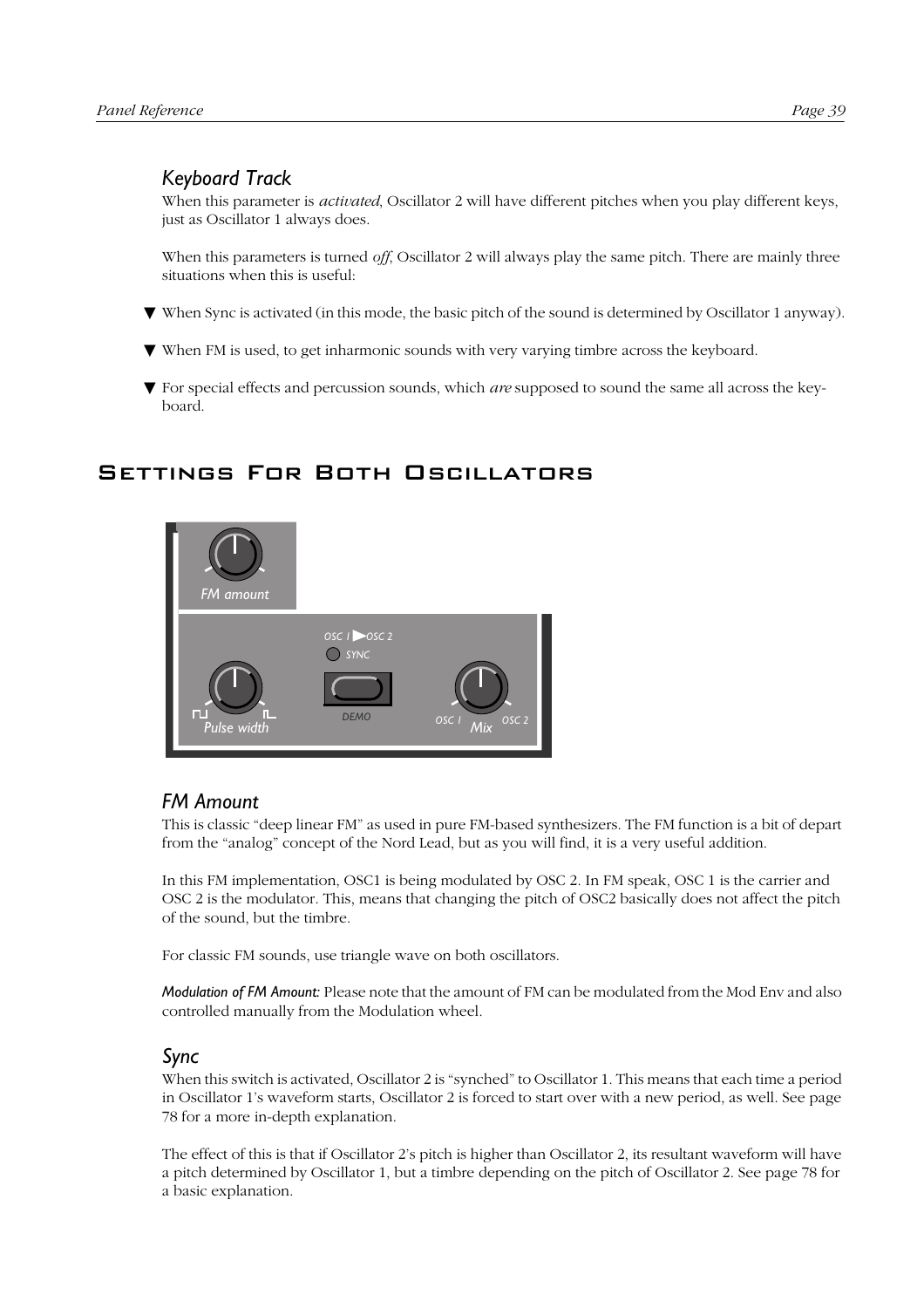### Keyboard Track

When this parameter is *activated*, Oscillator 2 will have different pitches when you play different keys, just as Oscillator 1 always does.

When this parameters is turned *off*, Oscillator 2 will always play the same pitch. There are mainly three situations when this is useful:

- When Sync is activated (in this mode, the basic pitch of the sound is determined by Oscillator 1 anyway).
- When FM is used, to get inharmonic sounds with very varying timbre across the keyboard.
- For special effects and percussion sounds, which *are* supposed to sound the same all across the keyboard.

## Settings For Both Oscillators

### FM Amount

This is classic "deep linear FM" as used in pure FM-based synthesizers. The FM function is a bit of depart from the "analog" concept of the Nord Lead, but as you will find, it is a very useful addition.

In this FM implementation, OSC1 is being modulated by OSC 2. In FM speak, OSC 1 is the carrier and OSC 2 is the modulator. This, means that changing the pitch of OSC2 basically does not affect the pitch of the sound, but the timbre.

For classic FM sounds, use triangle wave on both oscillators.

*Modulation of FM Amount:* Please note that the amount of FM can be modulated from the Mod Env and also controlled manually from the Modulation wheel.

### Sync

When this switch is activated, Oscillator 2 is "synched" to Oscillator 1. This means that each time a period in Oscillator 1's waveform starts, Oscillator 2 is forced to start over with a new period, as well. See page 78 for a more in-depth explanation.

The effect of this is that if Oscillator 2's pitch is higher than Oscillator 2, its resultant waveform will have a pitch determined by Oscillator 1, but a timbre depending on the pitch of Oscillator 2. See page 78 for a basic explanation.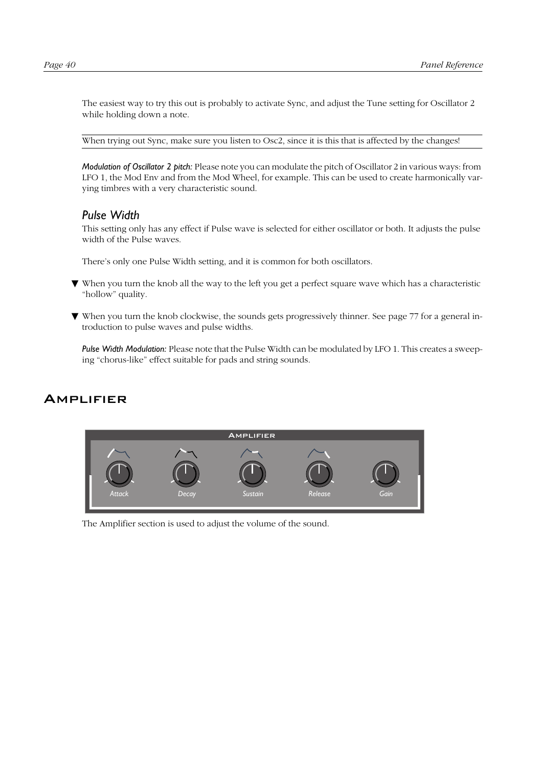The easiest way to try this out is probably to activate Sync, and adjust the Tune setting for Oscillator 2 while holding down a note.

When trying out Sync, make sure you listen to Osc2, since it is this that is affected by the changes!

*Modulation of Oscillator 2 pitch:* Please note you can modulate the pitch of Oscillator 2 in various ways: from LFO 1, the Mod Env and from the Mod Wheel, for example. This can be used to create harmonically varying timbres with a very characteristic sound.

### Pulse Width

This setting only has any effect if Pulse wave is selected for either oscillator or both. It adjusts the pulse width of the Pulse waves.

There's only one Pulse Width setting, and it is common for both oscillators.

▼ When you turn the knob all the way to the left you get a perfect square wave which has a characteristic "hollow" quality.

▼ When you turn the knob clockwise, the sounds gets progressively thinner. See page 77 for a general introduction to pulse waves and pulse widths.

*Pulse Width Modulation:* Please note that the Pulse Width can be modulated by LFO 1. This creates a sweeping "chorus-like" effect suitable for pads and string sounds.

## Amplifier

The Amplifier section is used to adjust the volume of the sound.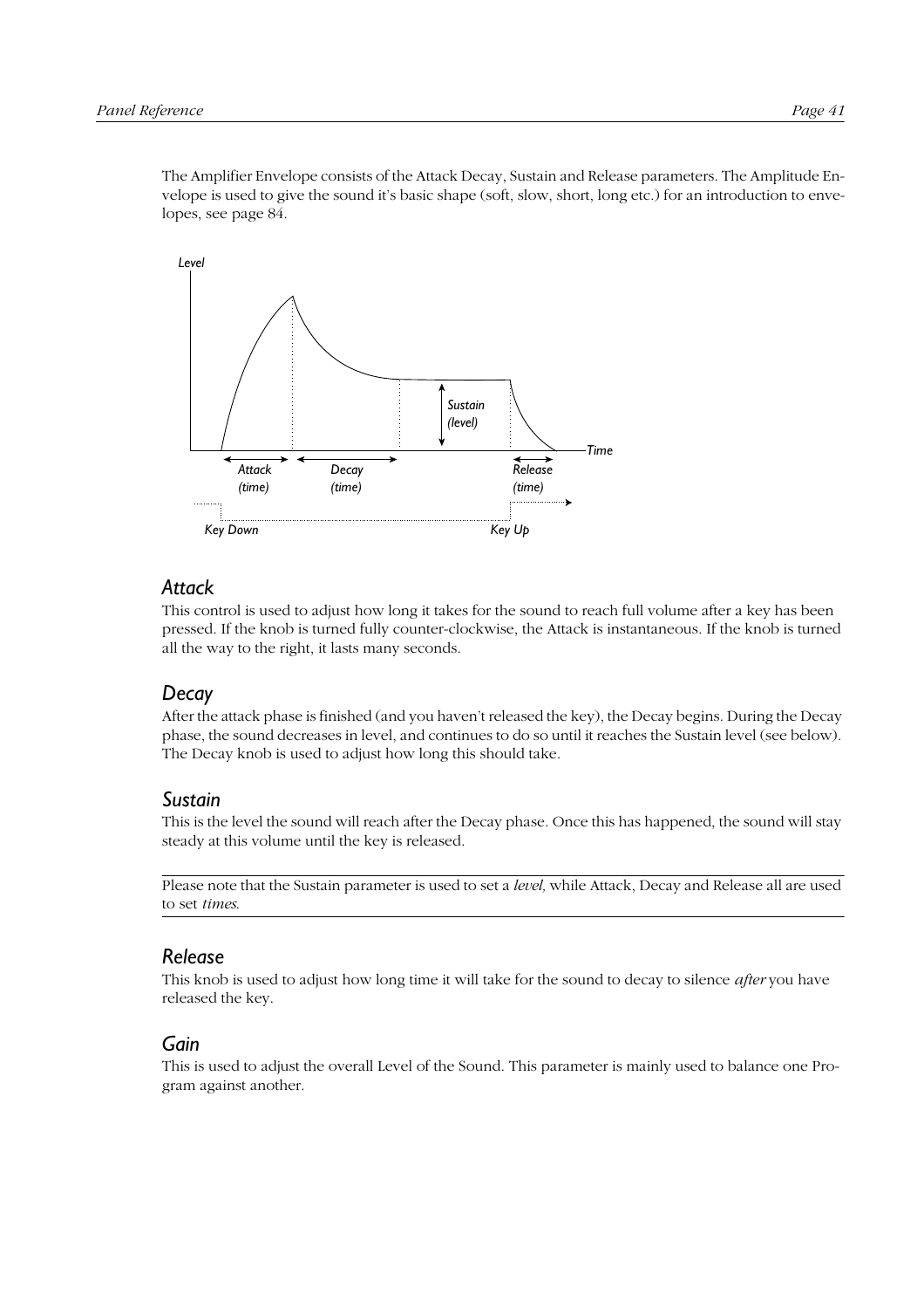The Amplifier Envelope consists of the Attack Decay, Sustain and Release parameters. The Amplitude Envelope is used to give the sound it's basic shape (soft, slow, short, long etc.) for an introduction to envelopes, see page 84.

## Attack

This control is used to adjust how long it takes for the sound to reach full volume after a key has been pressed. If the knob is turned fully counter-clockwise, the Attack is instantaneous. If the knob is turned all the way to the right, it lasts many seconds.

## Decay

After the attack phase is finished (and you haven't released the key), the Decay begins. During the Decay phase, the sound decreases in level, and continues to do so until it reaches the Sustain level (see below). The Decay knob is used to adjust how long this should take.

## Sustain

This is the level the sound will reach after the Decay phase. Once this has happened, the sound will stay steady at this volume until the key is released.

---

Please note that the Sustain parameter is used to set a *level,* while Attack, Decay and Release all are used to set *times.*

---

## Release

This knob is used to adjust how long time it will take for the sound to decay to silence *after* you have released the key.

## Gain

This is used to adjust the overall Level of the Sound. This parameter is mainly used to balance one Program against another.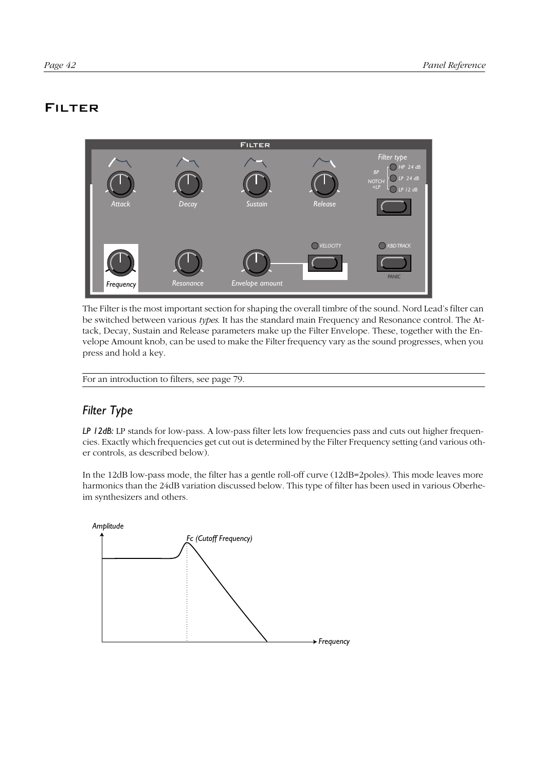# Filter

The Filter is the most important section for shaping the overall timbre of the sound. Nord Lead's filter can be switched between various *types*. It has the standard main Frequency and Resonance control. The Attack, Decay, Sustain and Release parameters make up the Filter Envelope. These, together with the Envelope Amount knob, can be used to make the Filter frequency vary as the sound progresses, when you press and hold a key.

For an introduction to filters, see page 79.

## Filter Type

***LP 12dB:*** LP stands for low-pass. A low-pass filter lets low frequencies pass and cuts out higher frequencies. Exactly which frequencies get cut out is determined by the Filter Frequency setting (and various other controls, as described below).

In the 12dB low-pass mode, the filter has a gentle roll-off curve (12dB=2poles). This mode leaves more harmonics than the 24dB variation discussed below. This type of filter has been used in various Oberheim synthesizers and others.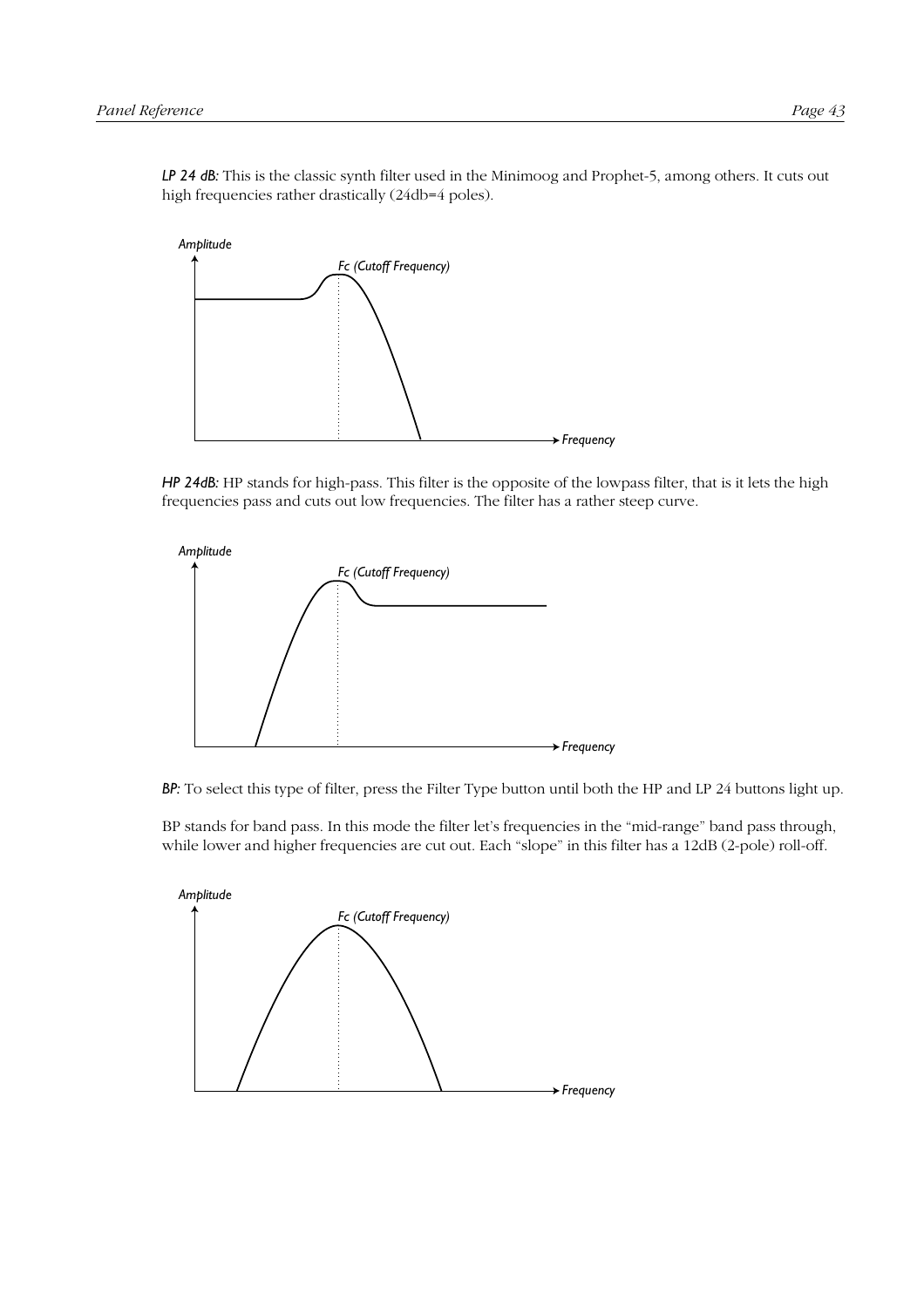*LP 24 dB:* This is the classic synth filter used in the Minimoog and Prophet-5, among others. It cuts out high frequencies rather drastically (24db=4 poles).

*HP 24dB:* HP stands for high-pass. This filter is the opposite of the lowpass filter, that is it lets the high frequencies pass and cuts out low frequencies. The filter has a rather steep curve.

*BP:* To select this type of filter, press the Filter Type button until both the HP and LP 24 buttons light up.

BP stands for band pass. In this mode the filter let's frequencies in the "mid-range" band pass through, while lower and higher frequencies are cut out. Each "slope" in this filter has a 12dB (2-pole) roll-off.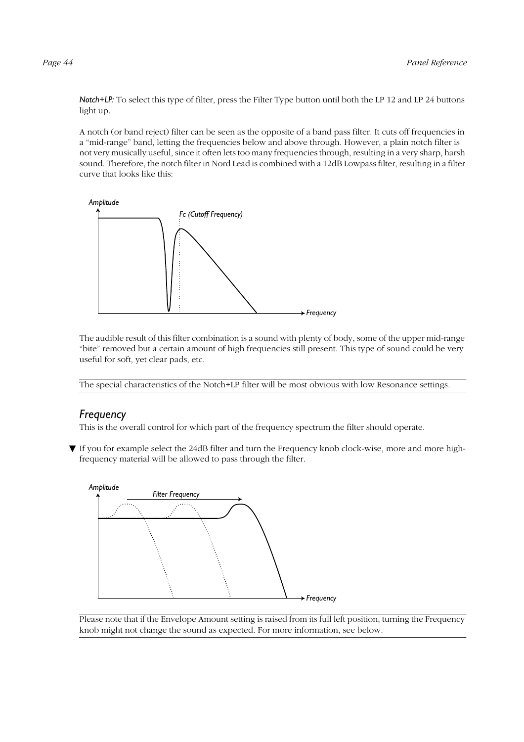*Notch+LP:* To select this type of filter, press the Filter Type button until both the LP 12 and LP 24 buttons light up.

A notch (or band reject) filter can be seen as the opposite of a band pass filter. It cuts off frequencies in a "mid-range" band, letting the frequencies below and above through. However, a plain notch filter is not very musically useful, since it often lets too many frequencies through, resulting in a very sharp, harsh sound. Therefore, the notch filter in Nord Lead is combined with a 12dB Lowpass filter, resulting in a filter curve that looks like this:

The audible result of this filter combination is a sound with plenty of body, some of the upper mid-range "bite" removed but a certain amount of high frequencies still present. This type of sound could be very useful for soft, yet clear pads, etc.

The special characteristics of the Notch+LP filter will be most obvious with low Resonance settings.

## Frequency

This is the overall control for which part of the frequency spectrum the filter should operate.

▼ If you for example select the 24dB filter and turn the Frequency knob clock-wise, more and more high-frequency material will be allowed to pass through the filter.

Please note that if the Envelope Amount setting is raised from its full left position, turning the Frequency knob might not change the sound as expected. For more information, see below.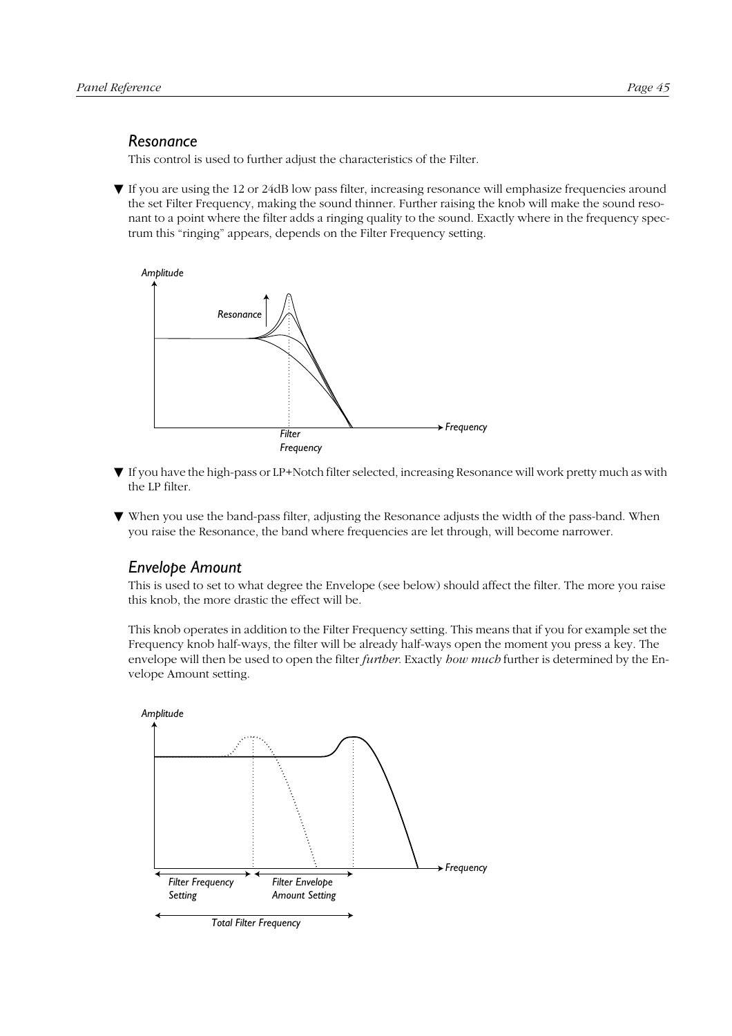## Resonance

This control is used to further adjust the characteristics of the Filter.

▼ If you are using the 12 or 24dB low pass filter, increasing resonance will emphasize frequencies around the set Filter Frequency, making the sound thinner. Further raising the knob will make the sound resonant to a point where the filter adds a ringing quality to the sound. Exactly where in the frequency spectrum this "ringing" appears, depends on the Filter Frequency setting.

Amplitude

Resonance

Filter Frequency

Frequency

▼ If you have the high-pass or LP+Notch filter selected, increasing Resonance will work pretty much as with the LP filter.

▼ When you use the band-pass filter, adjusting the Resonance adjusts the width of the pass-band. When you raise the Resonance, the band where frequencies are let through, will become narrower.

## Envelope Amount

This is used to set to what degree the Envelope (see below) should affect the filter. The more you raise this knob, the more drastic the effect will be.

This knob operates in addition to the Filter Frequency setting. This means that if you for example set the Frequency knob half-ways, the filter will be already half-ways open the moment you press a key. The envelope will then be used to open the filter *further*. Exactly *how much* further is determined by the Envelope Amount setting.

Amplitude

Frequency

Filter Frequency Setting

Filter Envelope Amount Setting

Total Filter Frequency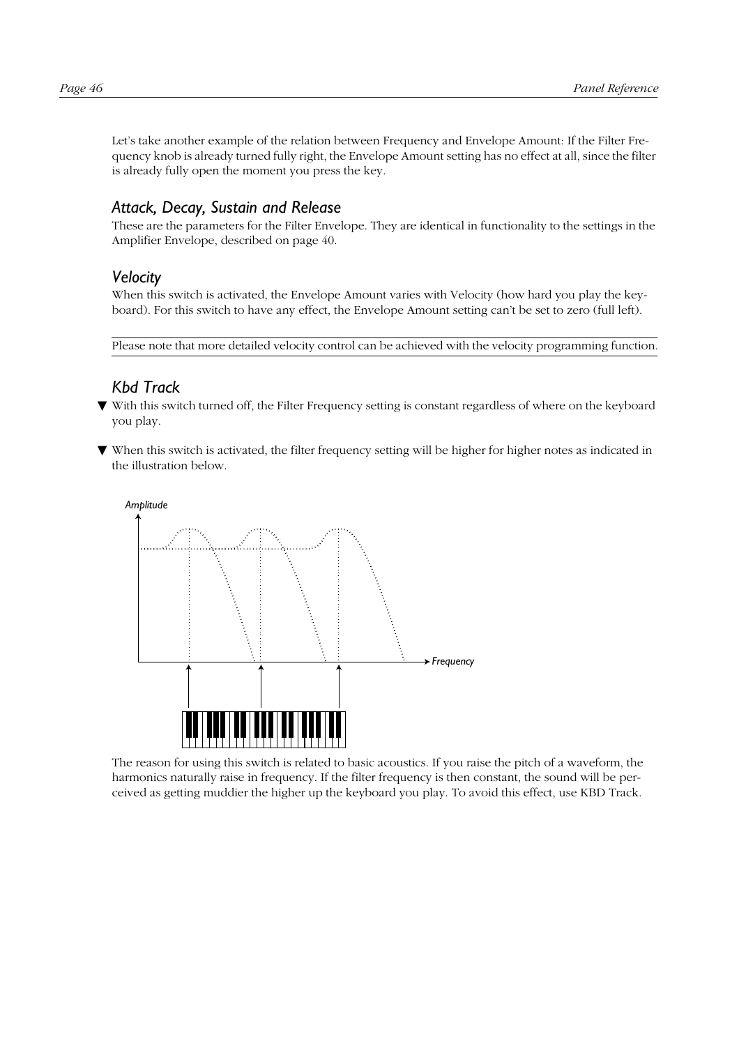Let's take another example of the relation between Frequency and Envelope Amount: If the Filter Frequency knob is already turned fully right, the Envelope Amount setting has no effect at all, since the filter is already fully open the moment you press the key.

### *Attack, Decay, Sustain and Release*

These are the parameters for the Filter Envelope. They are identical in functionality to the settings in the Amplifier Envelope, described on page 40.

### *Velocity*

When this switch is activated, the Envelope Amount varies with Velocity (how hard you play the keyboard). For this switch to have any effect, the Envelope Amount setting can't be set to zero (full left).

Please note that more detailed velocity control can be achieved with the velocity programming function.

### *Kbd Track*

▼ With this switch turned off, the Filter Frequency setting is constant regardless of where on the keyboard you play.

▼ When this switch is activated, the filter frequency setting will be higher for higher notes as indicated in the illustration below.

The reason for using this switch is related to basic acoustics. If you raise the pitch of a waveform, the harmonics naturally raise in frequency. If the filter frequency is then constant, the sound will be perceived as getting muddier the higher up the keyboard you play. To avoid this effect, use KBD Track.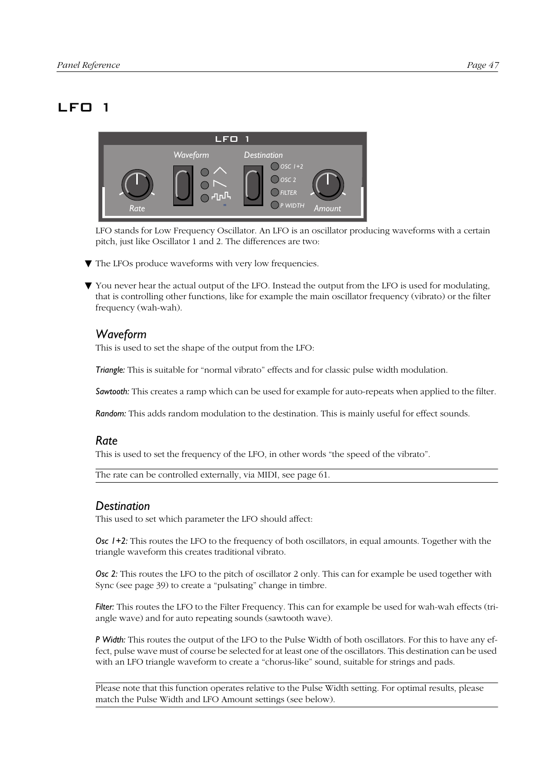# LFO 1

LFO stands for Low Frequency Oscillator. An LFO is an oscillator producing waveforms with a certain pitch, just like Oscillator 1 and 2. The differences are two:

- ▼ The LFOs produce waveforms with very low frequencies.
- ▼ You never hear the actual output of the LFO. Instead the output from the LFO is used for modulating, that is controlling other functions, like for example the main oscillator frequency (vibrato) or the filter frequency (wah-wah).

## Waveform

This is used to set the shape of the output from the LFO:

***Triangle:*** This is suitable for "normal vibrato" effects and for classic pulse width modulation.

***Sawtooth:*** This creates a ramp which can be used for example for auto-repeats when applied to the filter.

***Random:*** This adds random modulation to the destination. This is mainly useful for effect sounds.

## Rate

This is used to set the frequency of the LFO, in other words "the speed of the vibrato".

The rate can be controlled externally, via MIDI, see page 61.

## Destination

This used to set which parameter the LFO should affect:

***Osc 1+2:*** This routes the LFO to the frequency of both oscillators, in equal amounts. Together with the triangle waveform this creates traditional vibrato.

***Osc 2:*** This routes the LFO to the pitch of oscillator 2 only. This can for example be used together with Sync (see page 39) to create a "pulsating" change in timbre.

***Filter:*** This routes the LFO to the Filter Frequency. This can for example be used for wah-wah effects (triangle wave) and for auto repeating sounds (sawtooth wave).

***P Width:*** This routes the output of the LFO to the Pulse Width of both oscillators. For this to have any effect, pulse wave must of course be selected for at least one of the oscillators. This destination can be used with an LFO triangle waveform to create a "chorus-like" sound, suitable for strings and pads.

Please note that this function operates relative to the Pulse Width setting. For optimal results, please match the Pulse Width and LFO Amount settings (see below).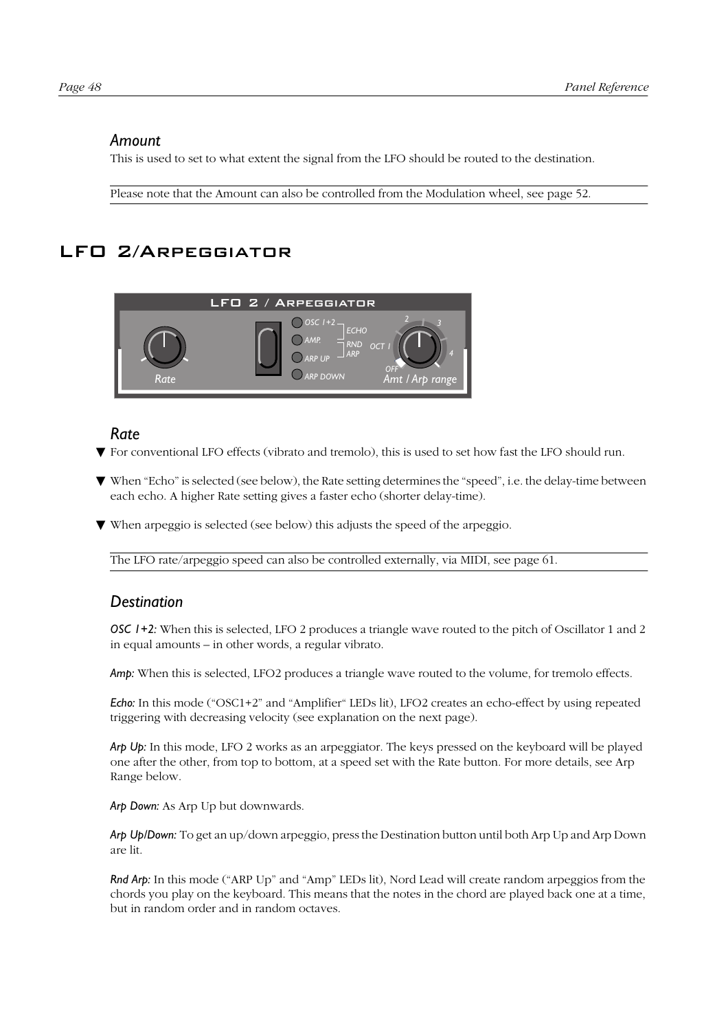### *Amount*

This is used to set to what extent the signal from the LFO should be routed to the destination.

Please note that the Amount can also be controlled from the Modulation wheel, see page 52.

## LFO 2/Arpeggiator

### *Rate*

- For conventional LFO effects (vibrato and tremolo), this is used to set how fast the LFO should run.
- When "Echo" is selected (see below), the Rate setting determines the "speed", i.e. the delay-time between each echo. A higher Rate setting gives a faster echo (shorter delay-time).
- When arpeggio is selected (see below) this adjusts the speed of the arpeggio.

The LFO rate/arpeggio speed can also be controlled externally, via MIDI, see page 61.

### *Destination*

*OSC 1+2:* When this is selected, LFO 2 produces a triangle wave routed to the pitch of Oscillator 1 and 2 in equal amounts – in other words, a regular vibrato.

*Amp:* When this is selected, LFO2 produces a triangle wave routed to the volume, for tremolo effects.

*Echo:* In this mode ("OSC1+2" and "Amplifier" LEDs lit), LFO2 creates an echo-effect by using repeated triggering with decreasing velocity (see explanation on the next page).

*Arp Up:* In this mode, LFO 2 works as an arpeggiator. The keys pressed on the keyboard will be played one after the other, from top to bottom, at a speed set with the Rate button. For more details, see Arp Range below.

*Arp Down:* As Arp Up but downwards.

*Arp Up/Down:* To get an up/down arpeggio, press the Destination button until both Arp Up and Arp Down are lit.

*Rnd Arp:* In this mode ("ARP Up" and "Amp" LEDs lit), Nord Lead will create random arpeggios from the chords you play on the keyboard. This means that the notes in the chord are played back one at a time, but in random order and in random octaves.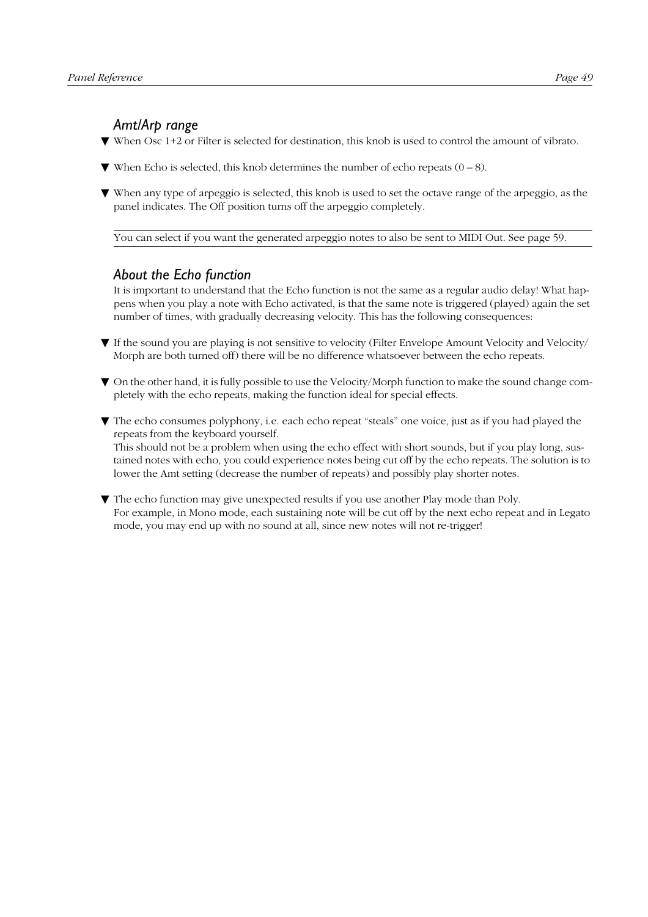## *Amt/Arp range*

- ▼ When Osc 1+2 or Filter is selected for destination, this knob is used to control the amount of vibrato.
- ▼ When Echo is selected, this knob determines the number of echo repeats (0 – 8).
- ▼ When any type of arpeggio is selected, this knob is used to set the octave range of the arpeggio, as the panel indicates. The Off position turns off the arpeggio completely.

---

You can select if you want the generated arpeggio notes to also be sent to MIDI Out. See page 59.

---

## *About the Echo function*

It is important to understand that the Echo function is not the same as a regular audio delay! What happens when you play a note with Echo activated, is that the same note is triggered (played) again the set number of times, with gradually decreasing velocity. This has the following consequences:

- ▼ If the sound you are playing is not sensitive to velocity (Filter Envelope Amount Velocity and Velocity/Morph are both turned off) there will be no difference whatsoever between the echo repeats.
- ▼ On the other hand, it is fully possible to use the Velocity/Morph function to make the sound change completely with the echo repeats, making the function ideal for special effects.
- ▼ The echo consumes polyphony, i.e. each echo repeat "steals" one voice, just as if you had played the repeats from the keyboard yourself.
  This should not be a problem when using the echo effect with short sounds, but if you play long, sustained notes with echo, you could experience notes being cut off by the echo repeats. The solution is to lower the Amt setting (decrease the number of repeats) and possibly play shorter notes.
- ▼ The echo function may give unexpected results if you use another Play mode than Poly.
  For example, in Mono mode, each sustaining note will be cut off by the next echo repeat and in Legato mode, you may end up with no sound at all, since new notes will not re-trigger!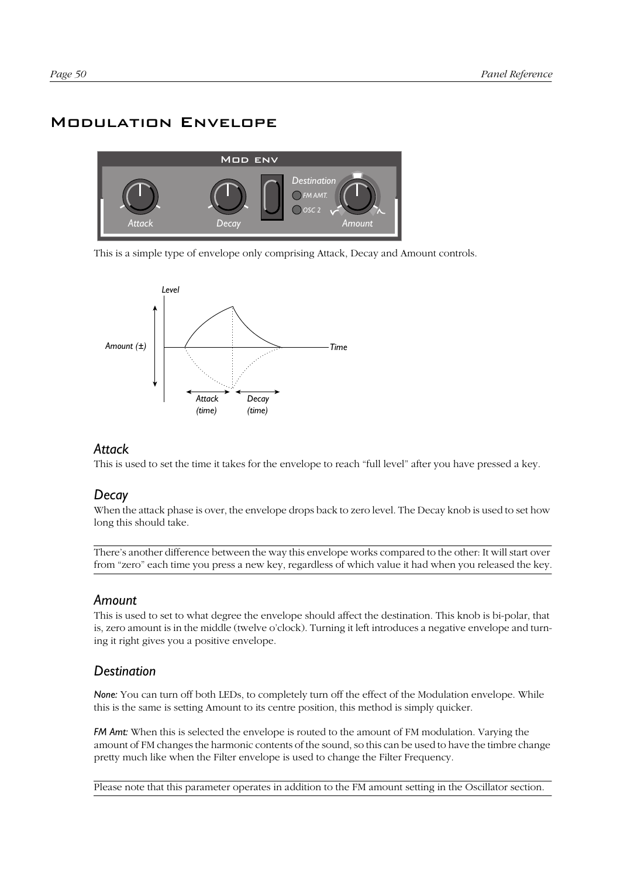# Modulation Envelope

This is a simple type of envelope only comprising Attack, Decay and Amount controls.

### Attack

This is used to set the time it takes for the envelope to reach “full level” after you have pressed a key.

### Decay

When the attack phase is over, the envelope drops back to zero level. The Decay knob is used to set how long this should take.

There’s another difference between the way this envelope works compared to the other: It will start over from “zero” each time you press a new key, regardless of which value it had when you released the key.

### Amount

This is used to set to what degree the envelope should affect the destination. This knob is bi-polar, that is, zero amount is in the middle (twelve o’clock). Turning it left introduces a negative envelope and turning it right gives you a positive envelope.

### Destination

*None:* You can turn off both LEDs, to completely turn off the effect of the Modulation envelope. While this is the same is setting Amount to its centre position, this method is simply quicker.

*FM Amt:* When this is selected the envelope is routed to the amount of FM modulation. Varying the amount of FM changes the harmonic contents of the sound, so this can be used to have the timbre change pretty much like when the Filter envelope is used to change the Filter Frequency.

Please note that this parameter operates in addition to the FM amount setting in the Oscillator section.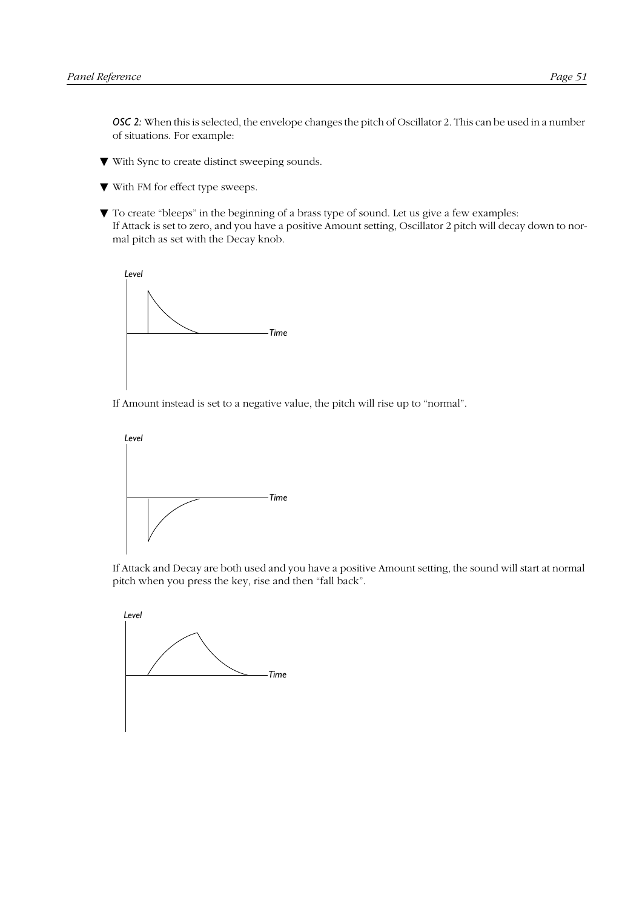*OSC 2:* When this is selected, the envelope changes the pitch of Oscillator 2. This can be used in a number of situations. For example:

- With Sync to create distinct sweeping sounds.
- With FM for effect type sweeps.
- To create "bleeps" in the beginning of a brass type of sound. Let us give a few examples:
  If Attack is set to zero, and you have a positive Amount setting, Oscillator 2 pitch will decay down to normal pitch as set with the Decay knob.

If Amount instead is set to a negative value, the pitch will rise up to "normal".

If Attack and Decay are both used and you have a positive Amount setting, the sound will start at normal pitch when you press the key, rise and then "fall back".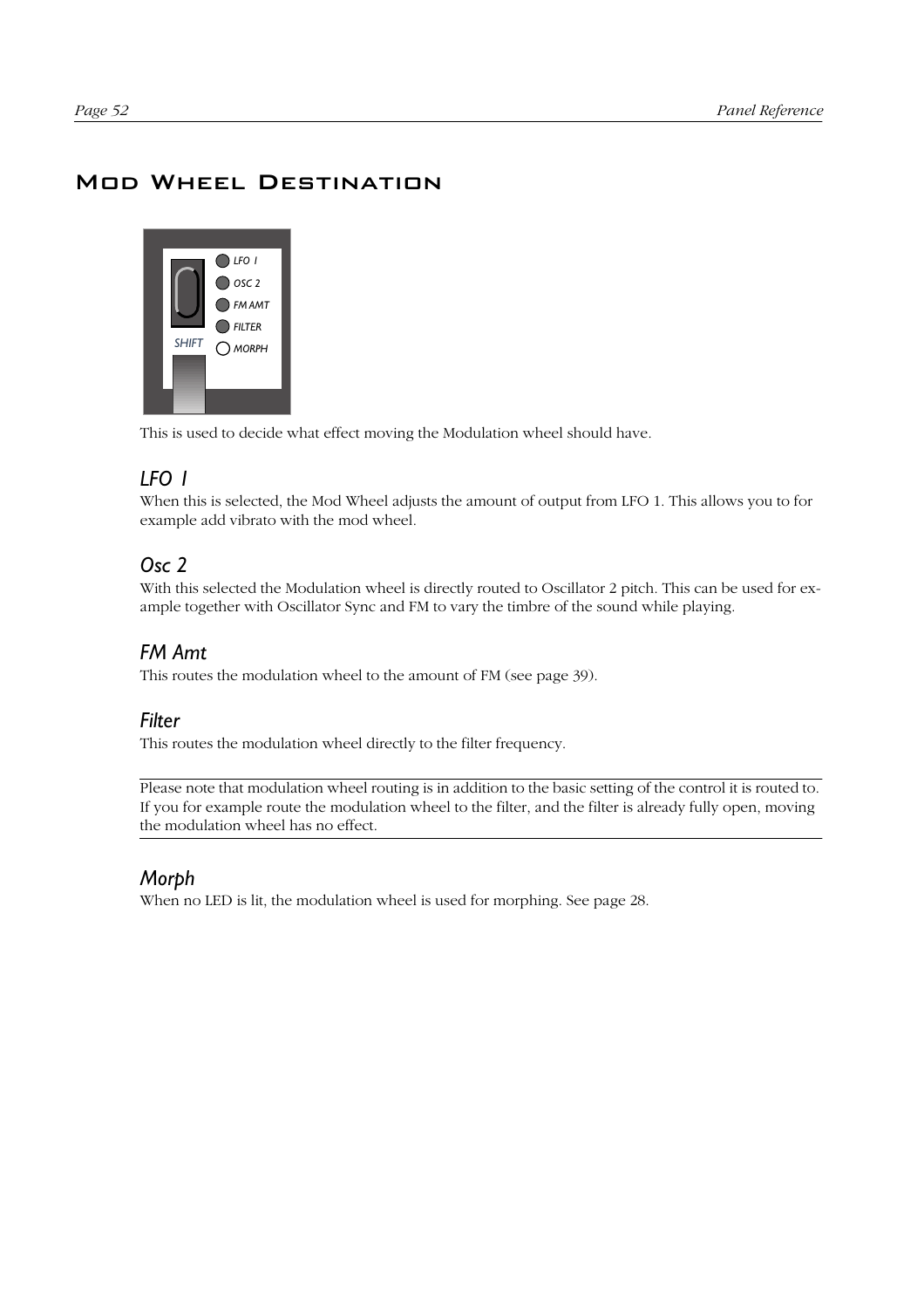# Mod Wheel Destination

This is used to decide what effect moving the Modulation wheel should have.

## LFO 1

When this is selected, the Mod Wheel adjusts the amount of output from LFO 1. This allows you to for example add vibrato with the mod wheel.

## Osc 2

With this selected the Modulation wheel is directly routed to Oscillator 2 pitch. This can be used for example together with Oscillator Sync and FM to vary the timbre of the sound while playing.

## FM Amt

This routes the modulation wheel to the amount of FM (see page 39).

## Filter

This routes the modulation wheel directly to the filter frequency.

---

Please note that modulation wheel routing is in addition to the basic setting of the control it is routed to. If you for example route the modulation wheel to the filter, and the filter is already fully open, moving the modulation wheel has no effect.

---

## Morph

When no LED is lit, the modulation wheel is used for morphing. See page 28.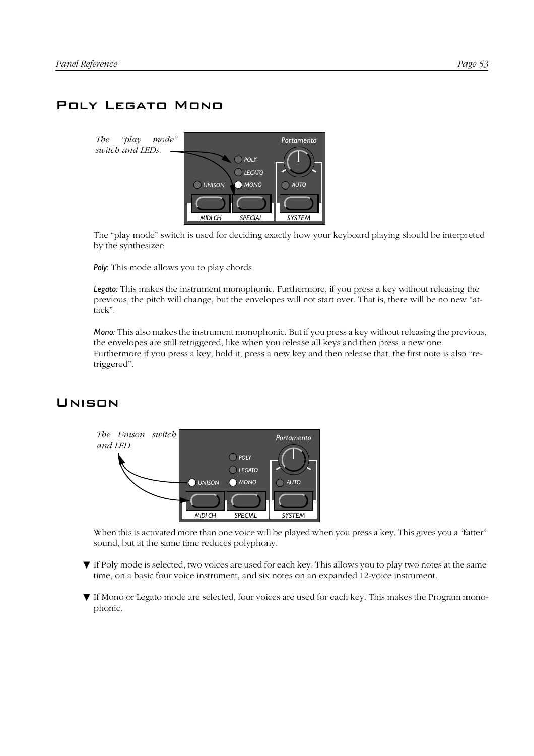# Poly Legato Mono

*The "play mode" switch and LEDs.*

The "play mode" switch is used for deciding exactly how your keyboard playing should be interpreted by the synthesizer:

***Poly:*** This mode allows you to play chords.

***Legato:*** This makes the instrument monophonic. Furthermore, if you press a key without releasing the previous, the pitch will change, but the envelopes will not start over. That is, there will be no new "attack".

***Mono:*** This also makes the instrument monophonic. But if you press a key without releasing the previous, the envelopes are still retriggered, like when you release all keys and then press a new one. Furthermore if you press a key, hold it, press a new key and then release that, the first note is also "retriggered".

# Unison

*The Unison switch and LED.*

When this is activated more than one voice will be played when you press a key. This gives you a "fatter" sound, but at the same time reduces polyphony.

▼ If Poly mode is selected, two voices are used for each key. This allows you to play two notes at the same time, on a basic four voice instrument, and six notes on an expanded 12-voice instrument.

▼ If Mono or Legato mode are selected, four voices are used for each key. This makes the Program monophonic.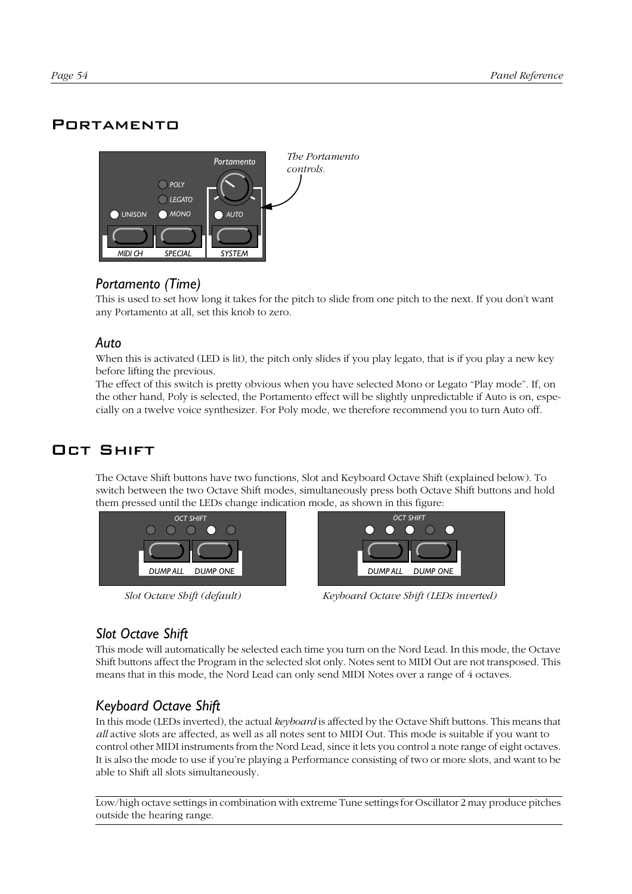# Portamento

*The Portamento controls.*

## *Portamento (Time)*

This is used to set how long it takes for the pitch to slide from one pitch to the next. If you don't want any Portamento at all, set this knob to zero.

## *Auto*

When this is activated (LED is lit), the pitch only slides if you play legato, that is if you play a new key before lifting the previous.

The effect of this switch is pretty obvious when you have selected Mono or Legato "Play mode". If, on the other hand, Poly is selected, the Portamento effect will be slightly unpredictable if Auto is on, especially on a twelve voice synthesizer. For Poly mode, we therefore recommend you to turn Auto off.

# Oct Shift

The Octave Shift buttons have two functions, Slot and Keyboard Octave Shift (explained below). To switch between the two Octave Shift modes, simultaneously press both Octave Shift buttons and hold them pressed until the LEDs change indication mode, as shown in this figure:

*Slot Octave Shift (default)*

*Keyboard Octave Shift (LEDs inverted)*

## *Slot Octave Shift*

This mode will automatically be selected each time you turn on the Nord Lead. In this mode, the Octave Shift buttons affect the Program in the selected slot only. Notes sent to MIDI Out are not transposed. This means that in this mode, the Nord Lead can only send MIDI Notes over a range of 4 octaves.

## *Keyboard Octave Shift*

In this mode (LEDs inverted), the actual *keyboard* is affected by the Octave Shift buttons. This means that *all* active slots are affected, as well as all notes sent to MIDI Out. This mode is suitable if you want to control other MIDI instruments from the Nord Lead, since it lets you control a note range of eight octaves. It is also the mode to use if you're playing a Performance consisting of two or more slots, and want to be able to Shift all slots simultaneously.

---

Low/high octave settings in combination with extreme Tune settings for Oscillator 2 may produce pitches outside the hearing range.

---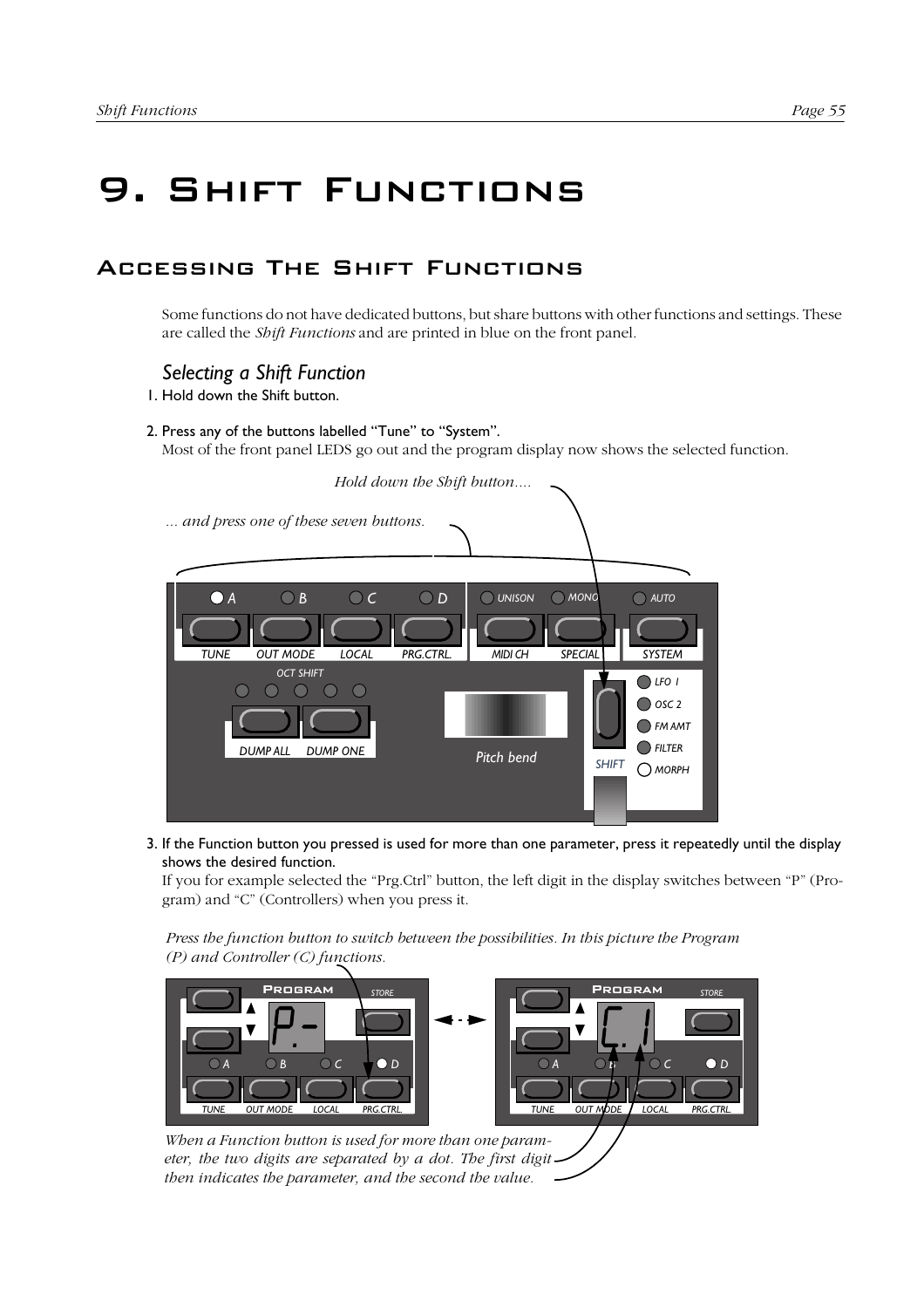# 9. Shift Functions

## Accessing The Shift Functions

Some functions do not have dedicated buttons, but share buttons with other functions and settings. These are called the *Shift Functions* and are printed in blue on the front panel.

### *Selecting a Shift Function*

1. Hold down the Shift button.
2. Press any of the buttons labelled "Tune" to "System".
   Most of the front panel LEDS go out and the program display now shows the selected function.

*Hold down the Shift button....*

*... and press one of these seven buttons.*

3. If the Function button you pressed is used for more than one parameter, press it repeatedly until the display shows the desired function.
   If you for example selected the "Prg.Ctrl" button, the left digit in the display switches between "P" (Program) and "C" (Controllers) when you press it.

*Press the function button to switch between the possibilities. In this picture the Program (P) and Controller (C) functions.*

*When a Function button is used for more than one parameter, the two digits are separated by a dot. The first digit then indicates the parameter, and the second the value.*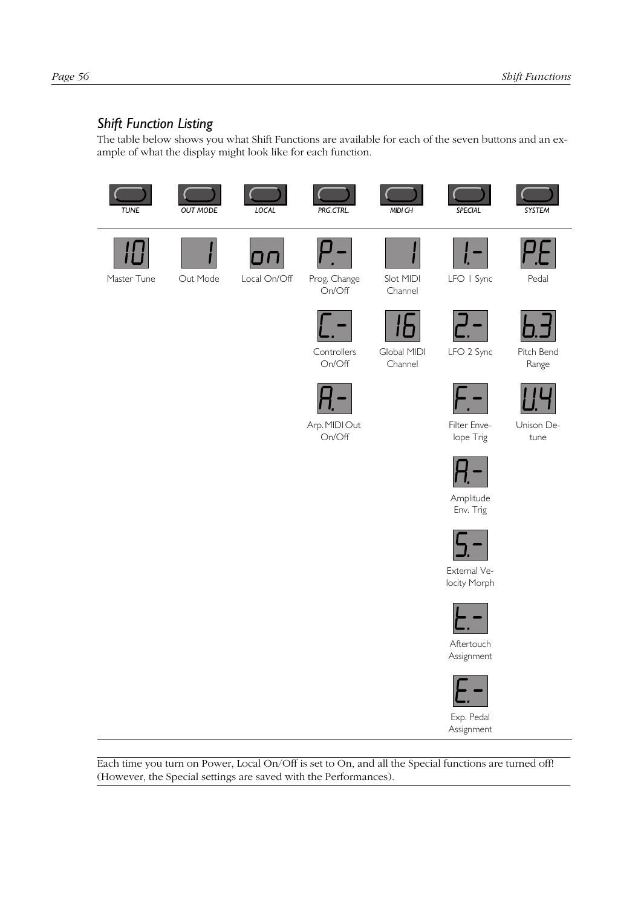## *Shift Function Listing*

The table below shows you what Shift Functions are available for each of the seven buttons and an example of what the display might look like for each function.

| TUNE | OUT MODE | LOCAL | PRG.CTRL. | MIDI CH | SPECIAL | SYSTEM |
|---|---|---|---|---|---|---|
| 10<br>Master Tune | 1<br>Out Mode | on<br>Local On/Off | P.-<br>Prog. Change On/Off | 1<br>Slot MIDI Channel | 1.-<br>LFO 1 Sync | P.E<br>Pedal |
| | | | C.-<br>Controllers On/Off | 16<br>Global MIDI Channel | 2.-<br>LFO 2 Sync | b.3<br>Pitch Bend Range |
| | | | A.-<br>Arp. MIDI Out On/Off | | F.-<br>Filter Envelope Trig | U.4<br>Unison Detune |
| | | | | | A.-<br>Amplitude Env. Trig | |
| | | | | | S.-<br>External Velocity Morph | |
| | | | | | t.-<br>Aftertouch Assignment | |
| | | | | | E.-<br>Exp. Pedal Assignment | |

Each time you turn on Power, Local On/Off is set to On, and all the Special functions are turned off! (However, the Special settings are saved with the Performances).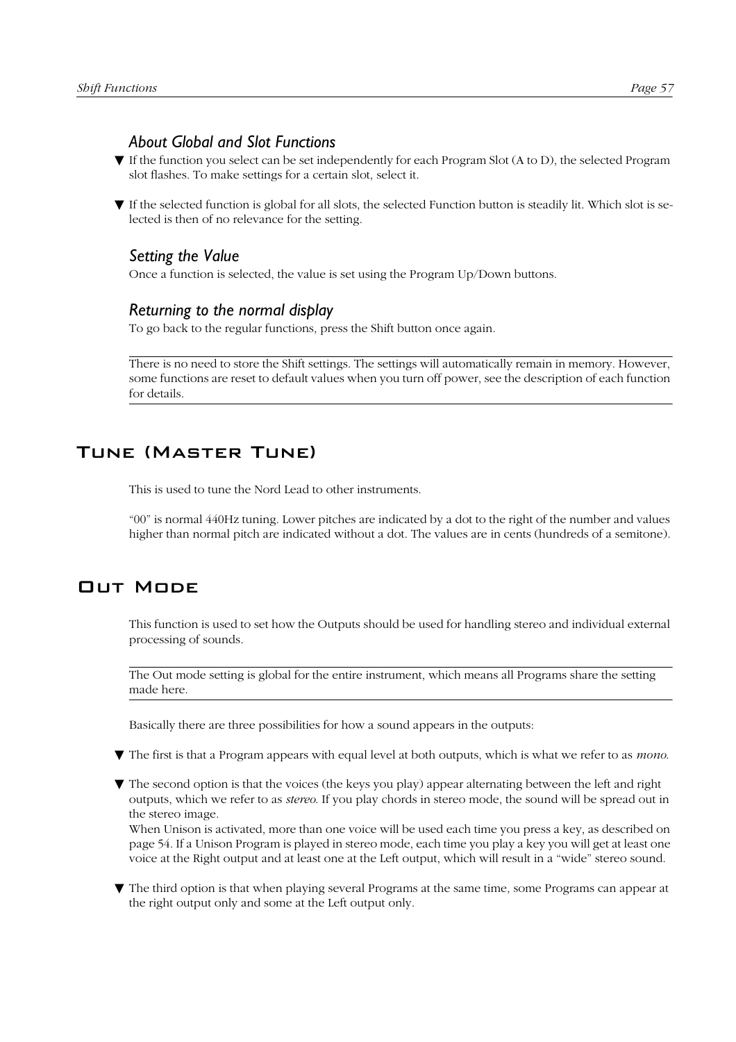### *About Global and Slot Functions*

- ▼ If the function you select can be set independently for each Program Slot (A to D), the selected Program slot flashes. To make settings for a certain slot, select it.
- ▼ If the selected function is global for all slots, the selected Function button is steadily lit. Which slot is selected is then of no relevance for the setting.

### *Setting the Value*

Once a function is selected, the value is set using the Program Up/Down buttons.

### *Returning to the normal display*

To go back to the regular functions, press the Shift button once again.

---

There is no need to store the Shift settings. The settings will automatically remain in memory. However, some functions are reset to default values when you turn off power, see the description of each function for details.

---

## Tune (Master Tune)

This is used to tune the Nord Lead to other instruments.

“00” is normal 440Hz tuning. Lower pitches are indicated by a dot to the right of the number and values higher than normal pitch are indicated without a dot. The values are in cents (hundreds of a semitone).

## Out Mode

This function is used to set how the Outputs should be used for handling stereo and individual external processing of sounds.

---

The Out mode setting is global for the entire instrument, which means all Programs share the setting made here.

---

Basically there are three possibilities for how a sound appears in the outputs:

- ▼ The first is that a Program appears with equal level at both outputs, which is what we refer to as *mono*.
- ▼ The second option is that the voices (the keys you play) appear alternating between the left and right outputs, which we refer to as *stereo*. If you play chords in stereo mode, the sound will be spread out in the stereo image.
  When Unison is activated, more than one voice will be used each time you press a key, as described on page 54. If a Unison Program is played in stereo mode, each time you play a key you will get at least one voice at the Right output and at least one at the Left output, which will result in a “wide” stereo sound.
- ▼ The third option is that when playing several Programs at the same time, some Programs can appear at the right output only and some at the Left output only.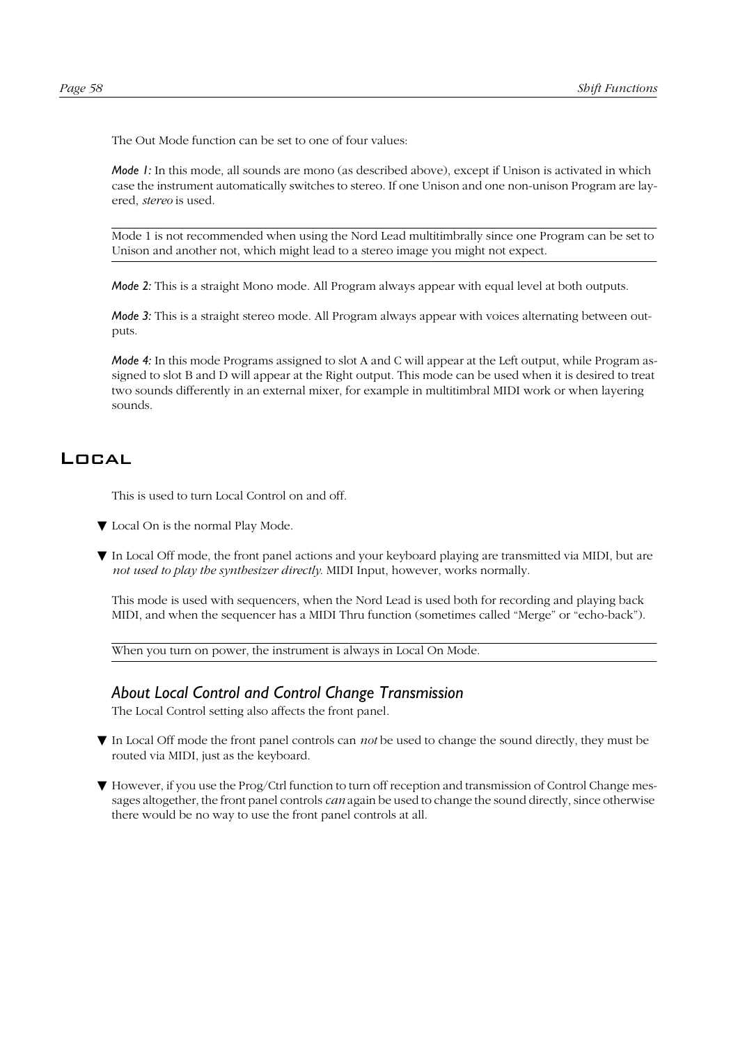The Out Mode function can be set to one of four values:

*Mode 1:* In this mode, all sounds are mono (as described above), except if Unison is activated in which case the instrument automatically switches to stereo. If one Unison and one non-unison Program are layered, *stereo* is used.

---

Mode 1 is not recommended when using the Nord Lead multitimbrally since one Program can be set to Unison and another not, which might lead to a stereo image you might not expect.

---

*Mode 2:* This is a straight Mono mode. All Program always appear with equal level at both outputs.

*Mode 3:* This is a straight stereo mode. All Program always appear with voices alternating between outputs.

*Mode 4:* In this mode Programs assigned to slot A and C will appear at the Left output, while Program assigned to slot B and D will appear at the Right output. This mode can be used when it is desired to treat two sounds differently in an external mixer, for example in multitimbral MIDI work or when layering sounds.

## Local

This is used to turn Local Control on and off.

▼ Local On is the normal Play Mode.

▼ In Local Off mode, the front panel actions and your keyboard playing are transmitted via MIDI, but are *not used to play the synthesizer directly*. MIDI Input, however, works normally.

This mode is used with sequencers, when the Nord Lead is used both for recording and playing back MIDI, and when the sequencer has a MIDI Thru function (sometimes called “Merge” or “echo-back”).

---

When you turn on power, the instrument is always in Local On Mode.

---

### About Local Control and Control Change Transmission

The Local Control setting also affects the front panel.

▼ In Local Off mode the front panel controls can *not* be used to change the sound directly, they must be routed via MIDI, just as the keyboard.

▼ However, if you use the Prog/Ctrl function to turn off reception and transmission of Control Change messages altogether, the front panel controls *can* again be used to change the sound directly, since otherwise there would be no way to use the front panel controls at all.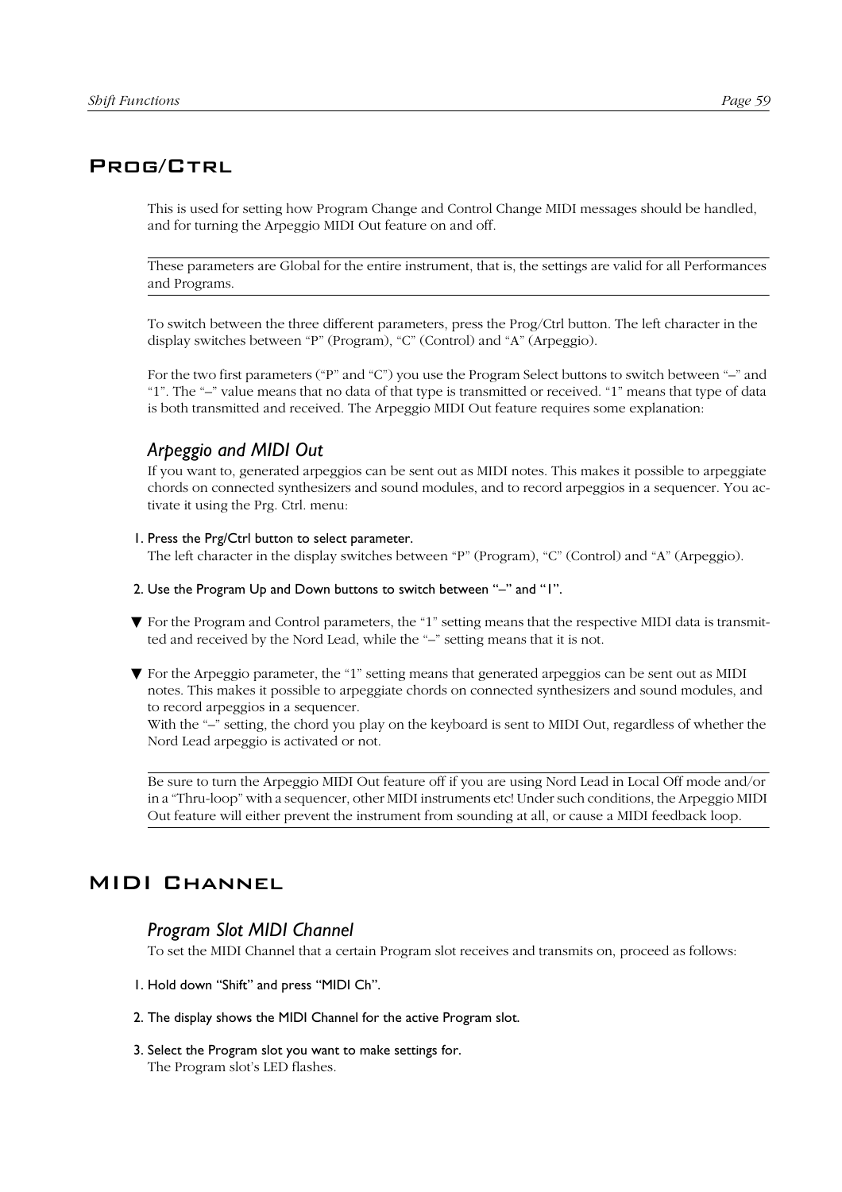# Prog/Ctrl

This is used for setting how Program Change and Control Change MIDI messages should be handled, and for turning the Arpeggio MIDI Out feature on and off.

---

These parameters are Global for the entire instrument, that is, the settings are valid for all Performances and Programs.

---

To switch between the three different parameters, press the Prog/Ctrl button. The left character in the display switches between "P" (Program), "C" (Control) and "A" (Arpeggio).

For the two first parameters ("P" and "C") you use the Program Select buttons to switch between "–" and "1". The "–" value means that no data of that type is transmitted or received. "1" means that type of data is both transmitted and received. The Arpeggio MIDI Out feature requires some explanation:

## *Arpeggio and MIDI Out*

If you want to, generated arpeggios can be sent out as MIDI notes. This makes it possible to arpeggiate chords on connected synthesizers and sound modules, and to record arpeggios in a sequencer. You activate it using the Prg. Ctrl. menu:

1. Press the Prg/Ctrl button to select parameter.
   The left character in the display switches between "P" (Program), "C" (Control) and "A" (Arpeggio).

2. Use the Program Up and Down buttons to switch between "–" and "1".

▼ For the Program and Control parameters, the "1" setting means that the respective MIDI data is transmitted and received by the Nord Lead, while the "–" setting means that it is not.

▼ For the Arpeggio parameter, the "1" setting means that generated arpeggios can be sent out as MIDI notes. This makes it possible to arpeggiate chords on connected synthesizers and sound modules, and to record arpeggios in a sequencer.
With the "–" setting, the chord you play on the keyboard is sent to MIDI Out, regardless of whether the Nord Lead arpeggio is activated or not.

---

Be sure to turn the Arpeggio MIDI Out feature off if you are using Nord Lead in Local Off mode and/or in a "Thru-loop" with a sequencer, other MIDI instruments etc! Under such conditions, the Arpeggio MIDI Out feature will either prevent the instrument from sounding at all, or cause a MIDI feedback loop.

---

# MIDI Channel

## *Program Slot MIDI Channel*

To set the MIDI Channel that a certain Program slot receives and transmits on, proceed as follows:

1. Hold down "Shift" and press "MIDI Ch".

2. The display shows the MIDI Channel for the active Program slot.

3. Select the Program slot you want to make settings for.
   The Program slot's LED flashes.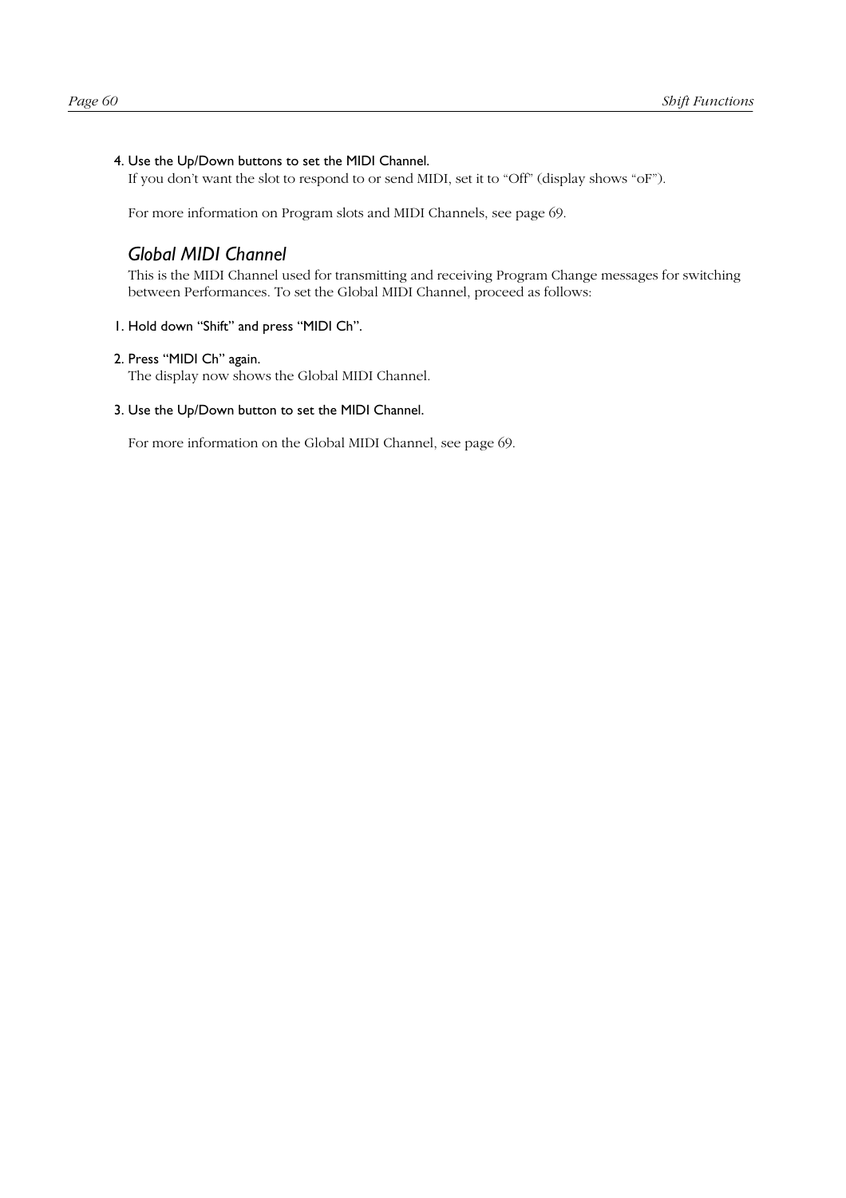4. Use the Up/Down buttons to set the MIDI Channel.
   If you don't want the slot to respond to or send MIDI, set it to "Off" (display shows "oF").

   For more information on Program slots and MIDI Channels, see page 69.

## *Global MIDI Channel*

This is the MIDI Channel used for transmitting and receiving Program Change messages for switching between Performances. To set the Global MIDI Channel, proceed as follows:

1. Hold down "Shift" and press "MIDI Ch".

2. Press "MIDI Ch" again.
   The display now shows the Global MIDI Channel.

3. Use the Up/Down button to set the MIDI Channel.

   For more information on the Global MIDI Channel, see page 69.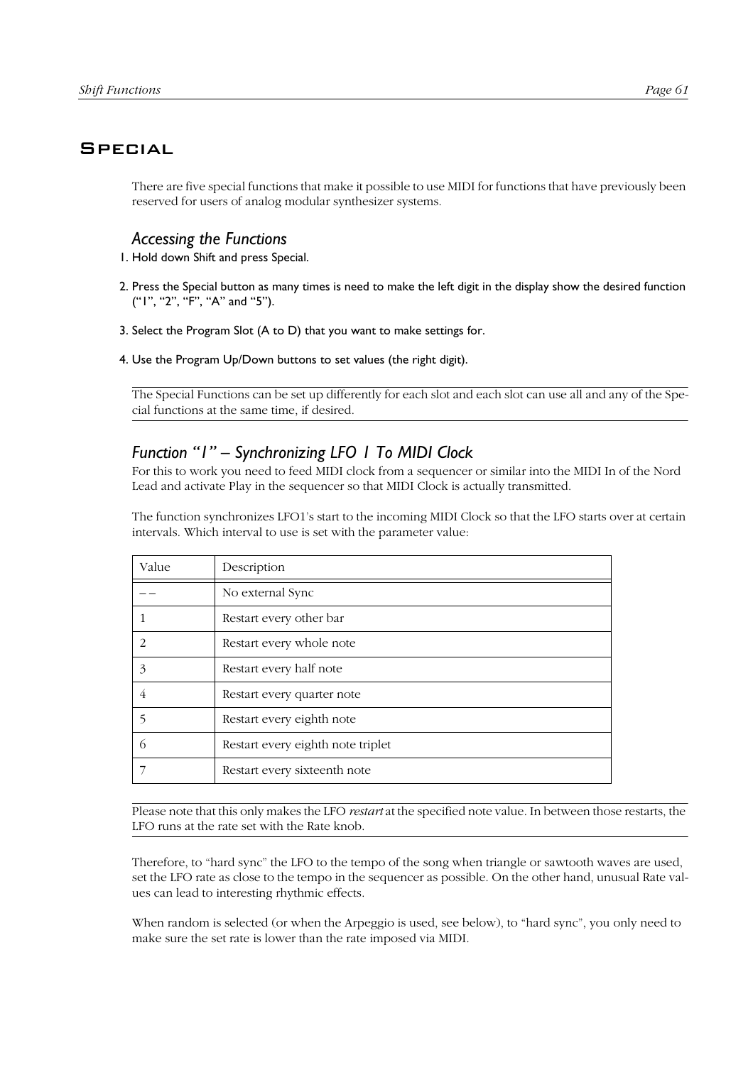# Special

There are five special functions that make it possible to use MIDI for functions that have previously been reserved for users of analog modular synthesizer systems.

## Accessing the Functions

1. Hold down Shift and press Special.
2. Press the Special button as many times is need to make the left digit in the display show the desired function ("1", "2", "F", "A" and "5").
3. Select the Program Slot (A to D) that you want to make settings for.
4. Use the Program Up/Down buttons to set values (the right digit).

---

The Special Functions can be set up differently for each slot and each slot can use all and any of the Special functions at the same time, if desired.

---

## Function "1" – Synchronizing LFO 1 To MIDI Clock

For this to work you need to feed MIDI clock from a sequencer or similar into the MIDI In of the Nord Lead and activate Play in the sequencer so that MIDI Clock is actually transmitted.

The function synchronizes LFO1's start to the incoming MIDI Clock so that the LFO starts over at certain intervals. Which interval to use is set with the parameter value:

| Value | Description |
|---|---|
| – – | No external Sync |
| 1 | Restart every other bar |
| 2 | Restart every whole note |
| 3 | Restart every half note |
| 4 | Restart every quarter note |
| 5 | Restart every eighth note |
| 6 | Restart every eighth note triplet |
| 7 | Restart every sixteenth note |

---

Please note that this only makes the LFO *restart* at the specified note value. In between those restarts, the LFO runs at the rate set with the Rate knob.

---

Therefore, to "hard sync" the LFO to the tempo of the song when triangle or sawtooth waves are used, set the LFO rate as close to the tempo in the sequencer as possible. On the other hand, unusual Rate values can lead to interesting rhythmic effects.

When random is selected (or when the Arpeggio is used, see below), to "hard sync", you only need to make sure the set rate is lower than the rate imposed via MIDI.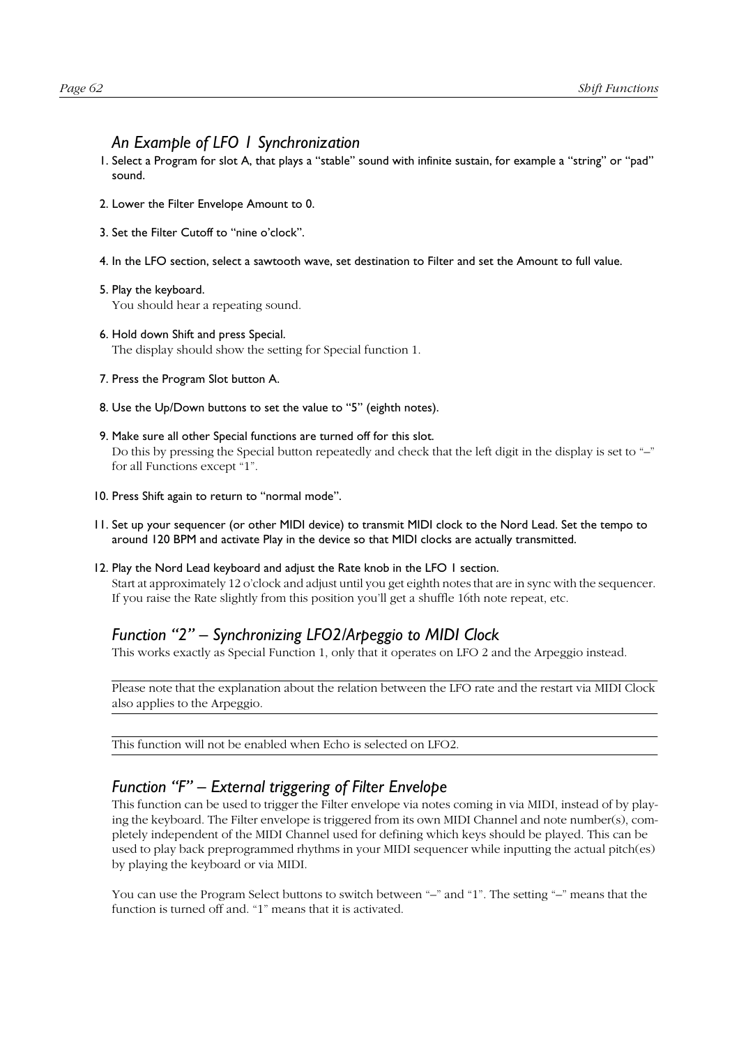### An Example of LFO 1 Synchronization

1. Select a Program for slot A, that plays a "stable" sound with infinite sustain, for example a "string" or "pad" sound.

2. Lower the Filter Envelope Amount to 0.

3. Set the Filter Cutoff to "nine o'clock".

4. In the LFO section, select a sawtooth wave, set destination to Filter and set the Amount to full value.

5. Play the keyboard.
   You should hear a repeating sound.

6. Hold down Shift and press Special.
   The display should show the setting for Special function 1.

7. Press the Program Slot button A.

8. Use the Up/Down buttons to set the value to "5" (eighth notes).

9. Make sure all other Special functions are turned off for this slot.
   Do this by pressing the Special button repeatedly and check that the left digit in the display is set to "–" for all Functions except "1".

10. Press Shift again to return to "normal mode".

11. Set up your sequencer (or other MIDI device) to transmit MIDI clock to the Nord Lead. Set the tempo to around 120 BPM and activate Play in the device so that MIDI clocks are actually transmitted.

12. Play the Nord Lead keyboard and adjust the Rate knob in the LFO 1 section.
    Start at approximately 12 o'clock and adjust until you get eighth notes that are in sync with the sequencer. If you raise the Rate slightly from this position you'll get a shuffle 16th note repeat, etc.

### Function "2" – Synchronizing LFO2/Arpeggio to MIDI Clock

This works exactly as Special Function 1, only that it operates on LFO 2 and the Arpeggio instead.

---

Please note that the explanation about the relation between the LFO rate and the restart via MIDI Clock also applies to the Arpeggio.

---

This function will not be enabled when Echo is selected on LFO2.

---

### Function "F" – External triggering of Filter Envelope

This function can be used to trigger the Filter envelope via notes coming in via MIDI, instead of by playing the keyboard. The Filter envelope is triggered from its own MIDI Channel and note number(s), completely independent of the MIDI Channel used for defining which keys should be played. This can be used to play back preprogrammed rhythms in your MIDI sequencer while inputting the actual pitch(es) by playing the keyboard or via MIDI.

You can use the Program Select buttons to switch between "–" and "1". The setting "–" means that the function is turned off and. "1" means that it is activated.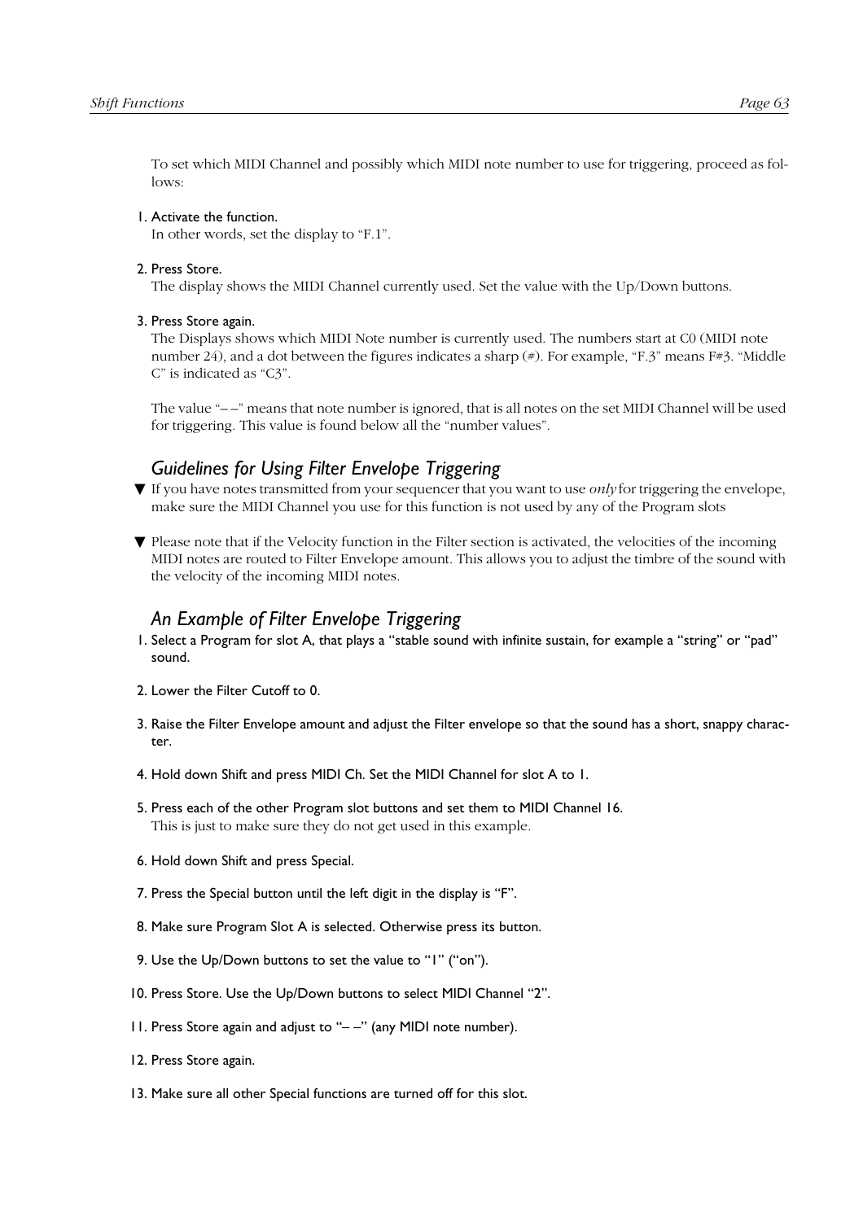To set which MIDI Channel and possibly which MIDI note number to use for triggering, proceed as follows:

1. Activate the function.
   In other words, set the display to "F.1".

2. Press Store.
   The display shows the MIDI Channel currently used. Set the value with the Up/Down buttons.

3. Press Store again.
   The Displays shows which MIDI Note number is currently used. The numbers start at C0 (MIDI note number 24), and a dot between the figures indicates a sharp (#). For example, "F.3" means F#3. "Middle C" is indicated as "C3".

   The value "– –" means that note number is ignored, that is all notes on the set MIDI Channel will be used for triggering. This value is found below all the "number values".

## *Guidelines for Using Filter Envelope Triggering*

▼ If you have notes transmitted from your sequencer that you want to use *only* for triggering the envelope, make sure the MIDI Channel you use for this function is not used by any of the Program slots

▼ Please note that if the Velocity function in the Filter section is activated, the velocities of the incoming MIDI notes are routed to Filter Envelope amount. This allows you to adjust the timbre of the sound with the velocity of the incoming MIDI notes.

## *An Example of Filter Envelope Triggering*

1. Select a Program for slot A, that plays a "stable sound with infinite sustain, for example a "string" or "pad" sound.

2. Lower the Filter Cutoff to 0.

3. Raise the Filter Envelope amount and adjust the Filter envelope so that the sound has a short, snappy character.

4. Hold down Shift and press MIDI Ch. Set the MIDI Channel for slot A to 1.

5. Press each of the other Program slot buttons and set them to MIDI Channel 16.
   This is just to make sure they do not get used in this example.

6. Hold down Shift and press Special.

7. Press the Special button until the left digit in the display is "F".

8. Make sure Program Slot A is selected. Otherwise press its button.

9. Use the Up/Down buttons to set the value to "1" ("on").

10. Press Store. Use the Up/Down buttons to select MIDI Channel "2".

11. Press Store again and adjust to "– –" (any MIDI note number).

12. Press Store again.

13. Make sure all other Special functions are turned off for this slot.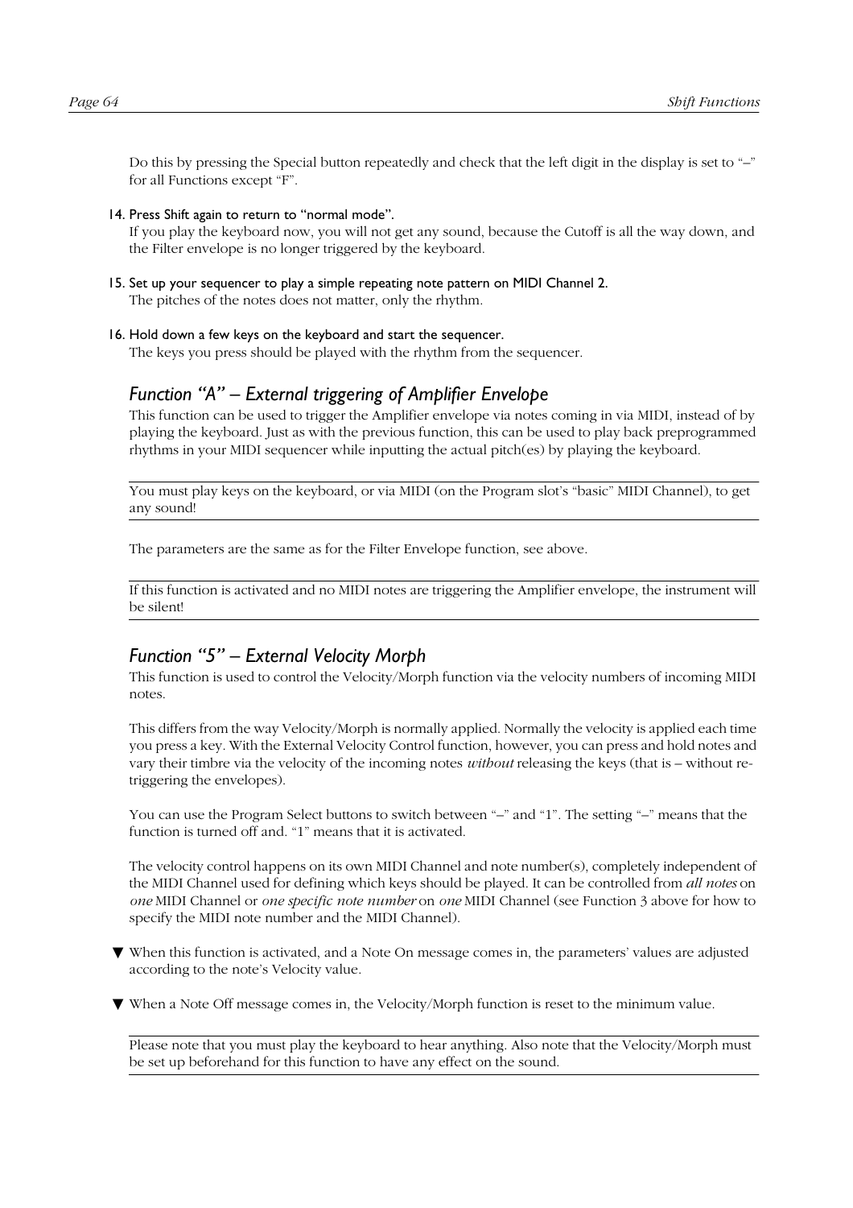Do this by pressing the Special button repeatedly and check that the left digit in the display is set to "–" for all Functions except "F".

14. Press Shift again to return to "normal mode".
    If you play the keyboard now, you will not get any sound, because the Cutoff is all the way down, and the Filter envelope is no longer triggered by the keyboard.

15. Set up your sequencer to play a simple repeating note pattern on MIDI Channel 2.
    The pitches of the notes does not matter, only the rhythm.

16. Hold down a few keys on the keyboard and start the sequencer.
    The keys you press should be played with the rhythm from the sequencer.

### *Function "A" – External triggering of Amplifier Envelope*

This function can be used to trigger the Amplifier envelope via notes coming in via MIDI, instead of by playing the keyboard. Just as with the previous function, this can be used to play back preprogrammed rhythms in your MIDI sequencer while inputting the actual pitch(es) by playing the keyboard.

---

You must play keys on the keyboard, or via MIDI (on the Program slot's "basic" MIDI Channel), to get any sound!

---

The parameters are the same as for the Filter Envelope function, see above.

---

If this function is activated and no MIDI notes are triggering the Amplifier envelope, the instrument will be silent!

---

### *Function "5" – External Velocity Morph*

This function is used to control the Velocity/Morph function via the velocity numbers of incoming MIDI notes.

This differs from the way Velocity/Morph is normally applied. Normally the velocity is applied each time you press a key. With the External Velocity Control function, however, you can press and hold notes and vary their timbre via the velocity of the incoming notes *without* releasing the keys (that is – without re-triggering the envelopes).

You can use the Program Select buttons to switch between "–" and "1". The setting "–" means that the function is turned off and. "1" means that it is activated.

The velocity control happens on its own MIDI Channel and note number(s), completely independent of the MIDI Channel used for defining which keys should be played. It can be controlled from *all notes* on *one* MIDI Channel or *one specific note number* on *one* MIDI Channel (see Function 3 above for how to specify the MIDI note number and the MIDI Channel).

▼ When this function is activated, and a Note On message comes in, the parameters' values are adjusted according to the note's Velocity value.

▼ When a Note Off message comes in, the Velocity/Morph function is reset to the minimum value.

---

Please note that you must play the keyboard to hear anything. Also note that the Velocity/Morph must be set up beforehand for this function to have any effect on the sound.

---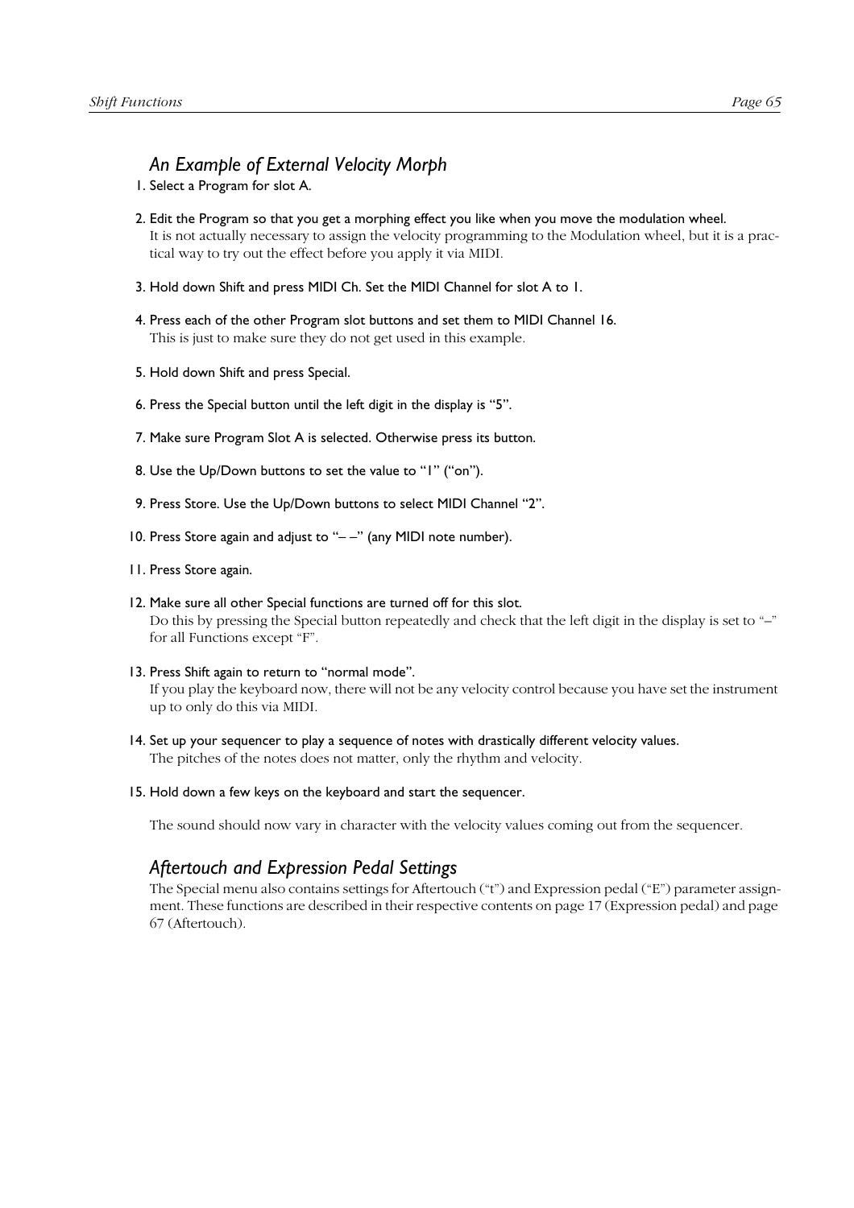## *An Example of External Velocity Morph*

1. Select a Program for slot A.

2. Edit the Program so that you get a morphing effect you like when you move the modulation wheel.
   It is not actually necessary to assign the velocity programming to the Modulation wheel, but it is a practical way to try out the effect before you apply it via MIDI.

3. Hold down Shift and press MIDI Ch. Set the MIDI Channel for slot A to 1.

4. Press each of the other Program slot buttons and set them to MIDI Channel 16.
   This is just to make sure they do not get used in this example.

5. Hold down Shift and press Special.

6. Press the Special button until the left digit in the display is "5".

7. Make sure Program Slot A is selected. Otherwise press its button.

8. Use the Up/Down buttons to set the value to "1" ("on").

9. Press Store. Use the Up/Down buttons to select MIDI Channel "2".

10. Press Store again and adjust to "– –" (any MIDI note number).

11. Press Store again.

12. Make sure all other Special functions are turned off for this slot.
    Do this by pressing the Special button repeatedly and check that the left digit in the display is set to "–" for all Functions except "F".

13. Press Shift again to return to "normal mode".
    If you play the keyboard now, there will not be any velocity control because you have set the instrument up to only do this via MIDI.

14. Set up your sequencer to play a sequence of notes with drastically different velocity values.
    The pitches of the notes does not matter, only the rhythm and velocity.

15. Hold down a few keys on the keyboard and start the sequencer.

    The sound should now vary in character with the velocity values coming out from the sequencer.

## *Aftertouch and Expression Pedal Settings*

The Special menu also contains settings for Aftertouch ("t") and Expression pedal ("E") parameter assignment. These functions are described in their respective contents on page 17 (Expression pedal) and page 67 (Aftertouch).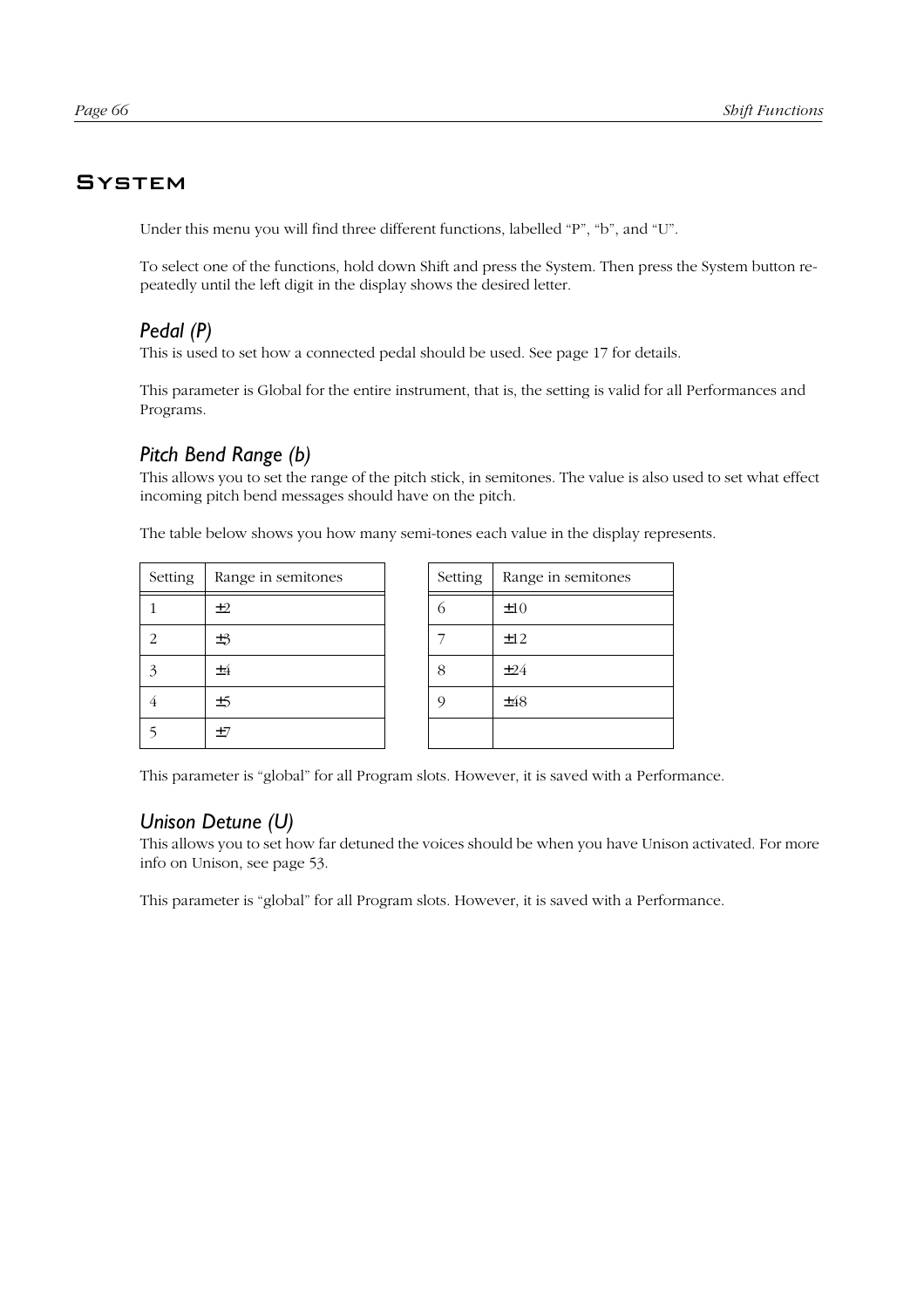# System

Under this menu you will find three different functions, labelled “P”, “b”, and “U”.

To select one of the functions, hold down Shift and press the System. Then press the System button repeatedly until the left digit in the display shows the desired letter.

## *Pedal (P)*

This is used to set how a connected pedal should be used. See page 17 for details.

This parameter is Global for the entire instrument, that is, the setting is valid for all Performances and Programs.

## *Pitch Bend Range (b)*

This allows you to set the range of the pitch stick, in semitones. The value is also used to set what effect incoming pitch bend messages should have on the pitch.

The table below shows you how many semi-tones each value in the display represents.

| Setting | Range in semitones |
|---|---|
| 1 | ±2 |
| 2 | ±3 |
| 3 | ±4 |
| 4 | ±5 |
| 5 | ±7 |

| Setting | Range in semitones |
|---|---|
| 6 | ±10 |
| 7 | ±12 |
| 8 | ±24 |
| 9 | ±48 |
| | |

This parameter is “global” for all Program slots. However, it is saved with a Performance.

## *Unison Detune (U)*

This allows you to set how far detuned the voices should be when you have Unison activated. For more info on Unison, see page 53.

This parameter is “global” for all Program slots. However, it is saved with a Performance.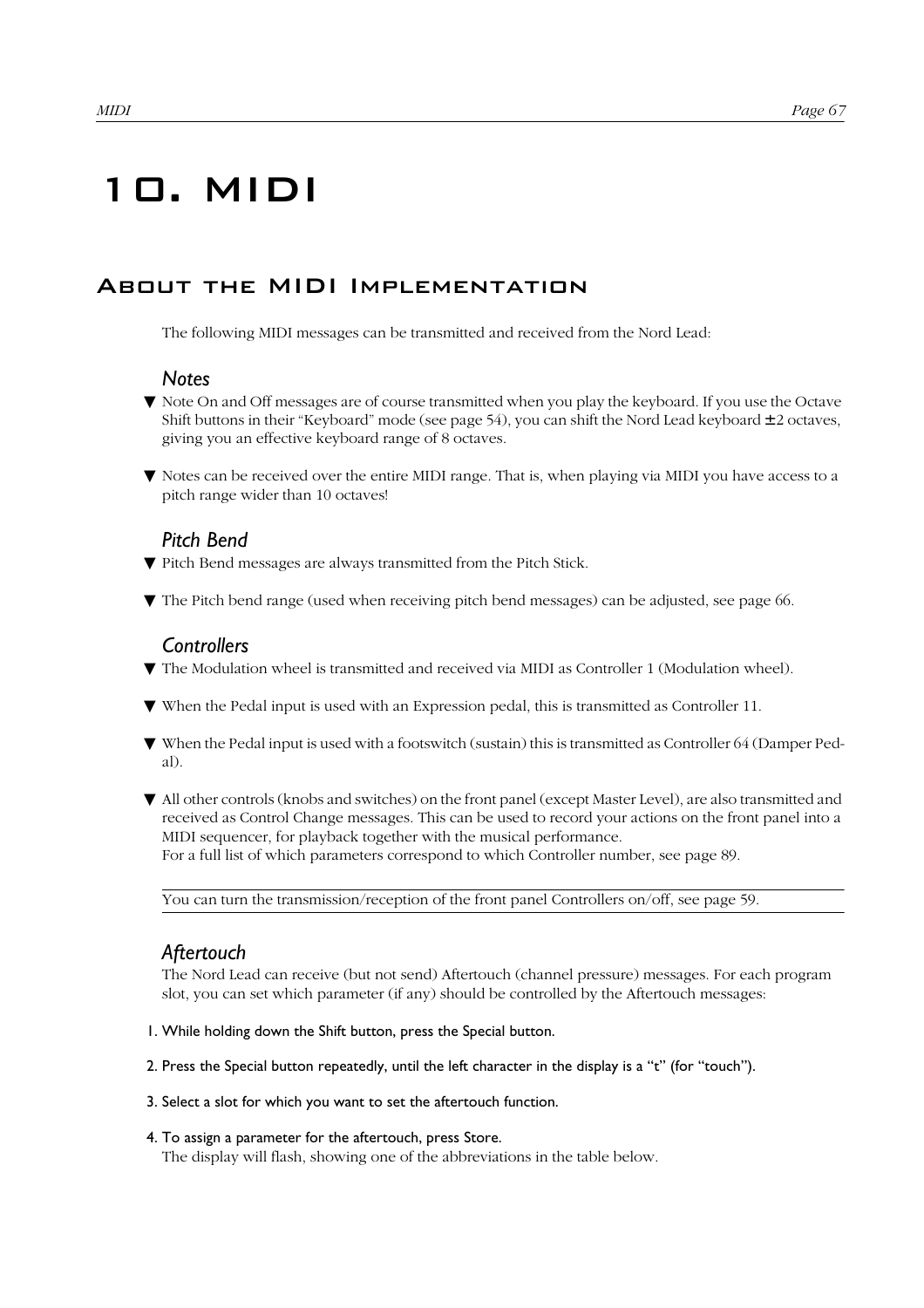# 10. MIDI

## About the MIDI Implementation

The following MIDI messages can be transmitted and received from the Nord Lead:

### *Notes*

▼ Note On and Off messages are of course transmitted when you play the keyboard. If you use the Octave Shift buttons in their "Keyboard" mode (see page 54), you can shift the Nord Lead keyboard ±2 octaves, giving you an effective keyboard range of 8 octaves.

▼ Notes can be received over the entire MIDI range. That is, when playing via MIDI you have access to a pitch range wider than 10 octaves!

### *Pitch Bend*

▼ Pitch Bend messages are always transmitted from the Pitch Stick.

▼ The Pitch bend range (used when receiving pitch bend messages) can be adjusted, see page 66.

### *Controllers*

▼ The Modulation wheel is transmitted and received via MIDI as Controller 1 (Modulation wheel).

▼ When the Pedal input is used with an Expression pedal, this is transmitted as Controller 11.

▼ When the Pedal input is used with a footswitch (sustain) this is transmitted as Controller 64 (Damper Pedal).

▼ All other controls (knobs and switches) on the front panel (except Master Level), are also transmitted and received as Control Change messages. This can be used to record your actions on the front panel into a MIDI sequencer, for playback together with the musical performance.
For a full list of which parameters correspond to which Controller number, see page 89.

---

You can turn the transmission/reception of the front panel Controllers on/off, see page 59.

---

### *Aftertouch*

The Nord Lead can receive (but not send) Aftertouch (channel pressure) messages. For each program slot, you can set which parameter (if any) should be controlled by the Aftertouch messages:

1. While holding down the Shift button, press the Special button.

2. Press the Special button repeatedly, until the left character in the display is a "t" (for "touch").

3. Select a slot for which you want to set the aftertouch function.

4. To assign a parameter for the aftertouch, press Store.
   The display will flash, showing one of the abbreviations in the table below.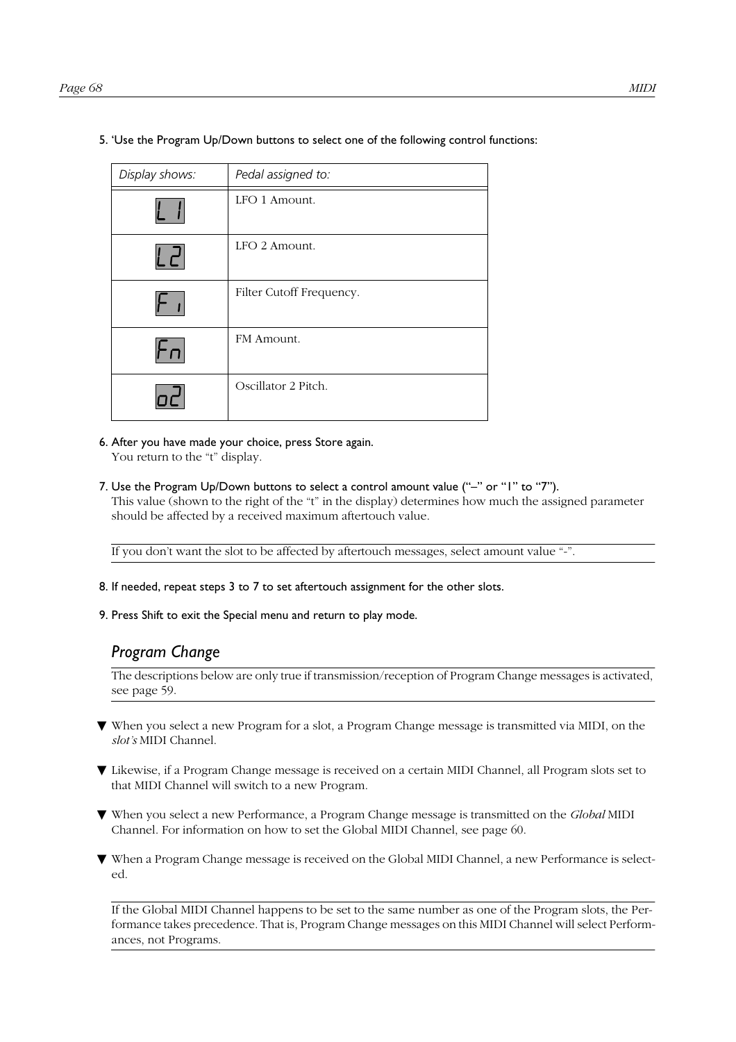5. 'Use the Program Up/Down buttons to select one of the following control functions:

| *Display shows:* | *Pedal assigned to:* |
|---|---|
| L 1 | LFO 1 Amount. |
| L2 | LFO 2 Amount. |
| F1 | Filter Cutoff Frequency. |
| Fn | FM Amount. |
| o2 | Oscillator 2 Pitch. |

6. After you have made your choice, press Store again.
   You return to the "t" display.

7. Use the Program Up/Down buttons to select a control amount value ("–" or "1" to "7").
   This value (shown to the right of the "t" in the display) determines how much the assigned parameter should be affected by a received maximum aftertouch value.

   If you don't want the slot to be affected by aftertouch messages, select amount value "-".

8. If needed, repeat steps 3 to 7 to set aftertouch assignment for the other slots.

9. Press Shift to exit the Special menu and return to play mode.

## *Program Change*

The descriptions below are only true if transmission/reception of Program Change messages is activated, see page 59.

- When you select a new Program for a slot, a Program Change message is transmitted via MIDI, on the *slot's* MIDI Channel.
- Likewise, if a Program Change message is received on a certain MIDI Channel, all Program slots set to that MIDI Channel will switch to a new Program.
- When you select a new Performance, a Program Change message is transmitted on the *Global* MIDI Channel. For information on how to set the Global MIDI Channel, see page 60.
- When a Program Change message is received on the Global MIDI Channel, a new Performance is selected.

If the Global MIDI Channel happens to be set to the same number as one of the Program slots, the Performance takes precedence. That is, Program Change messages on this MIDI Channel will select Performances, not Programs.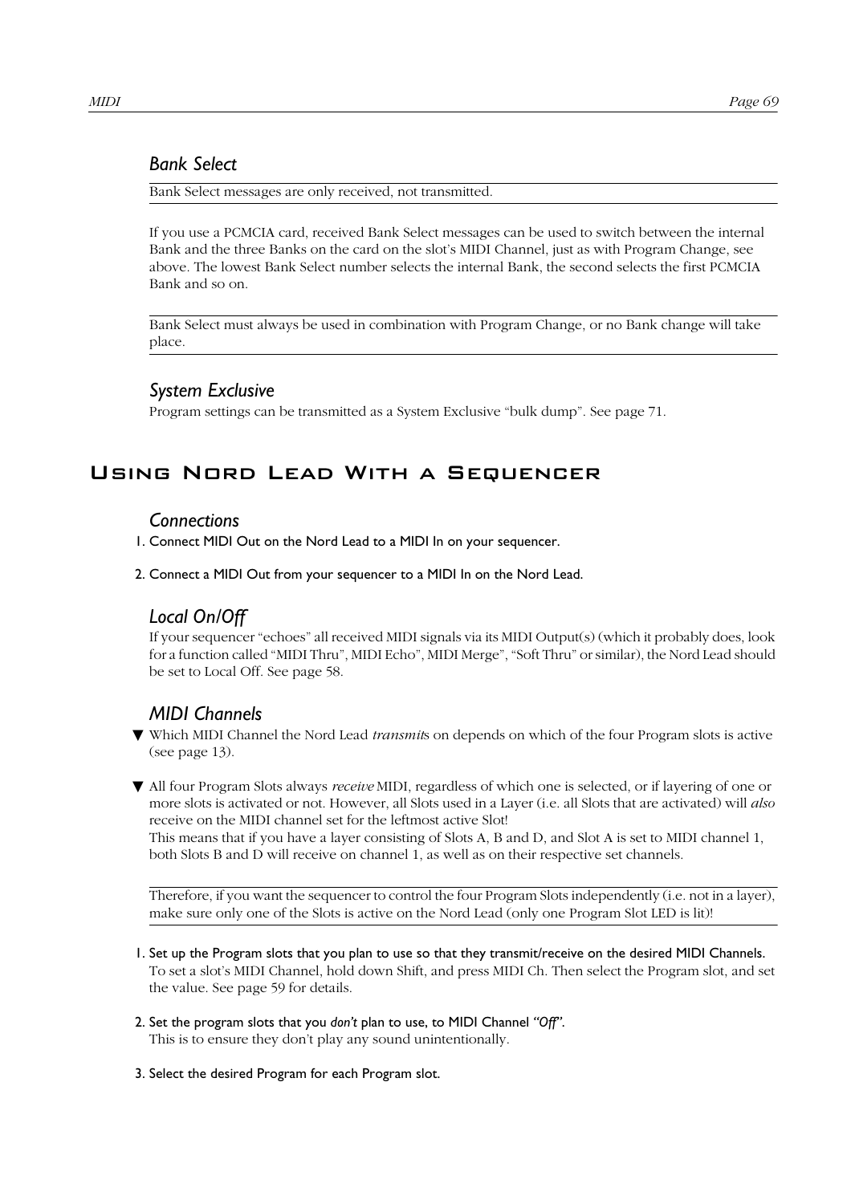### *Bank Select*

Bank Select messages are only received, not transmitted.

If you use a PCMCIA card, received Bank Select messages can be used to switch between the internal Bank and the three Banks on the card on the slot's MIDI Channel, just as with Program Change, see above. The lowest Bank Select number selects the internal Bank, the second selects the first PCMCIA Bank and so on.

Bank Select must always be used in combination with Program Change, or no Bank change will take place.

### *System Exclusive*

Program settings can be transmitted as a System Exclusive "bulk dump". See page 71.

## Using Nord Lead With a Sequencer

### *Connections*

1. Connect MIDI Out on the Nord Lead to a MIDI In on your sequencer.

2. Connect a MIDI Out from your sequencer to a MIDI In on the Nord Lead.

### *Local On/Off*

If your sequencer "echoes" all received MIDI signals via its MIDI Output(s) (which it probably does, look for a function called "MIDI Thru", MIDI Echo", MIDI Merge", "Soft Thru" or similar), the Nord Lead should be set to Local Off. See page 58.

### *MIDI Channels*

▼ Which MIDI Channel the Nord Lead *transmit*s on depends on which of the four Program slots is active (see page 13).

▼ All four Program Slots always *receive* MIDI, regardless of which one is selected, or if layering of one or more slots is activated or not. However, all Slots used in a Layer (i.e. all Slots that are activated) will *also* receive on the MIDI channel set for the leftmost active Slot!
This means that if you have a layer consisting of Slots A, B and D, and Slot A is set to MIDI channel 1, both Slots B and D will receive on channel 1, as well as on their respective set channels.

Therefore, if you want the sequencer to control the four Program Slots independently (i.e. not in a layer), make sure only one of the Slots is active on the Nord Lead (only one Program Slot LED is lit)!

1. Set up the Program slots that you plan to use so that they transmit/receive on the desired MIDI Channels.
To set a slot's MIDI Channel, hold down Shift, and press MIDI Ch. Then select the Program slot, and set the value. See page 59 for details.

2. Set the program slots that you *don't* plan to use, to MIDI Channel *"Off"*.
This is to ensure they don't play any sound unintentionally.

3. Select the desired Program for each Program slot.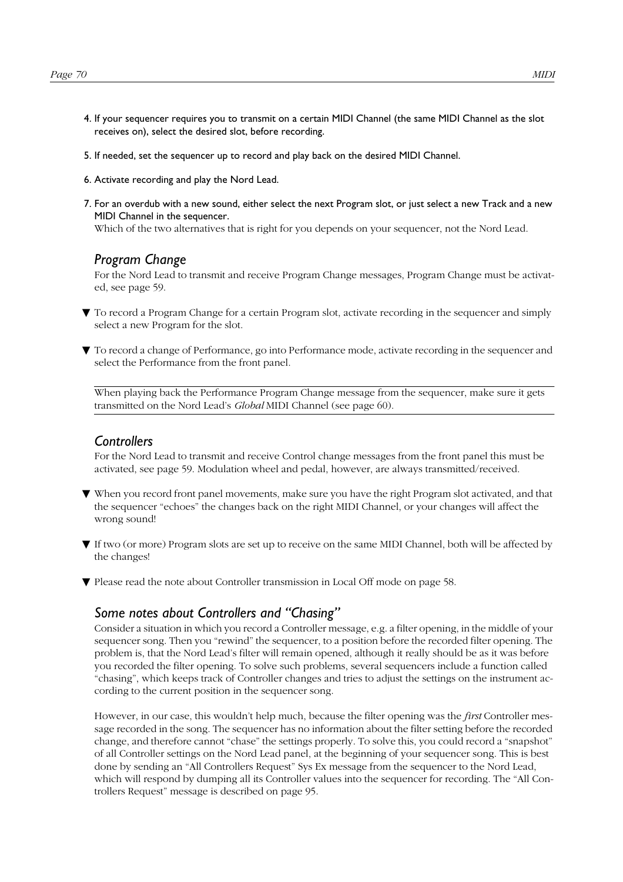4. If your sequencer requires you to transmit on a certain MIDI Channel (the same MIDI Channel as the slot receives on), select the desired slot, before recording.

5. If needed, set the sequencer up to record and play back on the desired MIDI Channel.

6. Activate recording and play the Nord Lead.

7. For an overdub with a new sound, either select the next Program slot, or just select a new Track and a new MIDI Channel in the sequencer.
   Which of the two alternatives that is right for you depends on your sequencer, not the Nord Lead.

## *Program Change*

For the Nord Lead to transmit and receive Program Change messages, Program Change must be activated, see page 59.

▼ To record a Program Change for a certain Program slot, activate recording in the sequencer and simply select a new Program for the slot.

▼ To record a change of Performance, go into Performance mode, activate recording in the sequencer and select the Performance from the front panel.

---

When playing back the Performance Program Change message from the sequencer, make sure it gets transmitted on the Nord Lead's *Global* MIDI Channel (see page 60).

---

## *Controllers*

For the Nord Lead to transmit and receive Control change messages from the front panel this must be activated, see page 59. Modulation wheel and pedal, however, are always transmitted/received.

▼ When you record front panel movements, make sure you have the right Program slot activated, and that the sequencer "echoes" the changes back on the right MIDI Channel, or your changes will affect the wrong sound!

▼ If two (or more) Program slots are set up to receive on the same MIDI Channel, both will be affected by the changes!

▼ Please read the note about Controller transmission in Local Off mode on page 58.

## *Some notes about Controllers and "Chasing"*

Consider a situation in which you record a Controller message, e.g. a filter opening, in the middle of your sequencer song. Then you "rewind" the sequencer, to a position before the recorded filter opening. The problem is, that the Nord Lead's filter will remain opened, although it really should be as it was before you recorded the filter opening. To solve such problems, several sequencers include a function called "chasing", which keeps track of Controller changes and tries to adjust the settings on the instrument according to the current position in the sequencer song.

However, in our case, this wouldn't help much, because the filter opening was the *first* Controller message recorded in the song. The sequencer has no information about the filter setting before the recorded change, and therefore cannot "chase" the settings properly. To solve this, you could record a "snapshot" of all Controller settings on the Nord Lead panel, at the beginning of your sequencer song. This is best done by sending an "All Controllers Request" Sys Ex message from the sequencer to the Nord Lead, which will respond by dumping all its Controller values into the sequencer for recording. The "All Controllers Request" message is described on page 95.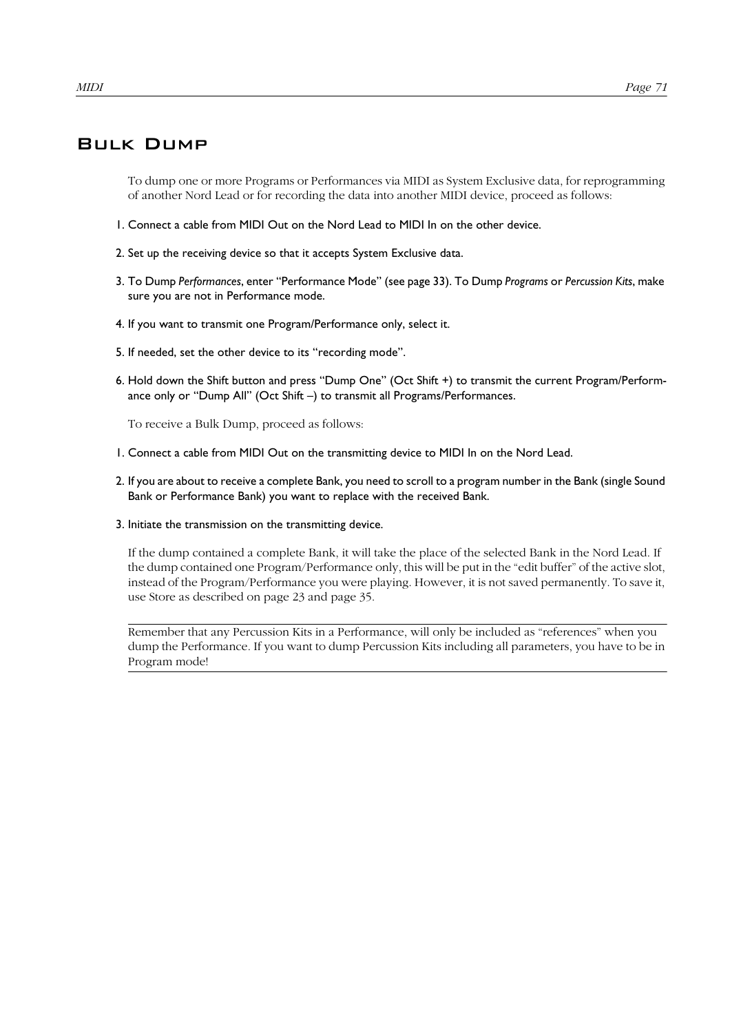# Bulk Dump

To dump one or more Programs or Performances via MIDI as System Exclusive data, for reprogramming of another Nord Lead or for recording the data into another MIDI device, proceed as follows:

1. Connect a cable from MIDI Out on the Nord Lead to MIDI In on the other device.
2. Set up the receiving device so that it accepts System Exclusive data.
3. To Dump *Performances*, enter "Performance Mode" (see page 33). To Dump *Programs* or *Percussion Kits*, make sure you are not in Performance mode.
4. If you want to transmit one Program/Performance only, select it.
5. If needed, set the other device to its "recording mode".
6. Hold down the Shift button and press "Dump One" (Oct Shift +) to transmit the current Program/Performance only or "Dump All" (Oct Shift –) to transmit all Programs/Performances.

To receive a Bulk Dump, proceed as follows:

1. Connect a cable from MIDI Out on the transmitting device to MIDI In on the Nord Lead.
2. If you are about to receive a complete Bank, you need to scroll to a program number in the Bank (single Sound Bank or Performance Bank) you want to replace with the received Bank.
3. Initiate the transmission on the transmitting device.

If the dump contained a complete Bank, it will take the place of the selected Bank in the Nord Lead. If the dump contained one Program/Performance only, this will be put in the "edit buffer" of the active slot, instead of the Program/Performance you were playing. However, it is not saved permanently. To save it, use Store as described on page 23 and page 35.

---

Remember that any Percussion Kits in a Performance, will only be included as "references" when you dump the Performance. If you want to dump Percussion Kits including all parameters, you have to be in Program mode!

---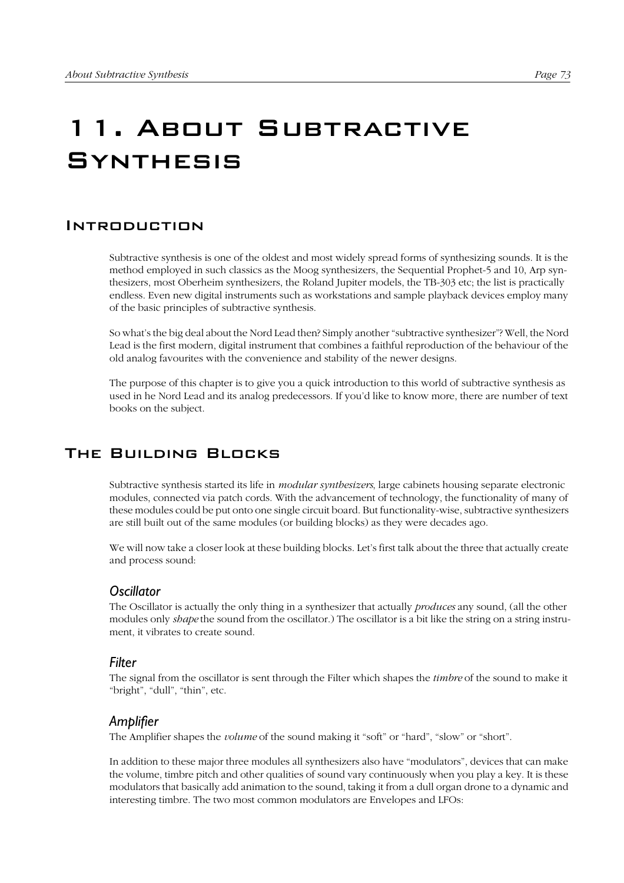# 11. About Subtractive Synthesis

## Introduction

Subtractive synthesis is one of the oldest and most widely spread forms of synthesizing sounds. It is the method employed in such classics as the Moog synthesizers, the Sequential Prophet-5 and 10, Arp synthesizers, most Oberheim synthesizers, the Roland Jupiter models, the TB-303 etc; the list is practically endless. Even new digital instruments such as workstations and sample playback devices employ many of the basic principles of subtractive synthesis.

So what's the big deal about the Nord Lead then? Simply another "subtractive synthesizer"? Well, the Nord Lead is the first modern, digital instrument that combines a faithful reproduction of the behaviour of the old analog favourites with the convenience and stability of the newer designs.

The purpose of this chapter is to give you a quick introduction to this world of subtractive synthesis as used in he Nord Lead and its analog predecessors. If you'd like to know more, there are number of text books on the subject.

## The Building Blocks

Subtractive synthesis started its life in *modular synthesizers*, large cabinets housing separate electronic modules, connected via patch cords. With the advancement of technology, the functionality of many of these modules could be put onto one single circuit board. But functionality-wise, subtractive synthesizers are still built out of the same modules (or building blocks) as they were decades ago.

We will now take a closer look at these building blocks. Let's first talk about the three that actually create and process sound:

### Oscillator

The Oscillator is actually the only thing in a synthesizer that actually *produces* any sound, (all the other modules only *shape* the sound from the oscillator.) The oscillator is a bit like the string on a string instrument, it vibrates to create sound.

### Filter

The signal from the oscillator is sent through the Filter which shapes the *timbre* of the sound to make it "bright", "dull", "thin", etc.

### Amplifier

The Amplifier shapes the *volume* of the sound making it "soft" or "hard", "slow" or "short".

In addition to these major three modules all synthesizers also have "modulators", devices that can make the volume, timbre pitch and other qualities of sound vary continuously when you play a key. It is these modulators that basically add animation to the sound, taking it from a dull organ drone to a dynamic and interesting timbre. The two most common modulators are Envelopes and LFOs: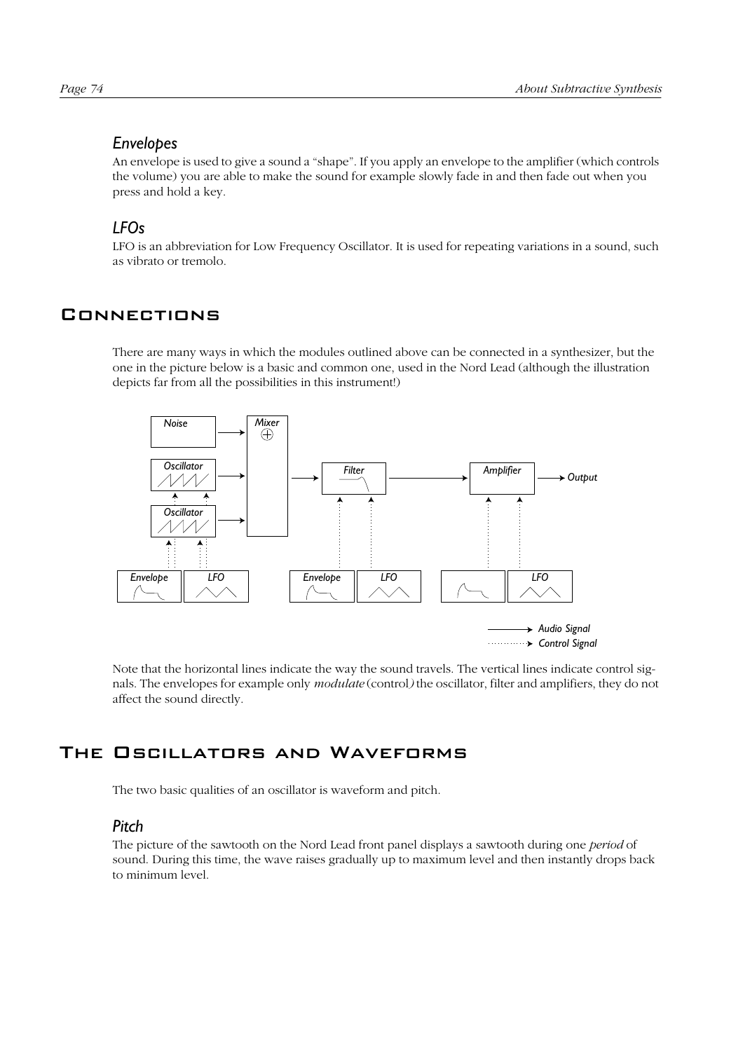### Envelopes

An envelope is used to give a sound a "shape". If you apply an envelope to the amplifier (which controls the volume) you are able to make the sound for example slowly fade in and then fade out when you press and hold a key.

### LFOs

LFO is an abbreviation for Low Frequency Oscillator. It is used for repeating variations in a sound, such as vibrato or tremolo.

## Connections

There are many ways in which the modules outlined above can be connected in a synthesizer, but the one in the picture below is a basic and common one, used in the Nord Lead (although the illustration depicts far from all the possibilities in this instrument!)

Noise, Oscillator, Oscillator, Mixer, Filter, Amplifier, Output, Envelope, LFO, Envelope, LFO, LFO

Audio Signal
Control Signal

Note that the horizontal lines indicate the way the sound travels. The vertical lines indicate control signals. The envelopes for example only *modulate* (control) the oscillator, filter and amplifiers, they do not affect the sound directly.

## The Oscillators and Waveforms

The two basic qualities of an oscillator is waveform and pitch.

### Pitch

The picture of the sawtooth on the Nord Lead front panel displays a sawtooth during one *period* of sound. During this time, the wave raises gradually up to maximum level and then instantly drops back to minimum level.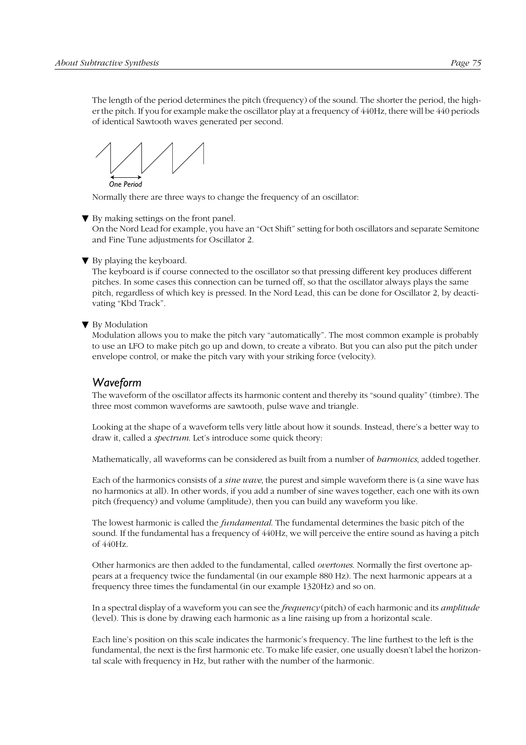The length of the period determines the pitch (frequency) of the sound. The shorter the period, the higher the pitch. If you for example make the oscillator play at a frequency of 440Hz, there will be 440 periods of identical Sawtooth waves generated per second.

One Period

Normally there are three ways to change the frequency of an oscillator:

- By making settings on the front panel.
  On the Nord Lead for example, you have an “Oct Shift” setting for both oscillators and separate Semitone and Fine Tune adjustments for Oscillator 2.
- By playing the keyboard.
  The keyboard is if course connected to the oscillator so that pressing different key produces different pitches. In some cases this connection can be turned off, so that the oscillator always plays the same pitch, regardless of which key is pressed. In the Nord Lead, this can be done for Oscillator 2, by deactivating “Kbd Track”.
- By Modulation
  Modulation allows you to make the pitch vary “automatically”. The most common example is probably to use an LFO to make pitch go up and down, to create a vibrato. But you can also put the pitch under envelope control, or make the pitch vary with your striking force (velocity).

## *Waveform*

The waveform of the oscillator affects its harmonic content and thereby its “sound quality” (timbre). The three most common waveforms are sawtooth, pulse wave and triangle.

Looking at the shape of a waveform tells very little about how it sounds. Instead, there’s a better way to draw it, called a *spectrum*. Let’s introduce some quick theory:

Mathematically, all waveforms can be considered as built from a number of *harmonics*, added together.

Each of the harmonics consists of a *sine wave*, the purest and simple waveform there is (a sine wave has no harmonics at all). In other words, if you add a number of sine waves together, each one with its own pitch (frequency) and volume (amplitude), then you can build any waveform you like.

The lowest harmonic is called the *fundamental*. The fundamental determines the basic pitch of the sound. If the fundamental has a frequency of 440Hz, we will perceive the entire sound as having a pitch of 440Hz.

Other harmonics are then added to the fundamental, called *overtones*. Normally the first overtone appears at a frequency twice the fundamental (in our example 880 Hz). The next harmonic appears at a frequency three times the fundamental (in our example 1320Hz) and so on.

In a spectral display of a waveform you can see the *frequency* (pitch) of each harmonic and its *amplitude* (level). This is done by drawing each harmonic as a line raising up from a horizontal scale.

Each line’s position on this scale indicates the harmonic’s frequency. The line furthest to the left is the fundamental, the next is the first harmonic etc. To make life easier, one usually doesn’t label the horizontal scale with frequency in Hz, but rather with the number of the harmonic.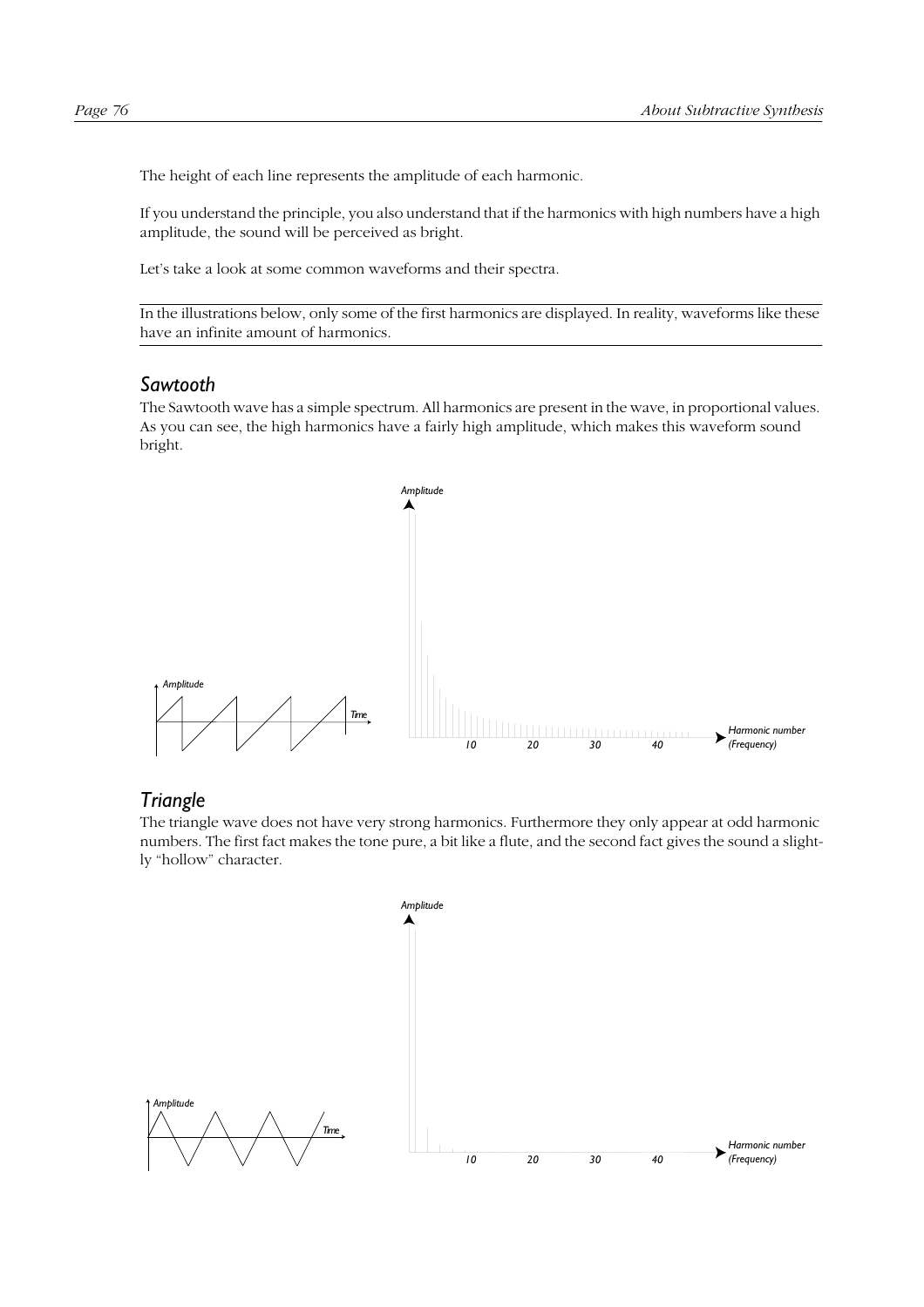The height of each line represents the amplitude of each harmonic.

If you understand the principle, you also understand that if the harmonics with high numbers have a high amplitude, the sound will be perceived as bright.

Let's take a look at some common waveforms and their spectra.

In the illustrations below, only some of the first harmonics are displayed. In reality, waveforms like these have an infinite amount of harmonics.

## Sawtooth

The Sawtooth wave has a simple spectrum. All harmonics are present in the wave, in proportional values. As you can see, the high harmonics have a fairly high amplitude, which makes this waveform sound bright.

## Triangle

The triangle wave does not have very strong harmonics. Furthermore they only appear at odd harmonic numbers. The first fact makes the tone pure, a bit like a flute, and the second fact gives the sound a slightly "hollow" character.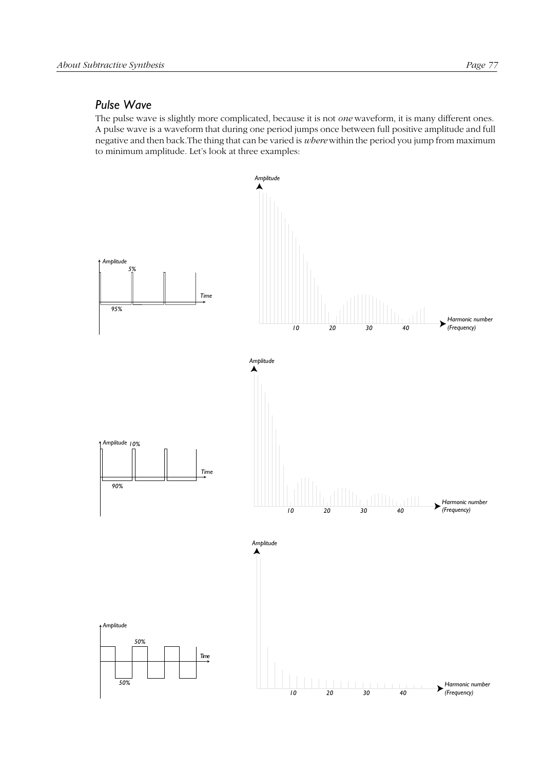## Pulse Wave

The pulse wave is slightly more complicated, because it is not *one* waveform, it is many different ones. A pulse wave is a waveform that during one period jumps once between full positive amplitude and full negative and then back.The thing that can be varied is *where* within the period you jump from maximum to minimum amplitude. Let's look at three examples: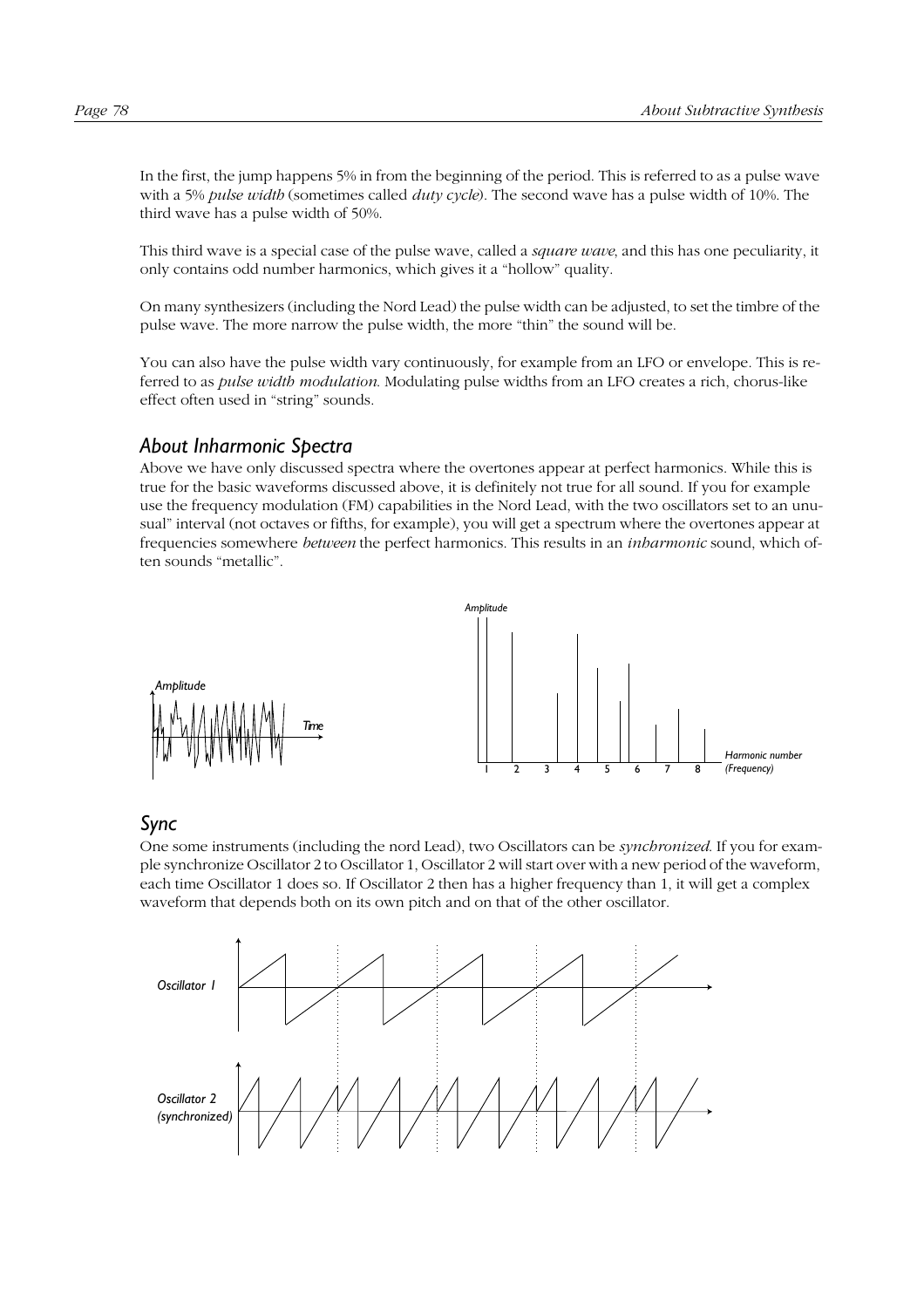In the first, the jump happens 5% in from the beginning of the period. This is referred to as a pulse wave with a 5% *pulse width* (sometimes called *duty cycle*). The second wave has a pulse width of 10%. The third wave has a pulse width of 50%.

This third wave is a special case of the pulse wave, called a *square wave*, and this has one peculiarity, it only contains odd number harmonics, which gives it a "hollow" quality.

On many synthesizers (including the Nord Lead) the pulse width can be adjusted, to set the timbre of the pulse wave. The more narrow the pulse width, the more "thin" the sound will be.

You can also have the pulse width vary continuously, for example from an LFO or envelope. This is referred to as *pulse width modulation*. Modulating pulse widths from an LFO creates a rich, chorus-like effect often used in "string" sounds.

## About Inharmonic Spectra

Above we have only discussed spectra where the overtones appear at perfect harmonics. While this is true for the basic waveforms discussed above, it is definitely not true for all sound. If you for example use the frequency modulation (FM) capabilities in the Nord Lead, with the two oscillators set to an unusual" interval (not octaves or fifths, for example), you will get a spectrum where the overtones appear at frequencies somewhere *between* the perfect harmonics. This results in an *inharmonic* sound, which often sounds "metallic".

## Sync

One some instruments (including the nord Lead), two Oscillators can be *synchronized*. If you for example synchronize Oscillator 2 to Oscillator 1, Oscillator 2 will start over with a new period of the waveform, each time Oscillator 1 does so. If Oscillator 2 then has a higher frequency than 1, it will get a complex waveform that depends both on its own pitch and on that of the other oscillator.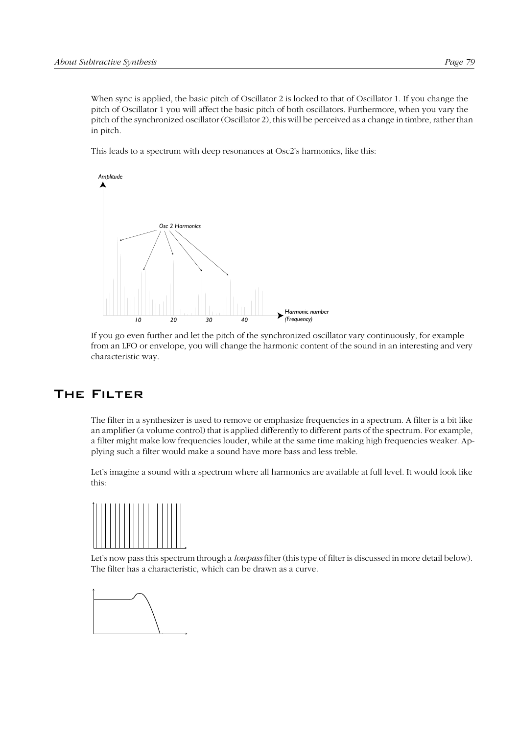When sync is applied, the basic pitch of Oscillator 2 is locked to that of Oscillator 1. If you change the pitch of Oscillator 1 you will affect the basic pitch of both oscillators. Furthermore, when you vary the pitch of the synchronized oscillator (Oscillator 2), this will be perceived as a change in timbre, rather than in pitch.

This leads to a spectrum with deep resonances at Osc2's harmonics, like this:

If you go even further and let the pitch of the synchronized oscillator vary continuously, for example from an LFO or envelope, you will change the harmonic content of the sound in an interesting and very characteristic way.

# The Filter

The filter in a synthesizer is used to remove or emphasize frequencies in a spectrum. A filter is a bit like an amplifier (a volume control) that is applied differently to different parts of the spectrum. For example, a filter might make low frequencies louder, while at the same time making high frequencies weaker. Applying such a filter would make a sound have more bass and less treble.

Let's imagine a sound with a spectrum where all harmonics are available at full level. It would look like this:

Let's now pass this spectrum through a *lowpass* filter (this type of filter is discussed in more detail below). The filter has a characteristic, which can be drawn as a curve.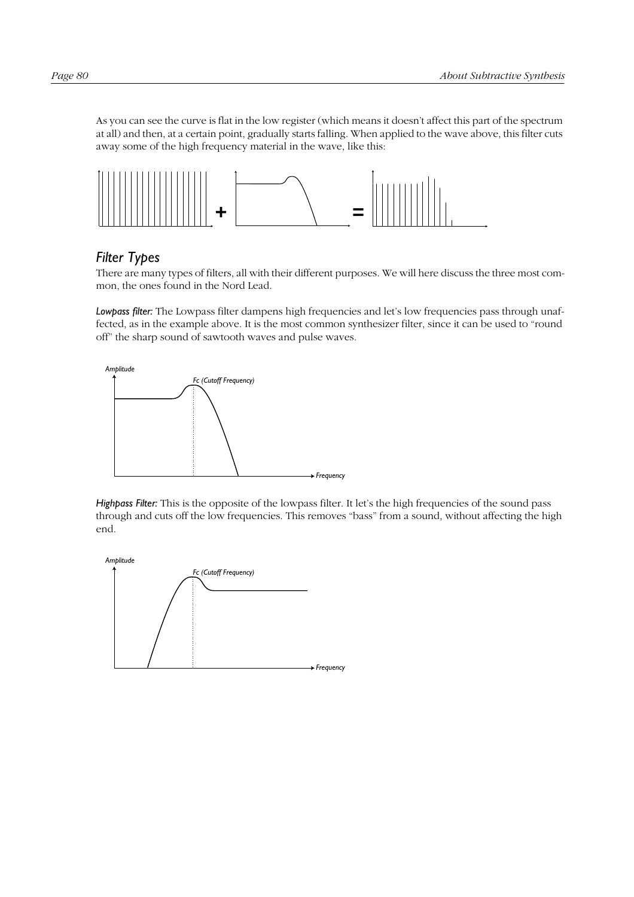As you can see the curve is flat in the low register (which means it doesn't affect this part of the spectrum at all) and then, at a certain point, gradually starts falling. When applied to the wave above, this filter cuts away some of the high frequency material in the wave, like this:

## *Filter Types*

There are many types of filters, all with their different purposes. We will here discuss the three most common, the ones found in the Nord Lead.

***Lowpass filter:*** The Lowpass filter dampens high frequencies and let's low frequencies pass through unaffected, as in the example above. It is the most common synthesizer filter, since it can be used to "round off" the sharp sound of sawtooth waves and pulse waves.

***Highpass Filter:*** This is the opposite of the lowpass filter. It let's the high frequencies of the sound pass through and cuts off the low frequencies. This removes "bass" from a sound, without affecting the high end.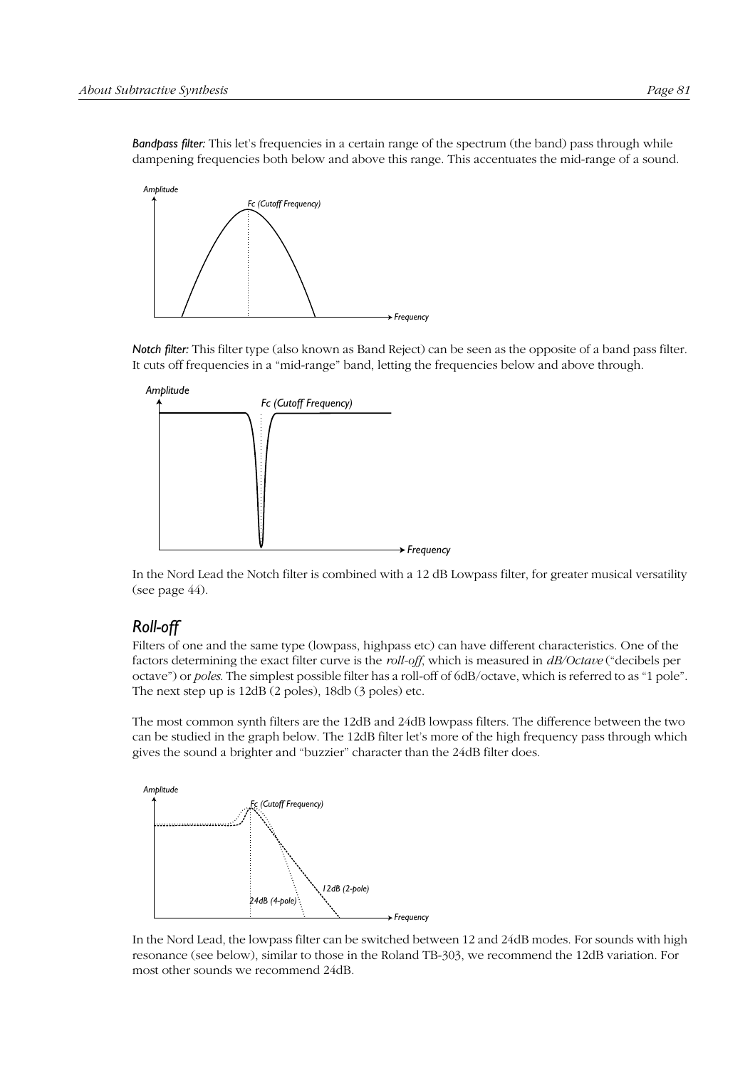*Bandpass filter:* This let's frequencies in a certain range of the spectrum (the band) pass through while dampening frequencies both below and above this range. This accentuates the mid-range of a sound.

*Notch filter:* This filter type (also known as Band Reject) can be seen as the opposite of a band pass filter. It cuts off frequencies in a "mid-range" band, letting the frequencies below and above through.

In the Nord Lead the Notch filter is combined with a 12 dB Lowpass filter, for greater musical versatility (see page 44).

## *Roll-off*

Filters of one and the same type (lowpass, highpass etc) can have different characteristics. One of the factors determining the exact filter curve is the *roll-off*, which is measured in *dB/Octave* ("decibels per octave") or *poles*. The simplest possible filter has a roll-off of 6dB/octave, which is referred to as "1 pole". The next step up is 12dB (2 poles), 18db (3 poles) etc.

The most common synth filters are the 12dB and 24dB lowpass filters. The difference between the two can be studied in the graph below. The 12dB filter let's more of the high frequency pass through which gives the sound a brighter and "buzzier" character than the 24dB filter does.

In the Nord Lead, the lowpass filter can be switched between 12 and 24dB modes. For sounds with high resonance (see below), similar to those in the Roland TB-303, we recommend the 12dB variation. For most other sounds we recommend 24dB.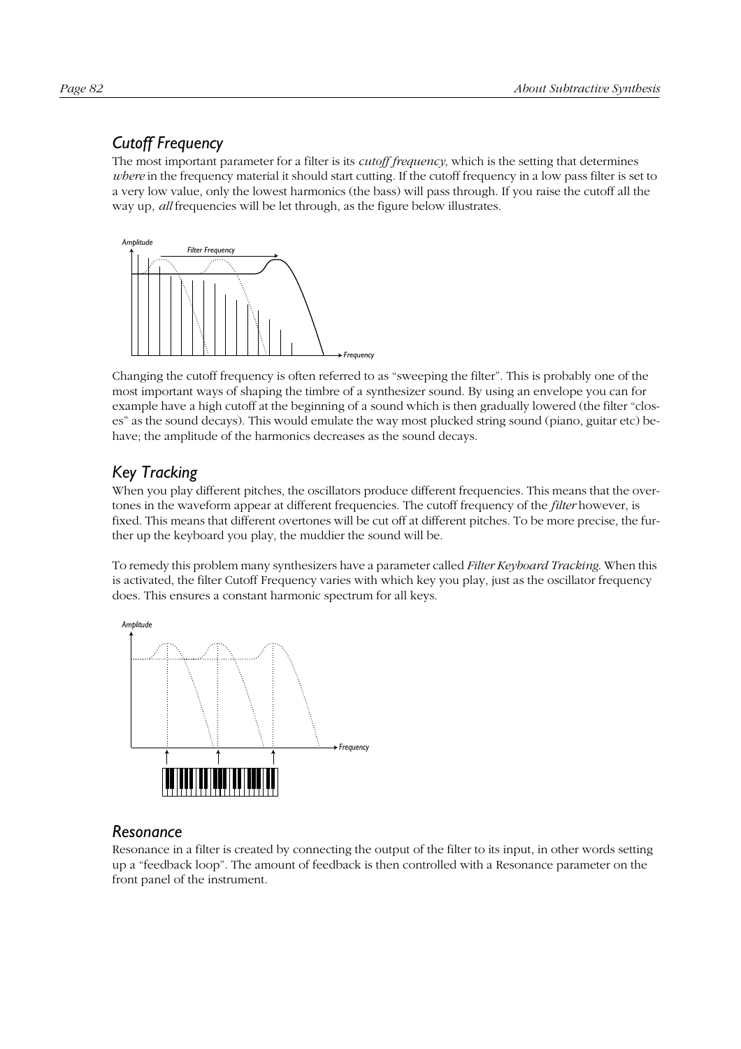## Cutoff Frequency

The most important parameter for a filter is its *cutoff frequency*, which is the setting that determines *where* in the frequency material it should start cutting. If the cutoff frequency in a low pass filter is set to a very low value, only the lowest harmonics (the bass) will pass through. If you raise the cutoff all the way up, *all* frequencies will be let through, as the figure below illustrates.

Changing the cutoff frequency is often referred to as "sweeping the filter". This is probably one of the most important ways of shaping the timbre of a synthesizer sound. By using an envelope you can for example have a high cutoff at the beginning of a sound which is then gradually lowered (the filter "closes" as the sound decays). This would emulate the way most plucked string sound (piano, guitar etc) behave; the amplitude of the harmonics decreases as the sound decays.

## Key Tracking

When you play different pitches, the oscillators produce different frequencies. This means that the overtones in the waveform appear at different frequencies. The cutoff frequency of the *filter* however, is fixed. This means that different overtones will be cut off at different pitches. To be more precise, the further up the keyboard you play, the muddier the sound will be.

To remedy this problem many synthesizers have a parameter called *Filter Keyboard Tracking*. When this is activated, the filter Cutoff Frequency varies with which key you play, just as the oscillator frequency does. This ensures a constant harmonic spectrum for all keys.

## Resonance

Resonance in a filter is created by connecting the output of the filter to its input, in other words setting up a "feedback loop". The amount of feedback is then controlled with a Resonance parameter on the front panel of the instrument.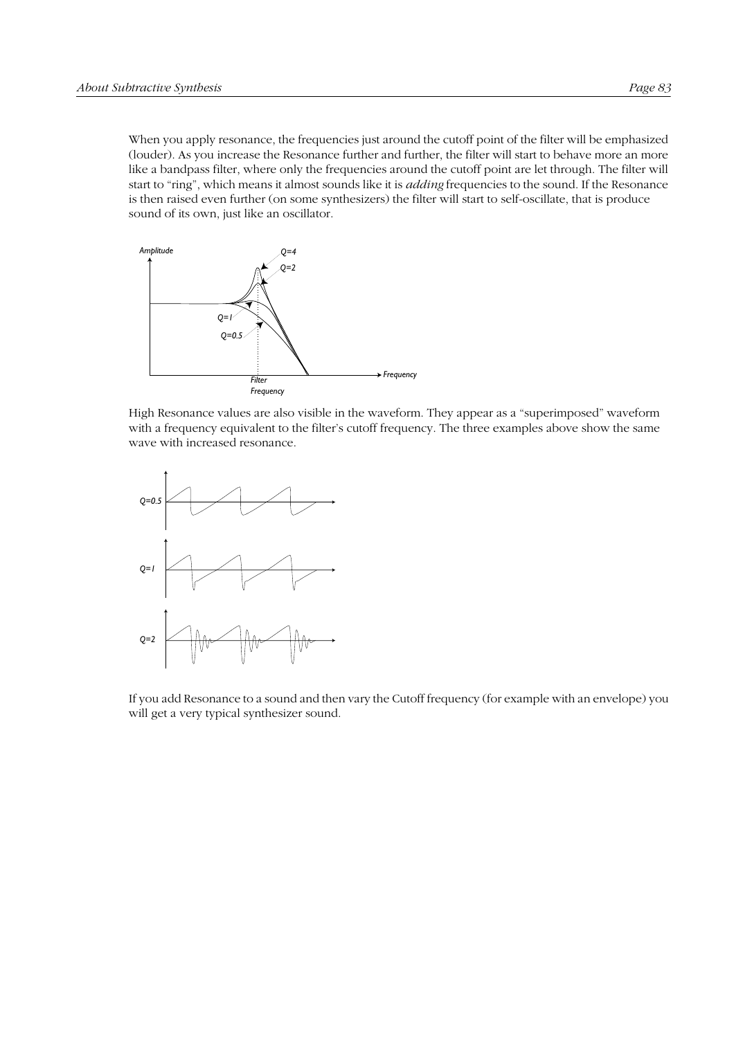When you apply resonance, the frequencies just around the cutoff point of the filter will be emphasized (louder). As you increase the Resonance further and further, the filter will start to behave more an more like a bandpass filter, where only the frequencies around the cutoff point are let through. The filter will start to "ring", which means it almost sounds like it is *adding* frequencies to the sound. If the Resonance is then raised even further (on some synthesizers) the filter will start to self-oscillate, that is produce sound of its own, just like an oscillator.

High Resonance values are also visible in the waveform. They appear as a "superimposed" waveform with a frequency equivalent to the filter's cutoff frequency. The three examples above show the same wave with increased resonance.

If you add Resonance to a sound and then vary the Cutoff frequency (for example with an envelope) you will get a very typical synthesizer sound.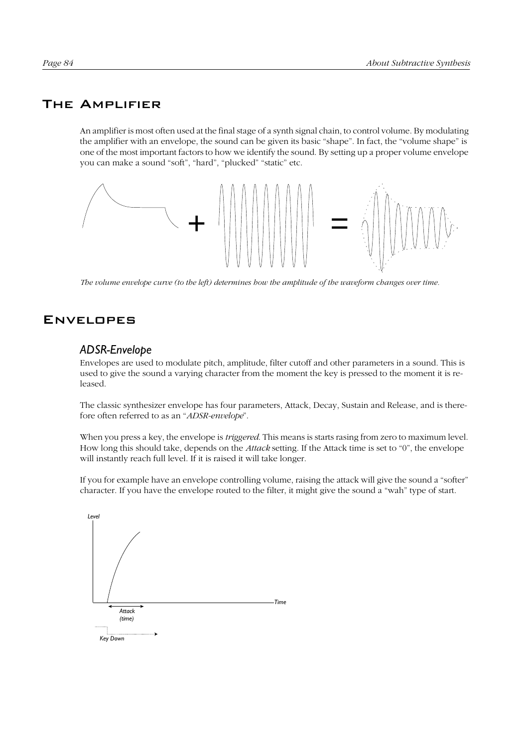# The Amplifier

An amplifier is most often used at the final stage of a synth signal chain, to control volume. By modulating the amplifier with an envelope, the sound can be given its basic "shape". In fact, the "volume shape" is one of the most important factors to how we identify the sound. By setting up a proper volume envelope you can make a sound "soft", "hard", "plucked" "static" etc.

*The volume envelope curve (to the left) determines how the amplitude of the waveform changes over time.*

# Envelopes

## ADSR-Envelope

Envelopes are used to modulate pitch, amplitude, filter cutoff and other parameters in a sound. This is used to give the sound a varying character from the moment the key is pressed to the moment it is released.

The classic synthesizer envelope has four parameters, Attack, Decay, Sustain and Release, and is therefore often referred to as an "*ADSR-envelope*".

When you press a key, the envelope is *triggered*. This means is starts rasing from zero to maximum level. How long this should take, depends on the *Attack* setting. If the Attack time is set to "0", the envelope will instantly reach full level. If it is raised it will take longer.

If you for example have an envelope controlling volume, raising the attack will give the sound a "softer" character. If you have the envelope routed to the filter, it might give the sound a "wah" type of start.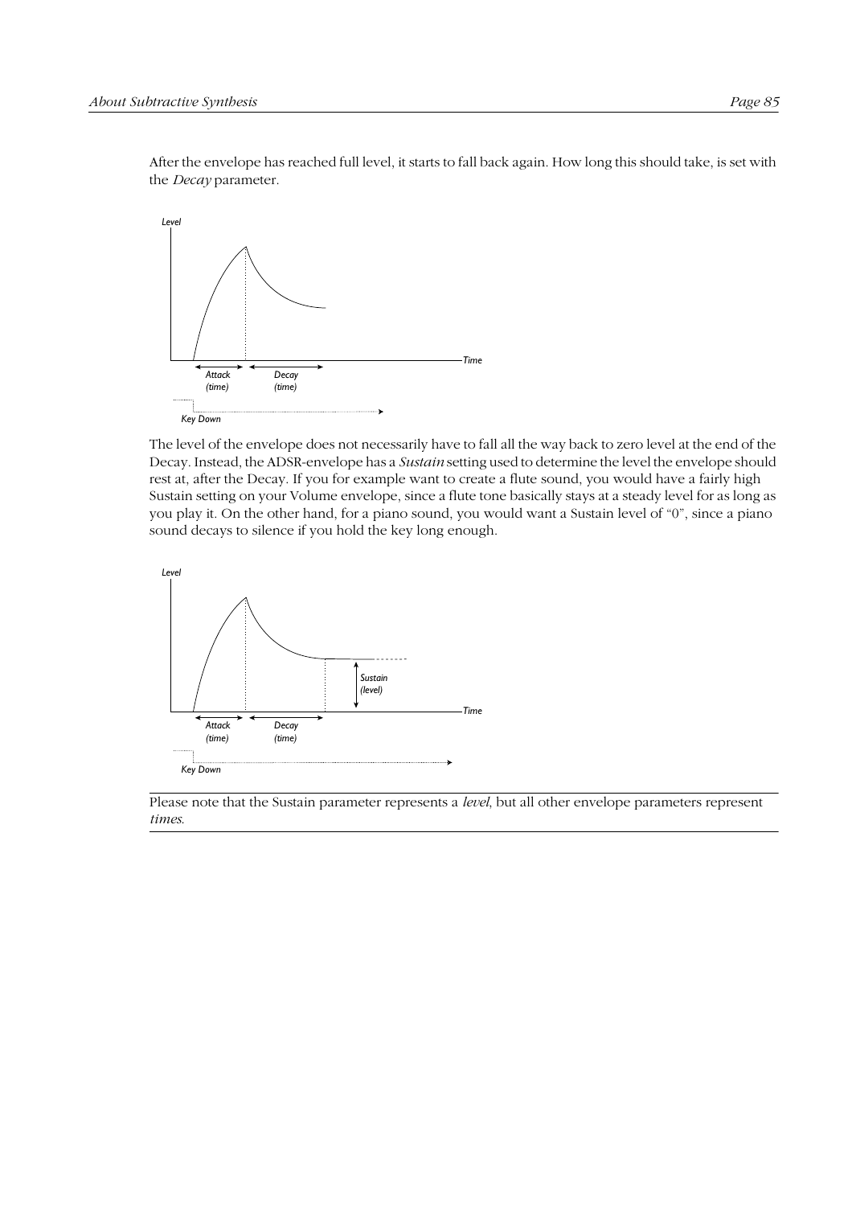After the envelope has reached full level, it starts to fall back again. How long this should take, is set with the *Decay* parameter.

The level of the envelope does not necessarily have to fall all the way back to zero level at the end of the Decay. Instead, the ADSR-envelope has a *Sustain* setting used to determine the level the envelope should rest at, after the Decay. If you for example want to create a flute sound, you would have a fairly high Sustain setting on your Volume envelope, since a flute tone basically stays at a steady level for as long as you play it. On the other hand, for a piano sound, you would want a Sustain level of "0", since a piano sound decays to silence if you hold the key long enough.

---

Please note that the Sustain parameter represents a *level*, but all other envelope parameters represent *times*.

---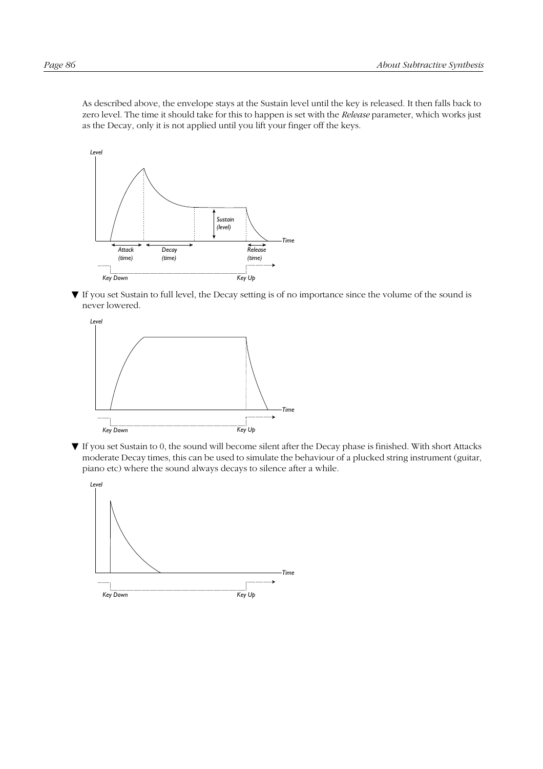As described above, the envelope stays at the Sustain level until the key is released. It then falls back to zero level. The time it should take for this to happen is set with the *Release* parameter, which works just as the Decay, only it is not applied until you lift your finger off the keys.

▼ If you set Sustain to full level, the Decay setting is of no importance since the volume of the sound is never lowered.

▼ If you set Sustain to 0, the sound will become silent after the Decay phase is finished. With short Attacks moderate Decay times, this can be used to simulate the behaviour of a plucked string instrument (guitar, piano etc) where the sound always decays to silence after a while.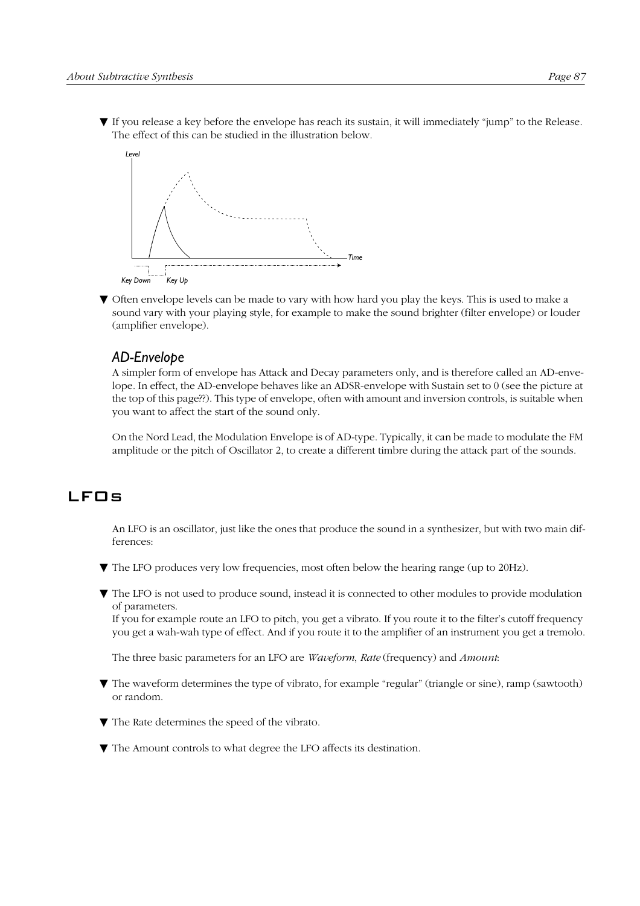- ▼ If you release a key before the envelope has reach its sustain, it will immediately "jump" to the Release. The effect of this can be studied in the illustration below.

- ▼ Often envelope levels can be made to vary with how hard you play the keys. This is used to make a sound vary with your playing style, for example to make the sound brighter (filter envelope) or louder (amplifier envelope).

### *AD-Envelope*

A simpler form of envelope has Attack and Decay parameters only, and is therefore called an AD-envelope. In effect, the AD-envelope behaves like an ADSR-envelope with Sustain set to 0 (see the picture at the top of this page??). This type of envelope, often with amount and inversion controls, is suitable when you want to affect the start of the sound only.

On the Nord Lead, the Modulation Envelope is of AD-type. Typically, it can be made to modulate the FM amplitude or the pitch of Oscillator 2, to create a different timbre during the attack part of the sounds.

## LFOs

An LFO is an oscillator, just like the ones that produce the sound in a synthesizer, but with two main differences:

- ▼ The LFO produces very low frequencies, most often below the hearing range (up to 20Hz).
- ▼ The LFO is not used to produce sound, instead it is connected to other modules to provide modulation of parameters.
If you for example route an LFO to pitch, you get a vibrato. If you route it to the filter's cutoff frequency you get a wah-wah type of effect. And if you route it to the amplifier of an instrument you get a tremolo.

The three basic parameters for an LFO are *Waveform*, *Rate* (frequency) and *Amount*:

- ▼ The waveform determines the type of vibrato, for example "regular" (triangle or sine), ramp (sawtooth) or random.
- ▼ The Rate determines the speed of the vibrato.
- ▼ The Amount controls to what degree the LFO affects its destination.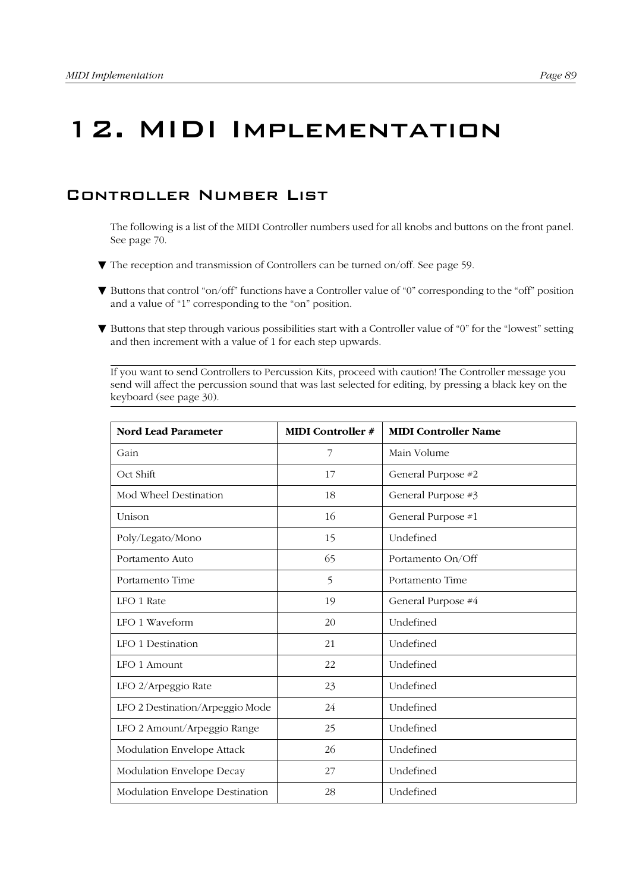# 12. MIDI Implementation

## Controller Number List

The following is a list of the MIDI Controller numbers used for all knobs and buttons on the front panel. See page 70.

- ▼ The reception and transmission of Controllers can be turned on/off. See page 59.
- ▼ Buttons that control “on/off” functions have a Controller value of “0” corresponding to the “off” position and a value of “1” corresponding to the “on” position.
- ▼ Buttons that step through various possibilities start with a Controller value of “0” for the “lowest” setting and then increment with a value of 1 for each step upwards.

---

If you want to send Controllers to Percussion Kits, proceed with caution! The Controller message you send will affect the percussion sound that was last selected for editing, by pressing a black key on the keyboard (see page 30).

---

| Nord Lead Parameter | MIDI Controller # | MIDI Controller Name |
|---|---|---|
| Gain | 7 | Main Volume |
| Oct Shift | 17 | General Purpose #2 |
| Mod Wheel Destination | 18 | General Purpose #3 |
| Unison | 16 | General Purpose #1 |
| Poly/Legato/Mono | 15 | Undefined |
| Portamento Auto | 65 | Portamento On/Off |
| Portamento Time | 5 | Portamento Time |
| LFO 1 Rate | 19 | General Purpose #4 |
| LFO 1 Waveform | 20 | Undefined |
| LFO 1 Destination | 21 | Undefined |
| LFO 1 Amount | 22 | Undefined |
| LFO 2/Arpeggio Rate | 23 | Undefined |
| LFO 2 Destination/Arpeggio Mode | 24 | Undefined |
| LFO 2 Amount/Arpeggio Range | 25 | Undefined |
| Modulation Envelope Attack | 26 | Undefined |
| Modulation Envelope Decay | 27 | Undefined |
| Modulation Envelope Destination | 28 | Undefined |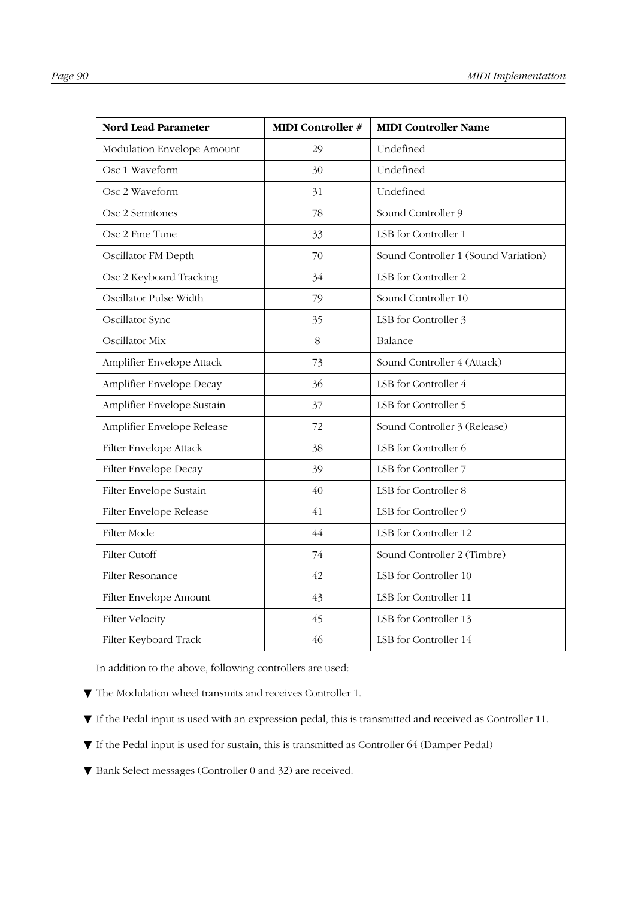| Nord Lead Parameter | MIDI Controller # | MIDI Controller Name |
|---|---|---|
| Modulation Envelope Amount | 29 | Undefined |
| Osc 1 Waveform | 30 | Undefined |
| Osc 2 Waveform | 31 | Undefined |
| Osc 2 Semitones | 78 | Sound Controller 9 |
| Osc 2 Fine Tune | 33 | LSB for Controller 1 |
| Oscillator FM Depth | 70 | Sound Controller 1 (Sound Variation) |
| Osc 2 Keyboard Tracking | 34 | LSB for Controller 2 |
| Oscillator Pulse Width | 79 | Sound Controller 10 |
| Oscillator Sync | 35 | LSB for Controller 3 |
| Oscillator Mix | 8 | Balance |
| Amplifier Envelope Attack | 73 | Sound Controller 4 (Attack) |
| Amplifier Envelope Decay | 36 | LSB for Controller 4 |
| Amplifier Envelope Sustain | 37 | LSB for Controller 5 |
| Amplifier Envelope Release | 72 | Sound Controller 3 (Release) |
| Filter Envelope Attack | 38 | LSB for Controller 6 |
| Filter Envelope Decay | 39 | LSB for Controller 7 |
| Filter Envelope Sustain | 40 | LSB for Controller 8 |
| Filter Envelope Release | 41 | LSB for Controller 9 |
| Filter Mode | 44 | LSB for Controller 12 |
| Filter Cutoff | 74 | Sound Controller 2 (Timbre) |
| Filter Resonance | 42 | LSB for Controller 10 |
| Filter Envelope Amount | 43 | LSB for Controller 11 |
| Filter Velocity | 45 | LSB for Controller 13 |
| Filter Keyboard Track | 46 | LSB for Controller 14 |

In addition to the above, following controllers are used:

- The Modulation wheel transmits and receives Controller 1.
- If the Pedal input is used with an expression pedal, this is transmitted and received as Controller 11.
- If the Pedal input is used for sustain, this is transmitted as Controller 64 (Damper Pedal)
- Bank Select messages (Controller 0 and 32) are received.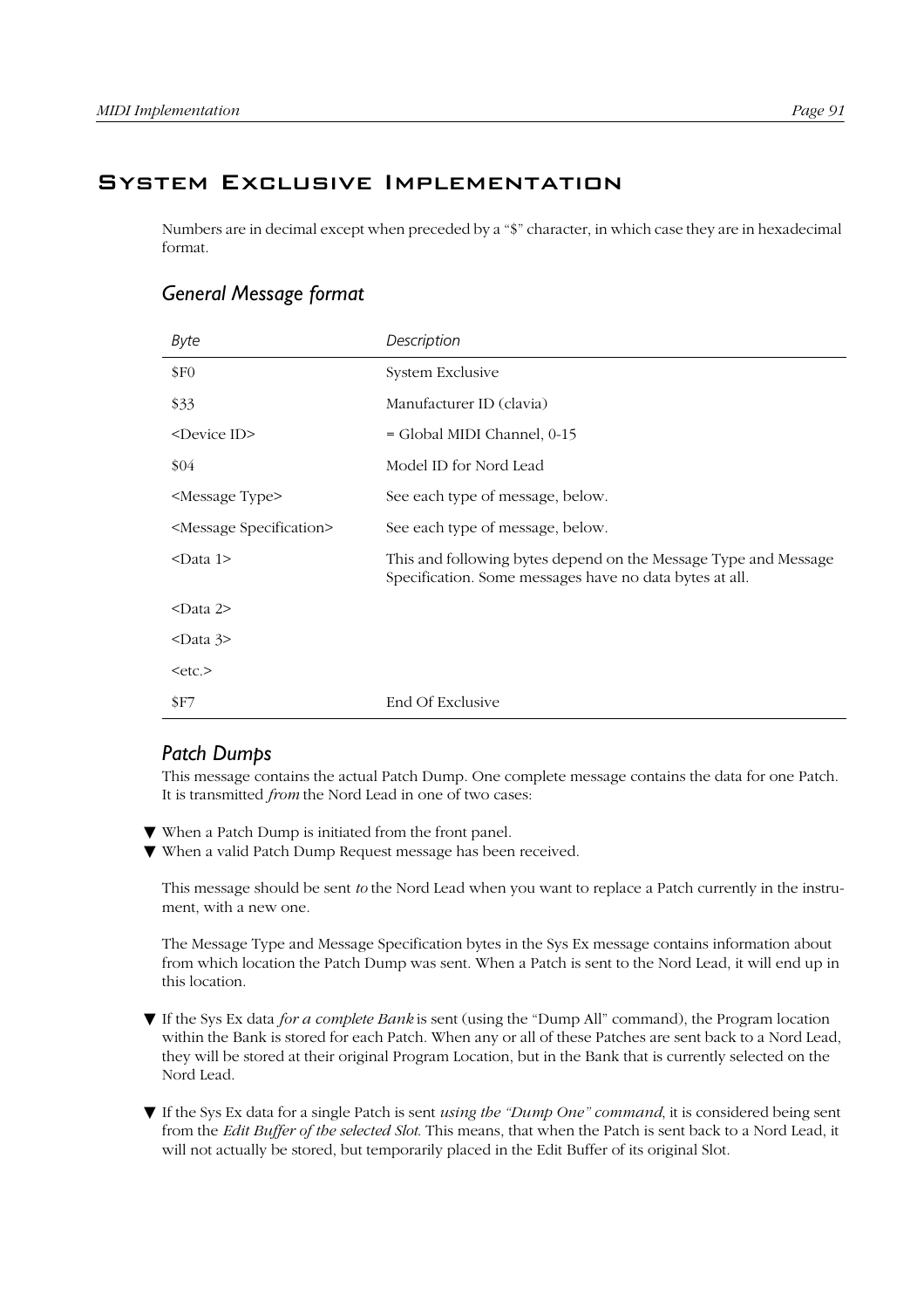# System Exclusive Implementation

Numbers are in decimal except when preceded by a "$" character, in which case they are in hexadecimal format.

## General Message format

| *Byte* | *Description* |
|---|---|
| $F0 | System Exclusive |
| $33 | Manufacturer ID (clavia) |
| <Device ID> | = Global MIDI Channel, 0-15 |
| $04 | Model ID for Nord Lead |
| <Message Type> | See each type of message, below. |
| <Message Specification> | See each type of message, below. |
| <Data 1> | This and following bytes depend on the Message Type and Message Specification. Some messages have no data bytes at all. |
| <Data 2> | |
| <Data 3> | |
| <etc.> | |
| $F7 | End Of Exclusive |

## Patch Dumps

This message contains the actual Patch Dump. One complete message contains the data for one Patch. It is transmitted *from* the Nord Lead in one of two cases:

- When a Patch Dump is initiated from the front panel.
- When a valid Patch Dump Request message has been received.

This message should be sent *to* the Nord Lead when you want to replace a Patch currently in the instrument, with a new one.

The Message Type and Message Specification bytes in the Sys Ex message contains information about from which location the Patch Dump was sent. When a Patch is sent to the Nord Lead, it will end up in this location.

- If the Sys Ex data *for a complete Bank* is sent (using the "Dump All" command), the Program location within the Bank is stored for each Patch. When any or all of these Patches are sent back to a Nord Lead, they will be stored at their original Program Location, but in the Bank that is currently selected on the Nord Lead.

- If the Sys Ex data for a single Patch is sent *using the "Dump One" command*, it is considered being sent from the *Edit Buffer of the selected Slot*. This means, that when the Patch is sent back to a Nord Lead, it will not actually be stored, but temporarily placed in the Edit Buffer of its original Slot.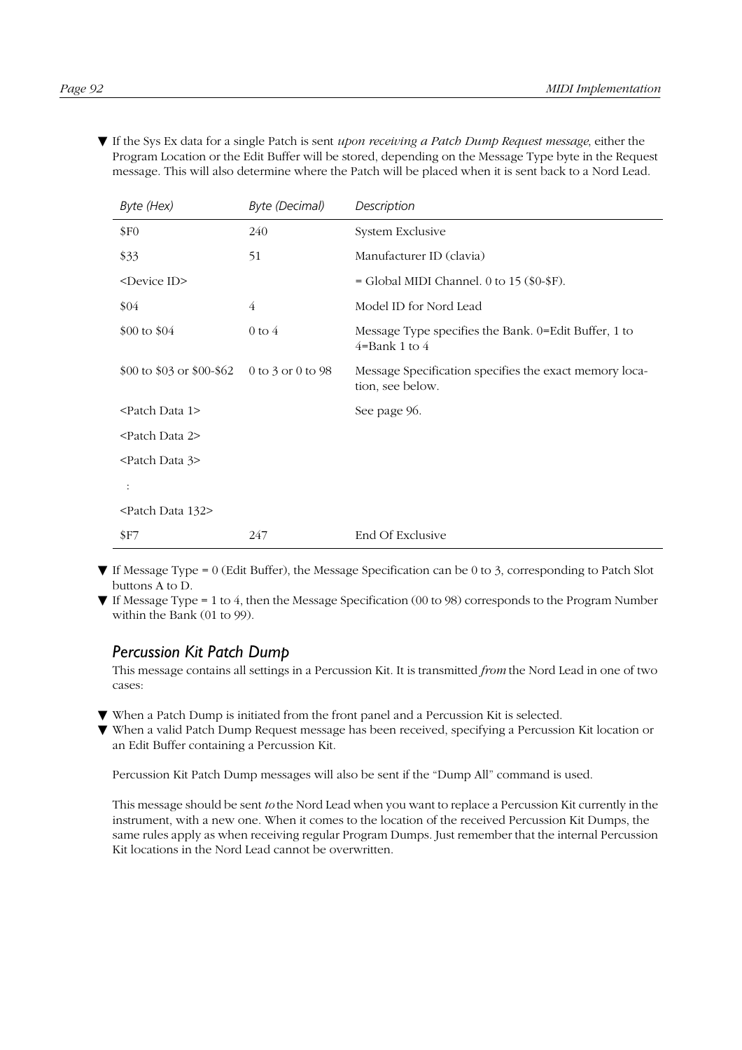▼ If the Sys Ex data for a single Patch is sent *upon receiving a Patch Dump Request message*, either the Program Location or the Edit Buffer will be stored, depending on the Message Type byte in the Request message. This will also determine where the Patch will be placed when it is sent back to a Nord Lead.

| *Byte (Hex)* | *Byte (Decimal)* | *Description* |
|---|---|---|
| $F0 | 240 | System Exclusive |
| $33 | 51 | Manufacturer ID (clavia) |
| <Device ID> | | = Global MIDI Channel. 0 to 15 ($0-$F). |
| $04 | 4 | Model ID for Nord Lead |
| $00 to $04 | 0 to 4 | Message Type specifies the Bank. 0=Edit Buffer, 1 to 4=Bank 1 to 4 |
| $00 to $03 or $00-$62 | 0 to 3 or 0 to 98 | Message Specification specifies the exact memory location, see below. |
| <Patch Data 1> | | See page 96. |
| <Patch Data 2> | | |
| <Patch Data 3> | | |
| : | | |
| <Patch Data 132> | | |
| $F7 | 247 | End Of Exclusive |

▼ If Message Type = 0 (Edit Buffer), the Message Specification can be 0 to 3, corresponding to Patch Slot buttons A to D.

▼ If Message Type = 1 to 4, then the Message Specification (00 to 98) corresponds to the Program Number within the Bank (01 to 99).

## Percussion Kit Patch Dump

This message contains all settings in a Percussion Kit. It is transmitted *from* the Nord Lead in one of two cases:

▼ When a Patch Dump is initiated from the front panel and a Percussion Kit is selected.

▼ When a valid Patch Dump Request message has been received, specifying a Percussion Kit location or an Edit Buffer containing a Percussion Kit.

Percussion Kit Patch Dump messages will also be sent if the "Dump All" command is used.

This message should be sent *to* the Nord Lead when you want to replace a Percussion Kit currently in the instrument, with a new one. When it comes to the location of the received Percussion Kit Dumps, the same rules apply as when receiving regular Program Dumps. Just remember that the internal Percussion Kit locations in the Nord Lead cannot be overwritten.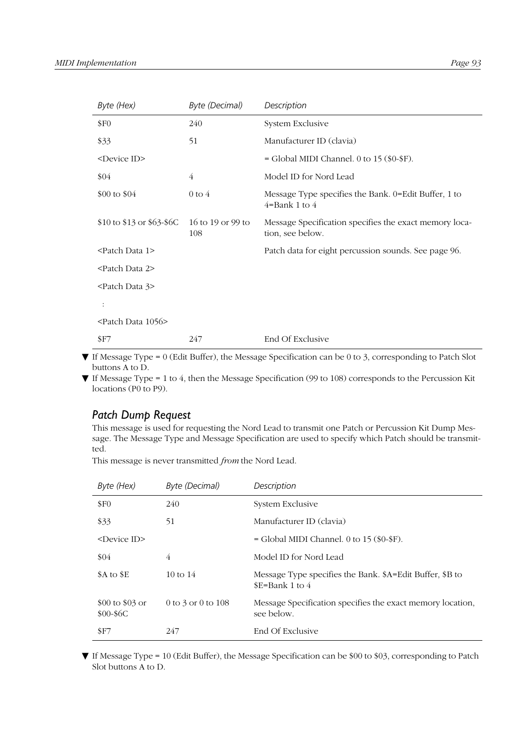| Byte (Hex) | Byte (Decimal) | Description |
|---|---|---|
| $F0 | 240 | System Exclusive |
| $33 | 51 | Manufacturer ID (clavia) |
| <Device ID> | | = Global MIDI Channel. 0 to 15 ($0-$F). |
| $04 | 4 | Model ID for Nord Lead |
| $00 to $04 | 0 to 4 | Message Type specifies the Bank. 0=Edit Buffer, 1 to 4=Bank 1 to 4 |
| $10 to $13 or $63-$6C | 16 to 19 or 99 to 108 | Message Specification specifies the exact memory location, see below. |
| <Patch Data 1> | | Patch data for eight percussion sounds. See page 96. |
| <Patch Data 2> | | |
| <Patch Data 3> | | |
| : | | |
| <Patch Data 1056> | | |
| $F7 | 247 | End Of Exclusive |

- ▼ If Message Type = 0 (Edit Buffer), the Message Specification can be 0 to 3, corresponding to Patch Slot buttons A to D.
- ▼ If Message Type = 1 to 4, then the Message Specification (99 to 108) corresponds to the Percussion Kit locations (P0 to P9).

## Patch Dump Request

This message is used for requesting the Nord Lead to transmit one Patch or Percussion Kit Dump Message. The Message Type and Message Specification are used to specify which Patch should be transmitted.

This message is never transmitted *from* the Nord Lead.

| Byte (Hex) | Byte (Decimal) | Description |
|---|---|---|
| $F0 | 240 | System Exclusive |
| $33 | 51 | Manufacturer ID (clavia) |
| <Device ID> | | = Global MIDI Channel. 0 to 15 ($0-$F). |
| $04 | 4 | Model ID for Nord Lead |
| $A to $E | 10 to 14 | Message Type specifies the Bank. $A=Edit Buffer, $B to $E=Bank 1 to 4 |
| $00 to $03 or $00-$6C | 0 to 3 or 0 to 108 | Message Specification specifies the exact memory location, see below. |
| $F7 | 247 | End Of Exclusive |

- ▼ If Message Type = 10 (Edit Buffer), the Message Specification can be $00 to $03, corresponding to Patch Slot buttons A to D.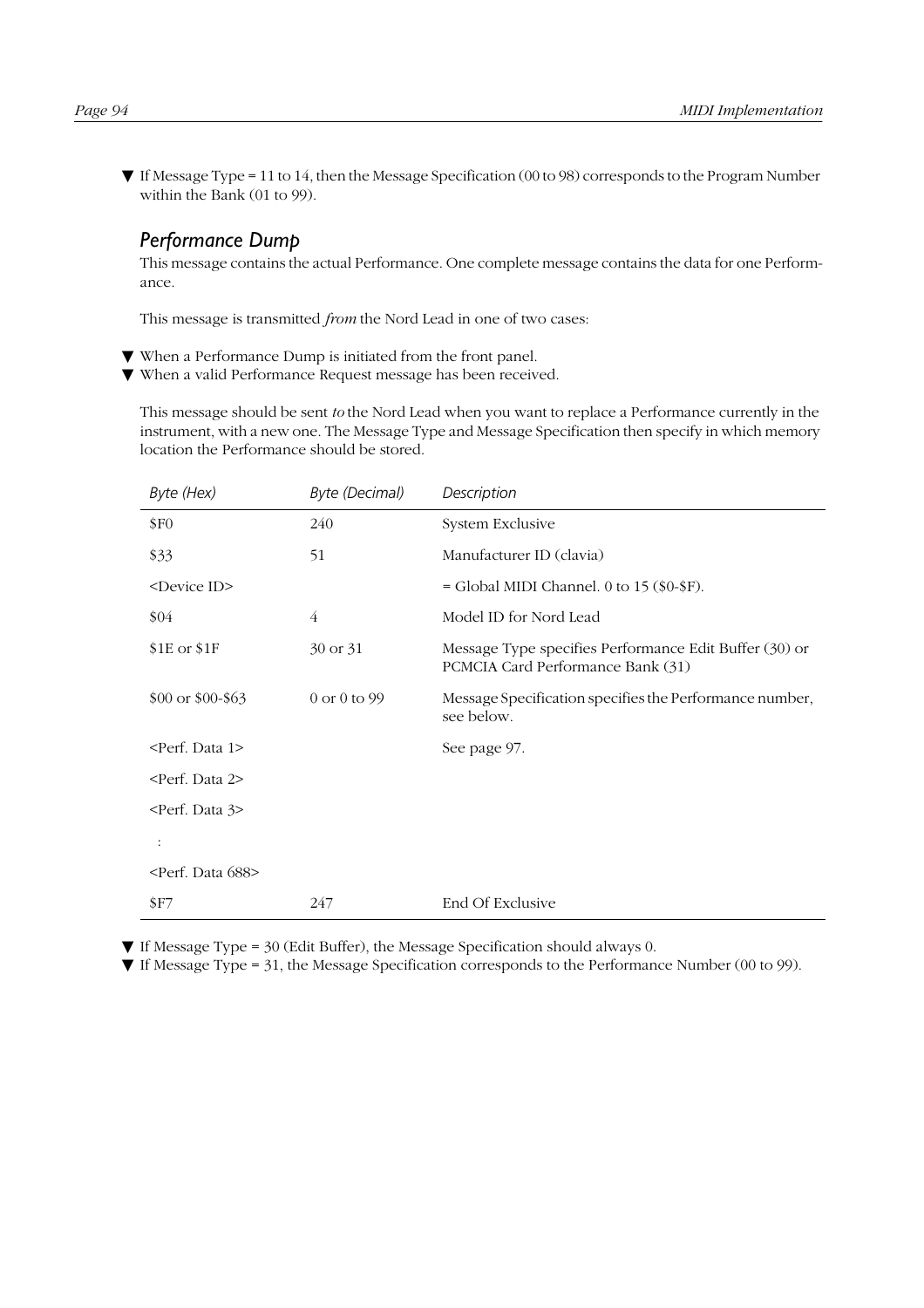▼ If Message Type = 11 to 14, then the Message Specification (00 to 98) corresponds to the Program Number within the Bank (01 to 99).

## Performance Dump

This message contains the actual Performance. One complete message contains the data for one Performance.

This message is transmitted *from* the Nord Lead in one of two cases:

▼ When a Performance Dump is initiated from the front panel.
▼ When a valid Performance Request message has been received.

This message should be sent *to* the Nord Lead when you want to replace a Performance currently in the instrument, with a new one. The Message Type and Message Specification then specify in which memory location the Performance should be stored.

| *Byte (Hex)* | *Byte (Decimal)* | *Description* |
|---|---|---|
| $F0 | 240 | System Exclusive |
| $33 | 51 | Manufacturer ID (clavia) |
| <Device ID> | | = Global MIDI Channel. 0 to 15 ($0-$F). |
| $04 | 4 | Model ID for Nord Lead |
| $1E or $1F | 30 or 31 | Message Type specifies Performance Edit Buffer (30) or PCMCIA Card Performance Bank (31) |
| $00 or $00-$63 | 0 or 0 to 99 | Message Specification specifies the Performance number, see below. |
| <Perf. Data 1> | | See page 97. |
| <Perf. Data 2> | | |
| <Perf. Data 3> | | |
| : | | |
| <Perf. Data 688> | | |
| $F7 | 247 | End Of Exclusive |

▼ If Message Type = 30 (Edit Buffer), the Message Specification should always 0.
▼ If Message Type = 31, the Message Specification corresponds to the Performance Number (00 to 99).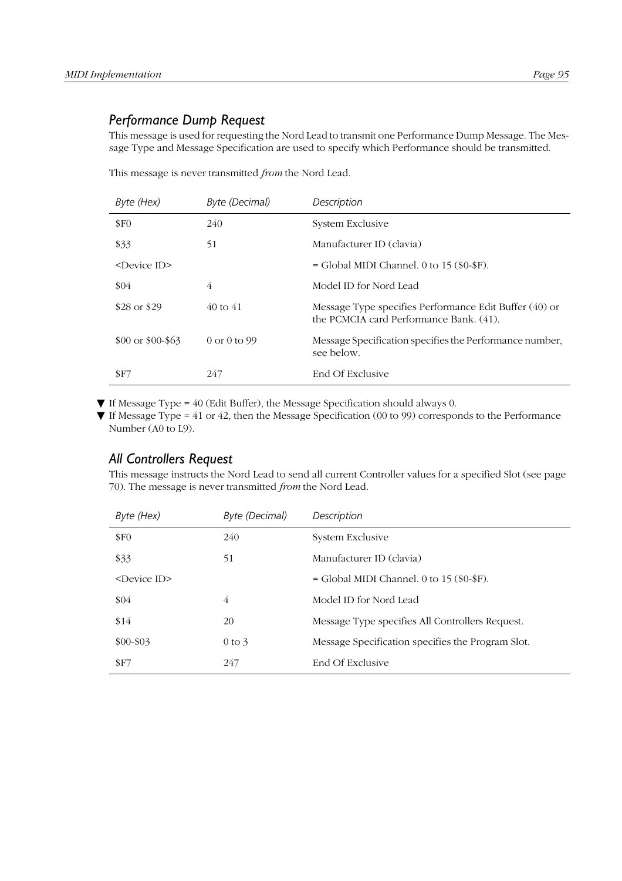### *Performance Dump Request*

This message is used for requesting the Nord Lead to transmit one Performance Dump Message. The Message Type and Message Specification are used to specify which Performance should be transmitted.

This message is never transmitted *from* the Nord Lead.

| *Byte (Hex)* | *Byte (Decimal)* | *Description* |
|---|---|---|
| $F0 | 240 | System Exclusive |
| $33 | 51 | Manufacturer ID (clavia) |
| <Device ID> | | = Global MIDI Channel. 0 to 15 ($0-$F). |
| $04 | 4 | Model ID for Nord Lead |
| $28 or $29 | 40 to 41 | Message Type specifies Performance Edit Buffer (40) or the PCMCIA card Performance Bank. (41). |
| $00 or $00-$63 | 0 or 0 to 99 | Message Specification specifies the Performance number, see below. |
| $F7 | 247 | End Of Exclusive |

- ▼ If Message Type = 40 (Edit Buffer), the Message Specification should always 0.
- ▼ If Message Type = 41 or 42, then the Message Specification (00 to 99) corresponds to the Performance Number (A0 to L9).

### *All Controllers Request*

This message instructs the Nord Lead to send all current Controller values for a specified Slot (see page 70). The message is never transmitted *from* the Nord Lead.

| *Byte (Hex)* | *Byte (Decimal)* | *Description* |
|---|---|---|
| $F0 | 240 | System Exclusive |
| $33 | 51 | Manufacturer ID (clavia) |
| <Device ID> | | = Global MIDI Channel. 0 to 15 ($0-$F). |
| $04 | 4 | Model ID for Nord Lead |
| $14 | 20 | Message Type specifies All Controllers Request. |
| $00-$03 | 0 to 3 | Message Specification specifies the Program Slot. |
| $F7 | 247 | End Of Exclusive |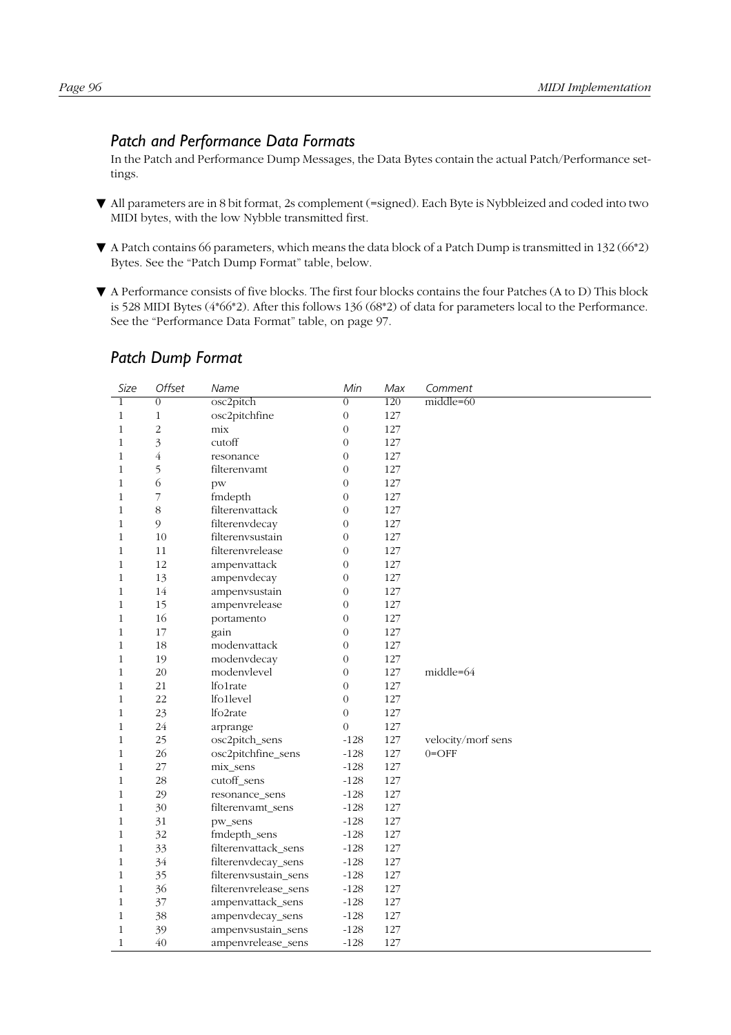## Patch and Performance Data Formats

In the Patch and Performance Dump Messages, the Data Bytes contain the actual Patch/Performance settings.

- ▼ All parameters are in 8 bit format, 2s complement (=signed). Each Byte is Nybbleized and coded into two MIDI bytes, with the low Nybble transmitted first.
- ▼ A Patch contains 66 parameters, which means the data block of a Patch Dump is transmitted in 132 (66*2) Bytes. See the “Patch Dump Format” table, below.
- ▼ A Performance consists of five blocks. The first four blocks contains the four Patches (A to D) This block is 528 MIDI Bytes (4*66*2). After this follows 136 (68*2) of data for parameters local to the Performance. See the “Performance Data Format” table, on page 97.

## Patch Dump Format

| Size | Offset | Name | Min | Max | Comment |
|---|---|---|---|---|---|
| 1 | 0 | osc2pitch | 0 | 120 | middle=60 |
| 1 | 1 | osc2pitchfine | 0 | 127 | |
| 1 | 2 | mix | 0 | 127 | |
| 1 | 3 | cutoff | 0 | 127 | |
| 1 | 4 | resonance | 0 | 127 | |
| 1 | 5 | filterenvamt | 0 | 127 | |
| 1 | 6 | pw | 0 | 127 | |
| 1 | 7 | fmdepth | 0 | 127 | |
| 1 | 8 | filterenvattack | 0 | 127 | |
| 1 | 9 | filterenvdecay | 0 | 127 | |
| 1 | 10 | filterenvsustain | 0 | 127 | |
| 1 | 11 | filterenvrelease | 0 | 127 | |
| 1 | 12 | ampenvattack | 0 | 127 | |
| 1 | 13 | ampenvdecay | 0 | 127 | |
| 1 | 14 | ampenvsustain | 0 | 127 | |
| 1 | 15 | ampenvrelease | 0 | 127 | |
| 1 | 16 | portamento | 0 | 127 | |
| 1 | 17 | gain | 0 | 127 | |
| 1 | 18 | modenvattack | 0 | 127 | |
| 1 | 19 | modenvdecay | 0 | 127 | |
| 1 | 20 | modenvlevel | 0 | 127 | middle=64 |
| 1 | 21 | lfo1rate | 0 | 127 | |
| 1 | 22 | lfo1level | 0 | 127 | |
| 1 | 23 | lfo2rate | 0 | 127 | |
| 1 | 24 | arprange | 0 | 127 | |
| 1 | 25 | osc2pitch_sens | -128 | 127 | velocity/morf sens |
| 1 | 26 | osc2pitchfine_sens | -128 | 127 | 0=OFF |
| 1 | 27 | mix_sens | -128 | 127 | |
| 1 | 28 | cutoff_sens | -128 | 127 | |
| 1 | 29 | resonance_sens | -128 | 127 | |
| 1 | 30 | filterenvamt_sens | -128 | 127 | |
| 1 | 31 | pw_sens | -128 | 127 | |
| 1 | 32 | fmdepth_sens | -128 | 127 | |
| 1 | 33 | filterenvattack_sens | -128 | 127 | |
| 1 | 34 | filterenvdecay_sens | -128 | 127 | |
| 1 | 35 | filterenvsustain_sens | -128 | 127 | |
| 1 | 36 | filterenvrelease_sens | -128 | 127 | |
| 1 | 37 | ampenvattack_sens | -128 | 127 | |
| 1 | 38 | ampenvdecay_sens | -128 | 127 | |
| 1 | 39 | ampenvsustain_sens | -128 | 127 | |
| 1 | 40 | ampenvrelease_sens | -128 | 127 | |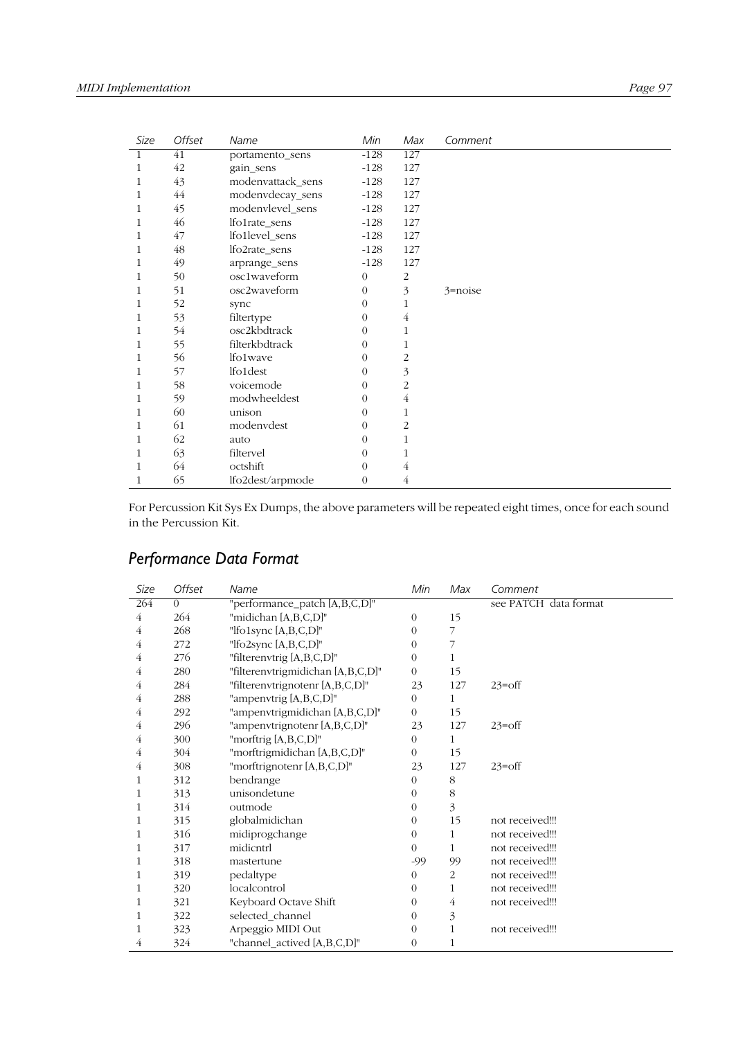| Size | Offset | Name | Min | Max | Comment |
|---|---|---|---|---|---|
| 1 | 41 | portamento_sens | -128 | 127 | |
| 1 | 42 | gain_sens | -128 | 127 | |
| 1 | 43 | modenvattack_sens | -128 | 127 | |
| 1 | 44 | modenvdecay_sens | -128 | 127 | |
| 1 | 45 | modenvlevel_sens | -128 | 127 | |
| 1 | 46 | lfo1rate_sens | -128 | 127 | |
| 1 | 47 | lfo1level_sens | -128 | 127 | |
| 1 | 48 | lfo2rate_sens | -128 | 127 | |
| 1 | 49 | arprange_sens | -128 | 127 | |
| 1 | 50 | osc1waveform | 0 | 2 | |
| 1 | 51 | osc2waveform | 0 | 3 | 3=noise |
| 1 | 52 | sync | 0 | 1 | |
| 1 | 53 | filtertype | 0 | 4 | |
| 1 | 54 | osc2kbdtrack | 0 | 1 | |
| 1 | 55 | filterkbdtrack | 0 | 1 | |
| 1 | 56 | lfo1wave | 0 | 2 | |
| 1 | 57 | lfo1dest | 0 | 3 | |
| 1 | 58 | voicemode | 0 | 2 | |
| 1 | 59 | modwheeldest | 0 | 4 | |
| 1 | 60 | unison | 0 | 1 | |
| 1 | 61 | modenvdest | 0 | 2 | |
| 1 | 62 | auto | 0 | 1 | |
| 1 | 63 | filtervel | 0 | 1 | |
| 1 | 64 | octshift | 0 | 4 | |
| 1 | 65 | lfo2dest/arpmode | 0 | 4 | |

For Percussion Kit Sys Ex Dumps, the above parameters will be repeated eight times, once for each sound in the Percussion Kit.

## Performance Data Format

| Size | Offset | Name | Min | Max | Comment |
|---|---|---|---|---|---|
| 264 | 0 | "performance_patch [A,B,C,D]" | | | see PATCH data format |
| 4 | 264 | "midichan [A,B,C,D]" | 0 | 15 | |
| 4 | 268 | "lfo1sync [A,B,C,D]" | 0 | 7 | |
| 4 | 272 | "lfo2sync [A,B,C,D]" | 0 | 7 | |
| 4 | 276 | "filterenvtrig [A,B,C,D]" | 0 | 1 | |
| 4 | 280 | "filterenvtrigmidichan [A,B,C,D]" | 0 | 15 | |
| 4 | 284 | "filterenvtrignotenr [A,B,C,D]" | 23 | 127 | 23=off |
| 4 | 288 | "ampenvtrig [A,B,C,D]" | 0 | 1 | |
| 4 | 292 | "ampenvtrigmidichan [A,B,C,D]" | 0 | 15 | |
| 4 | 296 | "ampenvtrignotenr [A,B,C,D]" | 23 | 127 | 23=off |
| 4 | 300 | "morftrig [A,B,C,D]" | 0 | 1 | |
| 4 | 304 | "morftrigmidichan [A,B,C,D]" | 0 | 15 | |
| 4 | 308 | "morftrignotenr [A,B,C,D]" | 23 | 127 | 23=off |
| 1 | 312 | bendrange | 0 | 8 | |
| 1 | 313 | unisondetune | 0 | 8 | |
| 1 | 314 | outmode | 0 | 3 | |
| 1 | 315 | globalmidichan | 0 | 15 | not received!!! |
| 1 | 316 | midiprogchange | 0 | 1 | not received!!! |
| 1 | 317 | midicntrl | 0 | 1 | not received!!! |
| 1 | 318 | mastertune | -99 | 99 | not received!!! |
| 1 | 319 | pedaltype | 0 | 2 | not received!!! |
| 1 | 320 | localcontrol | 0 | 1 | not received!!! |
| 1 | 321 | Keyboard Octave Shift | 0 | 4 | not received!!! |
| 1 | 322 | selected_channel | 0 | 3 | |
| 1 | 323 | Arpeggio MIDI Out | 0 | 1 | not received!!! |
| 4 | 324 | "channel_actived [A,B,C,D]" | 0 | 1 | |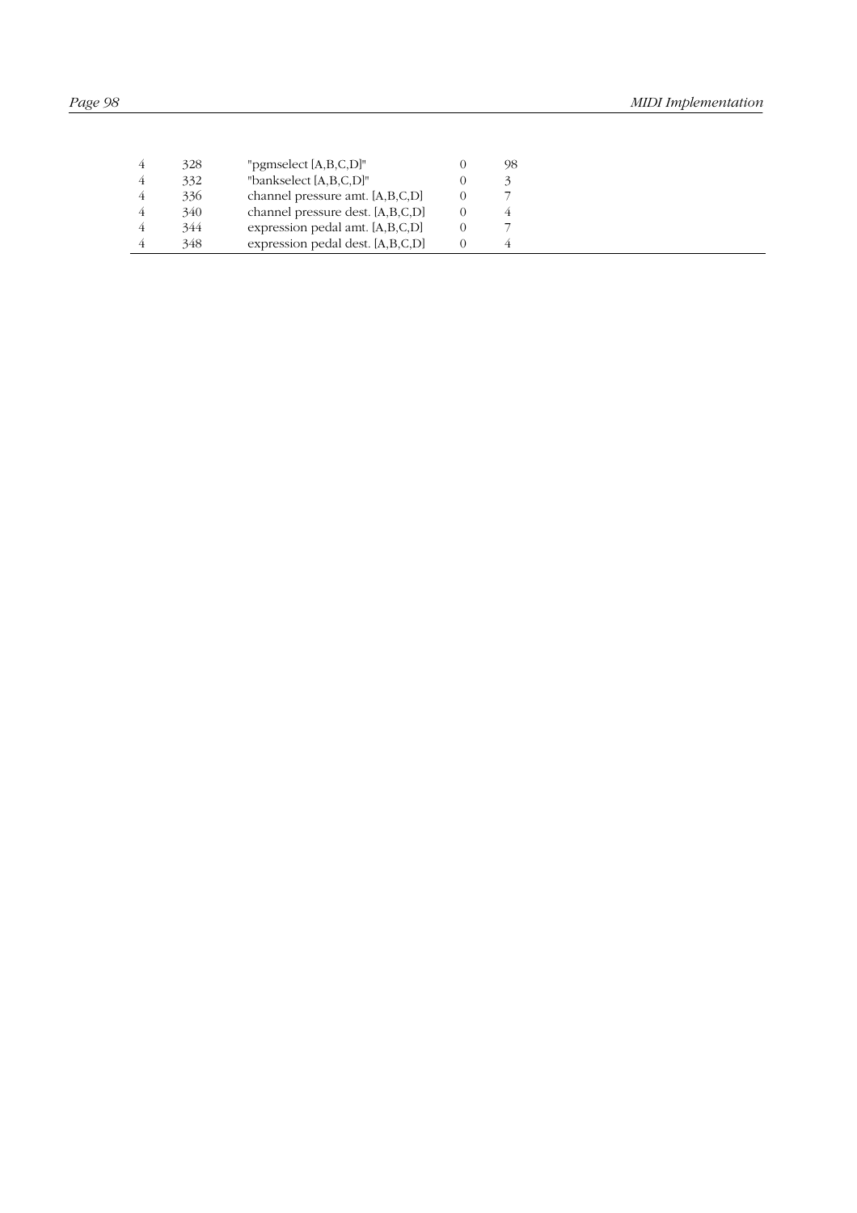| | | | | |
|---|---|---|---|---|
| 4 | 328 | "pgmselect [A,B,C,D]" | 0 | 98 |
| 4 | 332 | "bankselect [A,B,C,D]" | 0 | 3 |
| 4 | 336 | channel pressure amt. [A,B,C,D] | 0 | 7 |
| 4 | 340 | channel pressure dest. [A,B,C,D] | 0 | 4 |
| 4 | 344 | expression pedal amt. [A,B,C,D] | 0 | 7 |
| 4 | 348 | expression pedal dest. [A,B,C,D] | 0 | 4 |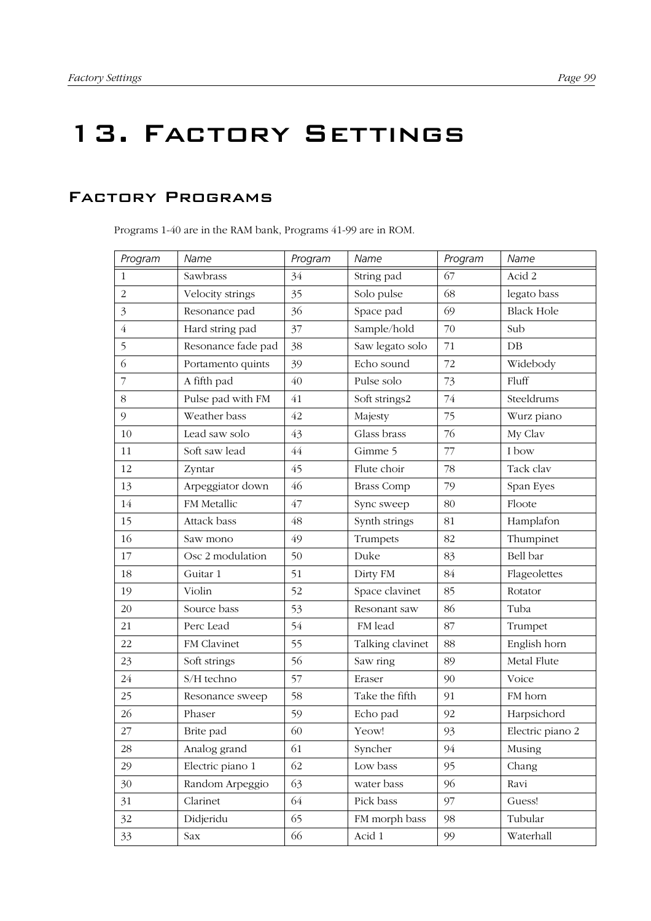# 13. Factory Settings

## Factory Programs

Programs 1-40 are in the RAM bank, Programs 41-99 are in ROM.

| Program | Name | Program | Name | Program | Name |
|---|---|---|---|---|---|
| 1 | Sawbrass | 34 | String pad | 67 | Acid 2 |
| 2 | Velocity strings | 35 | Solo pulse | 68 | legato bass |
| 3 | Resonance pad | 36 | Space pad | 69 | Black Hole |
| 4 | Hard string pad | 37 | Sample/hold | 70 | Sub |
| 5 | Resonance fade pad | 38 | Saw legato solo | 71 | DB |
| 6 | Portamento quints | 39 | Echo sound | 72 | Widebody |
| 7 | A fifth pad | 40 | Pulse solo | 73 | Fluff |
| 8 | Pulse pad with FM | 41 | Soft strings2 | 74 | Steeldrums |
| 9 | Weather bass | 42 | Majesty | 75 | Wurz piano |
| 10 | Lead saw solo | 43 | Glass brass | 76 | My Clav |
| 11 | Soft saw lead | 44 | Gimme 5 | 77 | I bow |
| 12 | Zyntar | 45 | Flute choir | 78 | Tack clav |
| 13 | Arpeggiator down | 46 | Brass Comp | 79 | Span Eyes |
| 14 | FM Metallic | 47 | Sync sweep | 80 | Floote |
| 15 | Attack bass | 48 | Synth strings | 81 | Hamplafon |
| 16 | Saw mono | 49 | Trumpets | 82 | Thumpinet |
| 17 | Osc 2 modulation | 50 | Duke | 83 | Bell bar |
| 18 | Guitar 1 | 51 | Dirty FM | 84 | Flageolettes |
| 19 | Violin | 52 | Space clavinet | 85 | Rotator |
| 20 | Source bass | 53 | Resonant saw | 86 | Tuba |
| 21 | Perc Lead | 54 | FM lead | 87 | Trumpet |
| 22 | FM Clavinet | 55 | Talking clavinet | 88 | English horn |
| 23 | Soft strings | 56 | Saw ring | 89 | Metal Flute |
| 24 | S/H techno | 57 | Eraser | 90 | Voice |
| 25 | Resonance sweep | 58 | Take the fifth | 91 | FM horn |
| 26 | Phaser | 59 | Echo pad | 92 | Harpsichord |
| 27 | Brite pad | 60 | Yeow! | 93 | Electric piano 2 |
| 28 | Analog grand | 61 | Syncher | 94 | Musing |
| 29 | Electric piano 1 | 62 | Low bass | 95 | Chang |
| 30 | Random Arpeggio | 63 | water bass | 96 | Ravi |
| 31 | Clarinet | 64 | Pick bass | 97 | Guess! |
| 32 | Didjeridu | 65 | FM morph bass | 98 | Tubular |
| 33 | Sax | 66 | Acid 1 | 99 | Waterhall |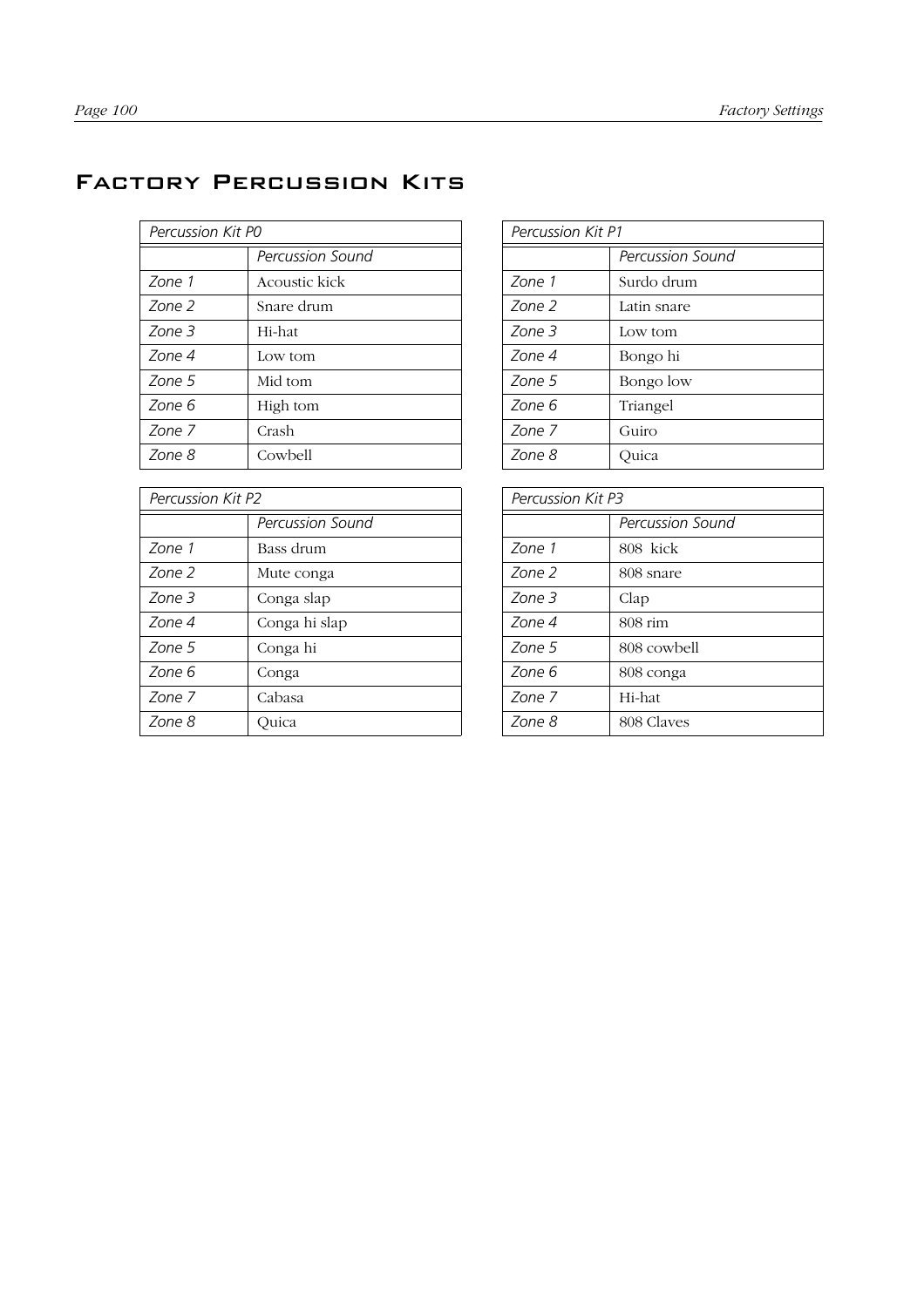# Factory Percussion Kits

| *Percussion Kit P0* | |
|---|---|
| | *Percussion Sound* |
| *Zone 1* | Acoustic kick |
| *Zone 2* | Snare drum |
| *Zone 3* | Hi-hat |
| *Zone 4* | Low tom |
| *Zone 5* | Mid tom |
| *Zone 6* | High tom |
| *Zone 7* | Crash |
| *Zone 8* | Cowbell |

| *Percussion Kit P1* | |
|---|---|
| | *Percussion Sound* |
| *Zone 1* | Surdo drum |
| *Zone 2* | Latin snare |
| *Zone 3* | Low tom |
| *Zone 4* | Bongo hi |
| *Zone 5* | Bongo low |
| *Zone 6* | Triangel |
| *Zone 7* | Guiro |
| *Zone 8* | Quica |

| *Percussion Kit P2* | |
|---|---|
| | *Percussion Sound* |
| *Zone 1* | Bass drum |
| *Zone 2* | Mute conga |
| *Zone 3* | Conga slap |
| *Zone 4* | Conga hi slap |
| *Zone 5* | Conga hi |
| *Zone 6* | Conga |
| *Zone 7* | Cabasa |
| *Zone 8* | Quica |

| *Percussion Kit P3* | |
|---|---|
| | *Percussion Sound* |
| *Zone 1* | 808 kick |
| *Zone 2* | 808 snare |
| *Zone 3* | Clap |
| *Zone 4* | 808 rim |
| *Zone 5* | 808 cowbell |
| *Zone 6* | 808 conga |
| *Zone 7* | Hi-hat |
| *Zone 8* | 808 Claves |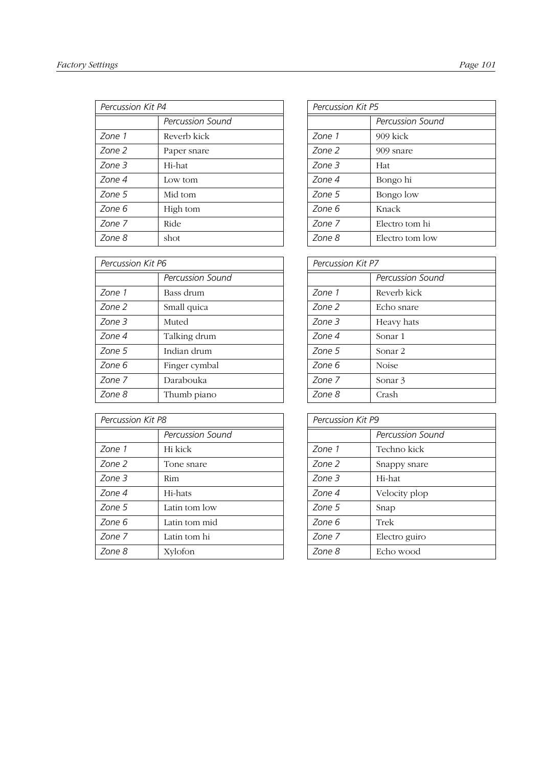| *Percussion Kit P4* | |
|---|---|
| | *Percussion Sound* |
| *Zone 1* | Reverb kick |
| *Zone 2* | Paper snare |
| *Zone 3* | Hi-hat |
| *Zone 4* | Low tom |
| *Zone 5* | Mid tom |
| *Zone 6* | High tom |
| *Zone 7* | Ride |
| *Zone 8* | shot |

| *Percussion Kit P5* | |
|---|---|
| | *Percussion Sound* |
| *Zone 1* | 909 kick |
| *Zone 2* | 909 snare |
| *Zone 3* | Hat |
| *Zone 4* | Bongo hi |
| *Zone 5* | Bongo low |
| *Zone 6* | Knack |
| *Zone 7* | Electro tom hi |
| *Zone 8* | Electro tom low |

| *Percussion Kit P6* | |
|---|---|
| | *Percussion Sound* |
| *Zone 1* | Bass drum |
| *Zone 2* | Small quica |
| *Zone 3* | Muted |
| *Zone 4* | Talking drum |
| *Zone 5* | Indian drum |
| *Zone 6* | Finger cymbal |
| *Zone 7* | Darabouka |
| *Zone 8* | Thumb piano |

| *Percussion Kit P7* | |
|---|---|
| | *Percussion Sound* |
| *Zone 1* | Reverb kick |
| *Zone 2* | Echo snare |
| *Zone 3* | Heavy hats |
| *Zone 4* | Sonar 1 |
| *Zone 5* | Sonar 2 |
| *Zone 6* | Noise |
| *Zone 7* | Sonar 3 |
| *Zone 8* | Crash |

| *Percussion Kit P8* | |
|---|---|
| | *Percussion Sound* |
| *Zone 1* | Hi kick |
| *Zone 2* | Tone snare |
| *Zone 3* | Rim |
| *Zone 4* | Hi-hats |
| *Zone 5* | Latin tom low |
| *Zone 6* | Latin tom mid |
| *Zone 7* | Latin tom hi |
| *Zone 8* | Xylofon |

| *Percussion Kit P9* | |
|---|---|
| | *Percussion Sound* |
| *Zone 1* | Techno kick |
| *Zone 2* | Snappy snare |
| *Zone 3* | Hi-hat |
| *Zone 4* | Velocity plop |
| *Zone 5* | Snap |
| *Zone 6* | Trek |
| *Zone 7* | Electro guiro |
| *Zone 8* | Echo wood |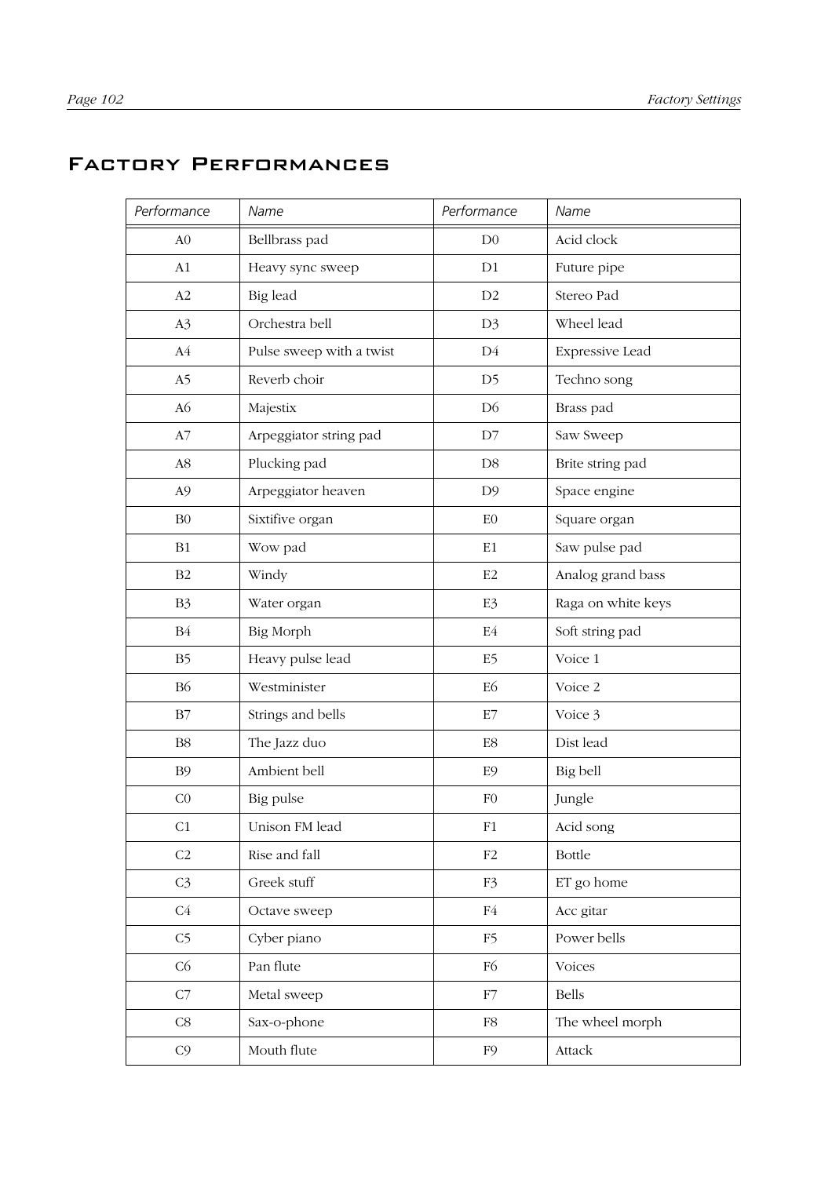# Factory Performances

| Performance | Name | Performance | Name |
|---|---|---|---|
| A0 | Bellbrass pad | D0 | Acid clock |
| A1 | Heavy sync sweep | D1 | Future pipe |
| A2 | Big lead | D2 | Stereo Pad |
| A3 | Orchestra bell | D3 | Wheel lead |
| A4 | Pulse sweep with a twist | D4 | Expressive Lead |
| A5 | Reverb choir | D5 | Techno song |
| A6 | Majestix | D6 | Brass pad |
| A7 | Arpeggiator string pad | D7 | Saw Sweep |
| A8 | Plucking pad | D8 | Brite string pad |
| A9 | Arpeggiator heaven | D9 | Space engine |
| B0 | Sixtifive organ | E0 | Square organ |
| B1 | Wow pad | E1 | Saw pulse pad |
| B2 | Windy | E2 | Analog grand bass |
| B3 | Water organ | E3 | Raga on white keys |
| B4 | Big Morph | E4 | Soft string pad |
| B5 | Heavy pulse lead | E5 | Voice 1 |
| B6 | Westminister | E6 | Voice 2 |
| B7 | Strings and bells | E7 | Voice 3 |
| B8 | The Jazz duo | E8 | Dist lead |
| B9 | Ambient bell | E9 | Big bell |
| C0 | Big pulse | F0 | Jungle |
| C1 | Unison FM lead | F1 | Acid song |
| C2 | Rise and fall | F2 | Bottle |
| C3 | Greek stuff | F3 | ET go home |
| C4 | Octave sweep | F4 | Acc gitar |
| C5 | Cyber piano | F5 | Power bells |
| C6 | Pan flute | F6 | Voices |
| C7 | Metal sweep | F7 | Bells |
| C8 | Sax-o-phone | F8 | The wheel morph |
| C9 | Mouth flute | F9 | Attack |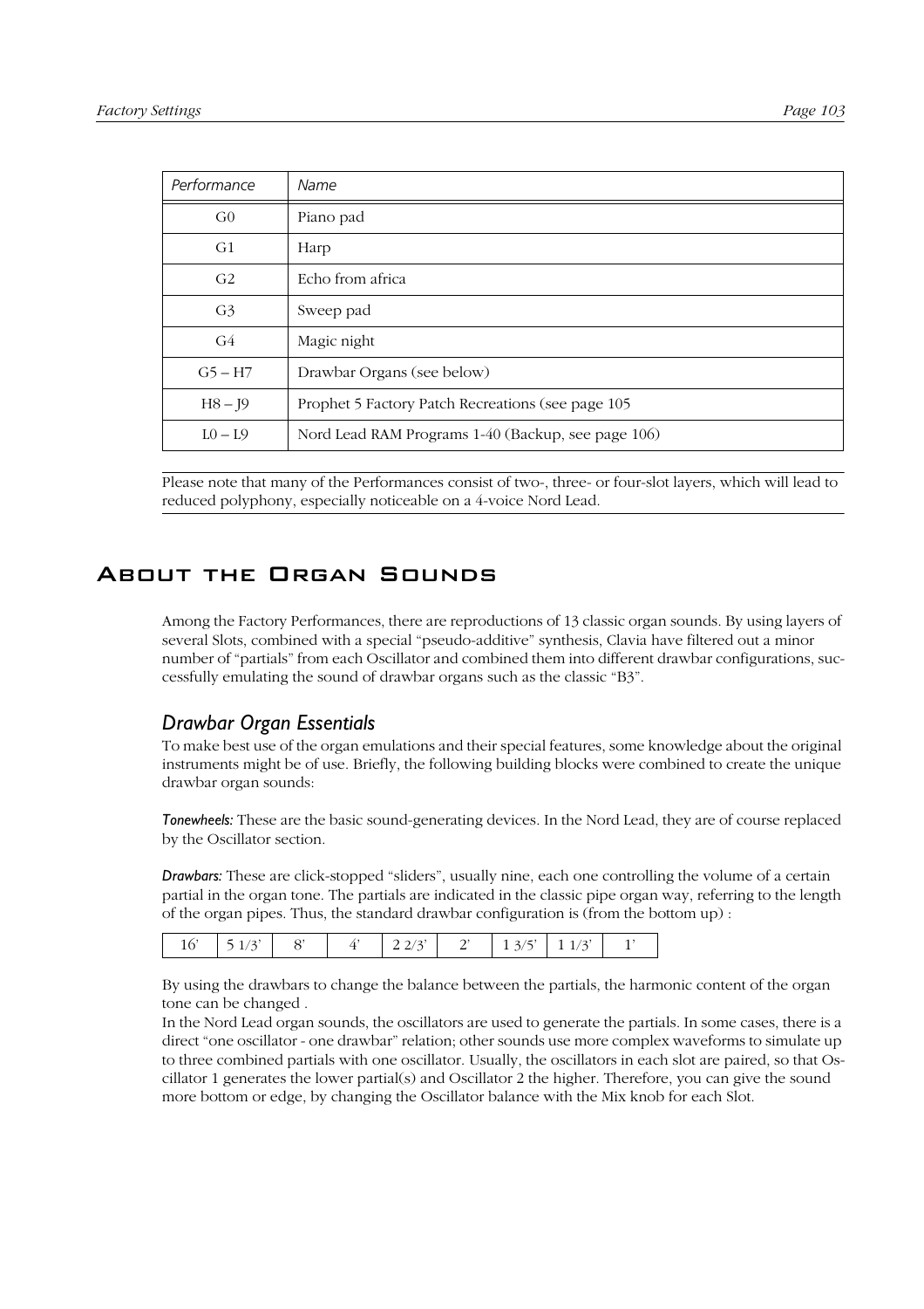| Performance | Name |
|---|---|
| G0 | Piano pad |
| G1 | Harp |
| G2 | Echo from africa |
| G3 | Sweep pad |
| G4 | Magic night |
| G5 – H7 | Drawbar Organs (see below) |
| H8 – J9 | Prophet 5 Factory Patch Recreations (see page 105 |
| L0 – L9 | Nord Lead RAM Programs 1-40 (Backup, see page 106) |

Please note that many of the Performances consist of two-, three- or four-slot layers, which will lead to reduced polyphony, especially noticeable on a 4-voice Nord Lead.

# About the Organ Sounds

Among the Factory Performances, there are reproductions of 13 classic organ sounds. By using layers of several Slots, combined with a special "pseudo-additive" synthesis, Clavia have filtered out a minor number of "partials" from each Oscillator and combined them into different drawbar configurations, successfully emulating the sound of drawbar organs such as the classic "B3".

## Drawbar Organ Essentials

To make best use of the organ emulations and their special features, some knowledge about the original instruments might be of use. Briefly, the following building blocks were combined to create the unique drawbar organ sounds:

***Tonewheels:*** These are the basic sound-generating devices. In the Nord Lead, they are of course replaced by the Oscillator section.

***Drawbars:*** These are click-stopped "sliders", usually nine, each one controlling the volume of a certain partial in the organ tone. The partials are indicated in the classic pipe organ way, referring to the length of the organ pipes. Thus, the standard drawbar configuration is (from the bottom up) :

| 16' | 5 1/3' | 8' | 4' | 2 2/3' | 2' | 1 3/5' | 1 1/3' | 1' |
|---|---|---|---|---|---|---|---|---|

By using the drawbars to change the balance between the partials, the harmonic content of the organ tone can be changed .

In the Nord Lead organ sounds, the oscillators are used to generate the partials. In some cases, there is a direct "one oscillator - one drawbar" relation; other sounds use more complex waveforms to simulate up to three combined partials with one oscillator. Usually, the oscillators in each slot are paired, so that Oscillator 1 generates the lower partial(s) and Oscillator 2 the higher. Therefore, you can give the sound more bottom or edge, by changing the Oscillator balance with the Mix knob for each Slot.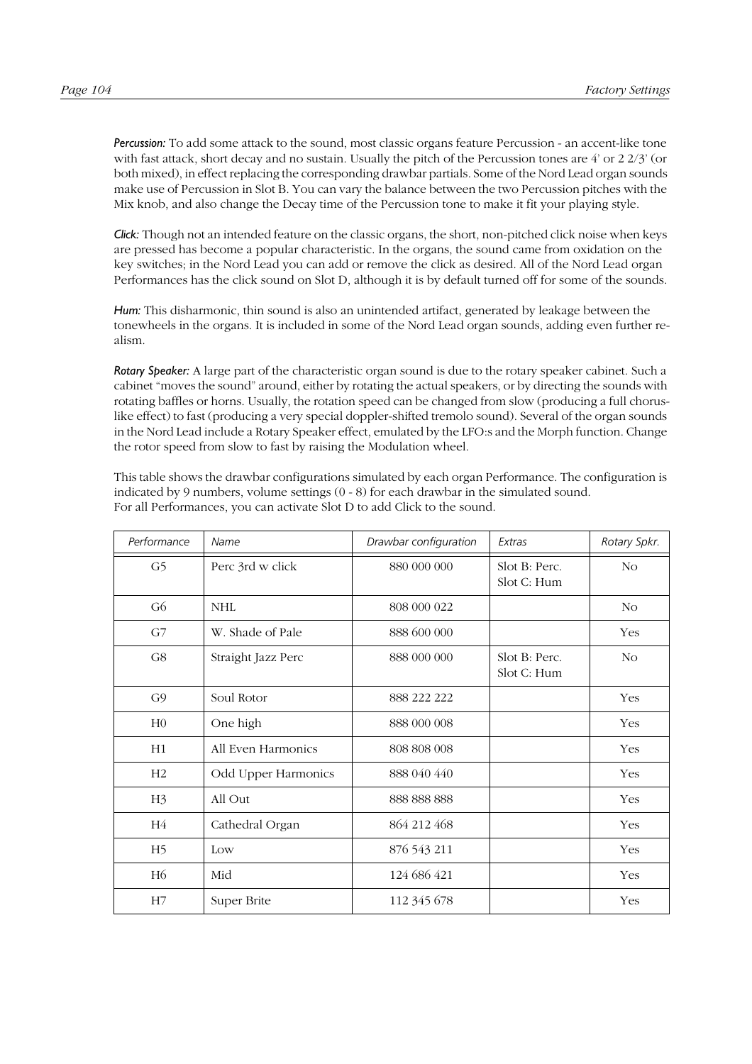*Percussion:* To add some attack to the sound, most classic organs feature Percussion - an accent-like tone with fast attack, short decay and no sustain. Usually the pitch of the Percussion tones are 4' or 2 2/3' (or both mixed), in effect replacing the corresponding drawbar partials. Some of the Nord Lead organ sounds make use of Percussion in Slot B. You can vary the balance between the two Percussion pitches with the Mix knob, and also change the Decay time of the Percussion tone to make it fit your playing style.

*Click:* Though not an intended feature on the classic organs, the short, non-pitched click noise when keys are pressed has become a popular characteristic. In the organs, the sound came from oxidation on the key switches; in the Nord Lead you can add or remove the click as desired. All of the Nord Lead organ Performances has the click sound on Slot D, although it is by default turned off for some of the sounds.

*Hum:* This disharmonic, thin sound is also an unintended artifact, generated by leakage between the tonewheels in the organs. It is included in some of the Nord Lead organ sounds, adding even further realism.

*Rotary Speaker:* A large part of the characteristic organ sound is due to the rotary speaker cabinet. Such a cabinet "moves the sound" around, either by rotating the actual speakers, or by directing the sounds with rotating baffles or horns. Usually, the rotation speed can be changed from slow (producing a full chorus-like effect) to fast (producing a very special doppler-shifted tremolo sound). Several of the organ sounds in the Nord Lead include a Rotary Speaker effect, emulated by the LFO:s and the Morph function. Change the rotor speed from slow to fast by raising the Modulation wheel.

This table shows the drawbar configurations simulated by each organ Performance. The configuration is indicated by 9 numbers, volume settings (0 - 8) for each drawbar in the simulated sound.
For all Performances, you can activate Slot D to add Click to the sound.

| *Performance* | *Name* | *Drawbar configuration* | *Extras* | *Rotary Spkr.* |
|---|---|---|---|---|
| G5 | Perc 3rd w click | 880 000 000 | Slot B: Perc.<br>Slot C: Hum | No |
| G6 | NHL | 808 000 022 | | No |
| G7 | W. Shade of Pale | 888 600 000 | | Yes |
| G8 | Straight Jazz Perc | 888 000 000 | Slot B: Perc.<br>Slot C: Hum | No |
| G9 | Soul Rotor | 888 222 222 | | Yes |
| H0 | One high | 888 000 008 | | Yes |
| H1 | All Even Harmonics | 808 808 008 | | Yes |
| H2 | Odd Upper Harmonics | 888 040 440 | | Yes |
| H3 | All Out | 888 888 888 | | Yes |
| H4 | Cathedral Organ | 864 212 468 | | Yes |
| H5 | Low | 876 543 211 | | Yes |
| H6 | Mid | 124 686 421 | | Yes |
| H7 | Super Brite | 112 345 678 | | Yes |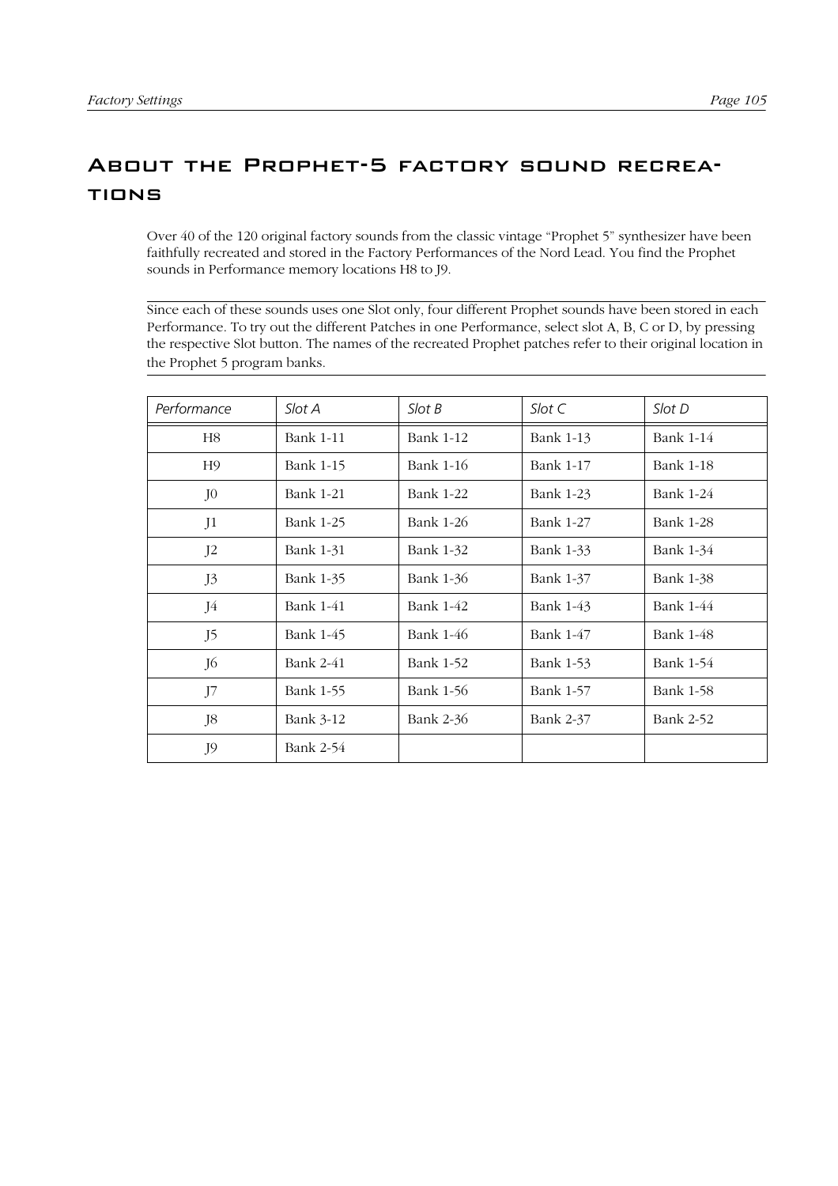# About the Prophet-5 factory sound recreations

Over 40 of the 120 original factory sounds from the classic vintage “Prophet 5” synthesizer have been faithfully recreated and stored in the Factory Performances of the Nord Lead. You find the Prophet sounds in Performance memory locations H8 to J9.

Since each of these sounds uses one Slot only, four different Prophet sounds have been stored in each Performance. To try out the different Patches in one Performance, select slot A, B, C or D, by pressing the respective Slot button. The names of the recreated Prophet patches refer to their original location in the Prophet 5 program banks.

| *Performance* | *Slot A* | *Slot B* | *Slot C* | *Slot D* |
|---|---|---|---|---|
| H8 | Bank 1-11 | Bank 1-12 | Bank 1-13 | Bank 1-14 |
| H9 | Bank 1-15 | Bank 1-16 | Bank 1-17 | Bank 1-18 |
| J0 | Bank 1-21 | Bank 1-22 | Bank 1-23 | Bank 1-24 |
| J1 | Bank 1-25 | Bank 1-26 | Bank 1-27 | Bank 1-28 |
| J2 | Bank 1-31 | Bank 1-32 | Bank 1-33 | Bank 1-34 |
| J3 | Bank 1-35 | Bank 1-36 | Bank 1-37 | Bank 1-38 |
| J4 | Bank 1-41 | Bank 1-42 | Bank 1-43 | Bank 1-44 |
| J5 | Bank 1-45 | Bank 1-46 | Bank 1-47 | Bank 1-48 |
| J6 | Bank 2-41 | Bank 1-52 | Bank 1-53 | Bank 1-54 |
| J7 | Bank 1-55 | Bank 1-56 | Bank 1-57 | Bank 1-58 |
| J8 | Bank 3-12 | Bank 2-36 | Bank 2-37 | Bank 2-52 |
| J9 | Bank 2-54 | | | |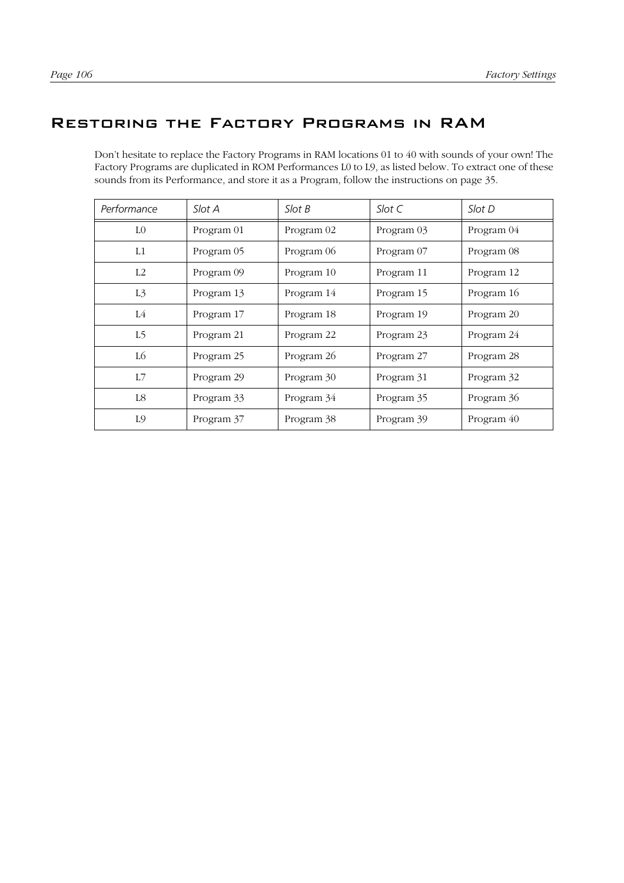# Restoring the Factory Programs in RAM

Don't hesitate to replace the Factory Programs in RAM locations 01 to 40 with sounds of your own! The Factory Programs are duplicated in ROM Performances L0 to L9, as listed below. To extract one of these sounds from its Performance, and store it as a Program, follow the instructions on page 35.

| *Performance* | *Slot A* | *Slot B* | *Slot C* | *Slot D* |
|---|---|---|---|---|
| L0 | Program 01 | Program 02 | Program 03 | Program 04 |
| L1 | Program 05 | Program 06 | Program 07 | Program 08 |
| L2 | Program 09 | Program 10 | Program 11 | Program 12 |
| L3 | Program 13 | Program 14 | Program 15 | Program 16 |
| L4 | Program 17 | Program 18 | Program 19 | Program 20 |
| L5 | Program 21 | Program 22 | Program 23 | Program 24 |
| L6 | Program 25 | Program 26 | Program 27 | Program 28 |
| L7 | Program 29 | Program 30 | Program 31 | Program 32 |
| L8 | Program 33 | Program 34 | Program 35 | Program 36 |
| L9 | Program 37 | Program 38 | Program 39 | Program 40 |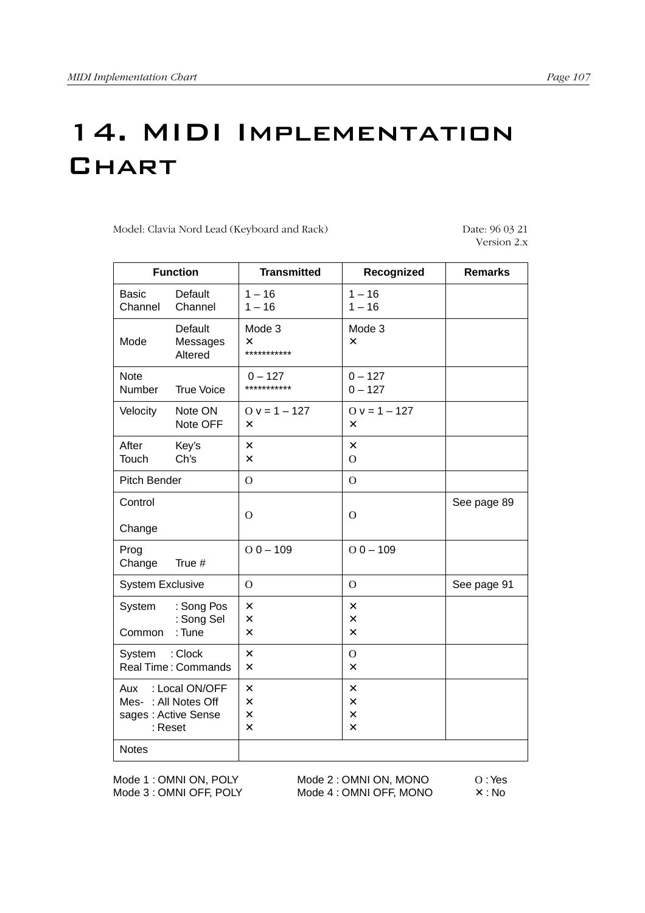# 14. MIDI Implementation Chart

Model: Clavia Nord Lead (Keyboard and Rack)

Date: 96 03 21
Version 2.x

| Function | | Transmitted | Recognized | Remarks |
|---|---|---|---|---|
| Basic Channel | Default Channel | 1 – 16<br>1 – 16 | 1 – 16<br>1 – 16 | |
| Mode | Default Messages Altered | Mode 3<br>✕<br>*********** | Mode 3<br>✕ | |
| Note Number | True Voice | 0 – 127<br>*********** | 0 – 127<br>0 – 127 | |
| Velocity | Note ON<br>Note OFF | O v = 1 – 127<br>✕ | O v = 1 – 127<br>✕ | |
| After Touch | Key's<br>Ch's | ✕<br>✕ | ✕<br>O | |
| Pitch Bender | | O | O | |
| Control Change | | O | O | See page 89 |
| Prog Change | True # | O 0 – 109 | O 0 – 109 | |
| System Exclusive | | O | O | See page 91 |
| System Common | : Song Pos<br>: Song Sel<br>: Tune | ✕<br>✕<br>✕ | ✕<br>✕<br>✕ | |
| System Real Time | : Clock<br>: Commands | ✕<br>✕ | O<br>✕ | |
| Aux Messages | : Local ON/OFF<br>: All Notes Off<br>: Active Sense<br>: Reset | ✕<br>✕<br>✕<br>✕ | ✕<br>✕<br>✕<br>✕ | |
| Notes | | | | |

Mode 1 : OMNI ON, POLY
Mode 3 : OMNI OFF, POLY
Mode 2 : OMNI ON, MONO
Mode 4 : OMNI OFF, MONO
O : Yes
✕ : No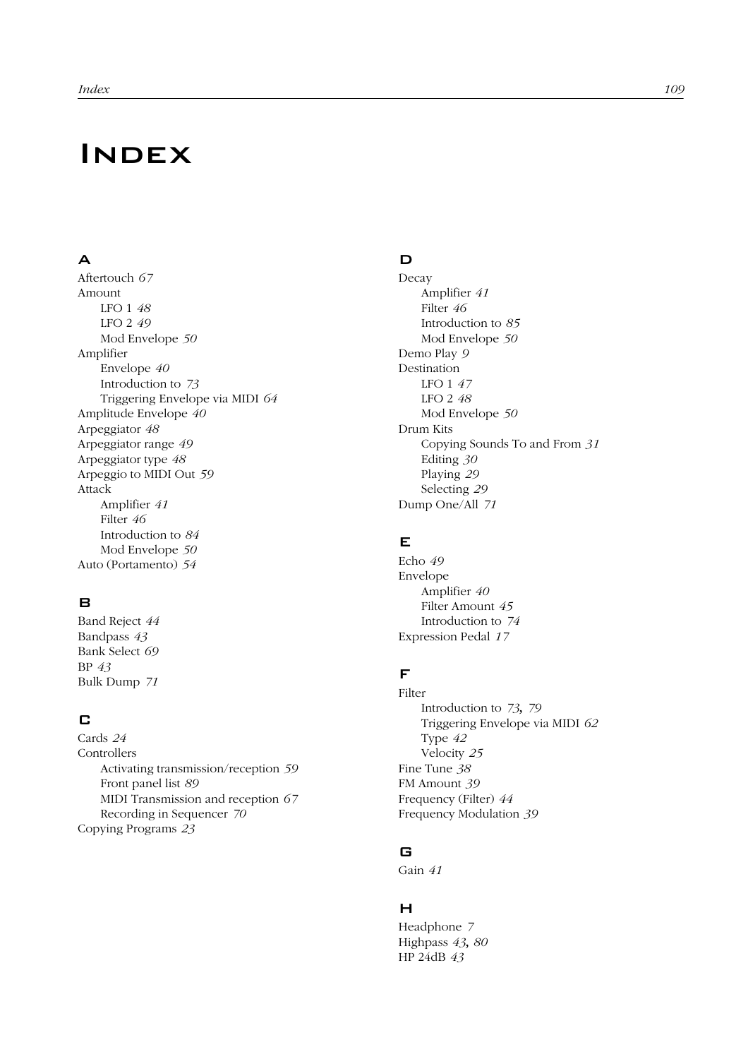# Index

## A

Aftertouch *67*
Amount
- LFO 1 *48*
- LFO 2 *49*
- Mod Envelope *50*

Amplifier
- Envelope *40*
- Introduction to *73*
- Triggering Envelope via MIDI *64*

Amplitude Envelope *40*
Arpeggiator *48*
Arpeggiator range *49*
Arpeggiator type *48*
Arpeggio to MIDI Out *59*
Attack
- Amplifier *41*
- Filter *46*
- Introduction to *84*
- Mod Envelope *50*

Auto (Portamento) *54*

## B

Band Reject *44*
Bandpass *43*
Bank Select *69*
BP *43*
Bulk Dump *71*

## C

Cards *24*
Controllers
- Activating transmission/reception *59*
- Front panel list *89*
- MIDI Transmission and reception *67*
- Recording in Sequencer *70*

Copying Programs *23*

## D

Decay
- Amplifier *41*
- Filter *46*
- Introduction to *85*
- Mod Envelope *50*

Demo Play *9*
Destination
- LFO 1 *47*
- LFO 2 *48*
- Mod Envelope *50*

Drum Kits
- Copying Sounds To and From *31*
- Editing *30*
- Playing *29*
- Selecting *29*

Dump One/All *71*

## E

Echo *49*
Envelope
- Amplifier *40*
- Filter Amount *45*
- Introduction to *74*

Expression Pedal *17*

## F

Filter
- Introduction to *73*, *79*
- Triggering Envelope via MIDI *62*
- Type *42*
- Velocity *25*

Fine Tune *38*
FM Amount *39*
Frequency (Filter) *44*
Frequency Modulation *39*

## G

Gain *41*

## H

Headphone *7*
Highpass *43*, *80*
HP 24dB *43*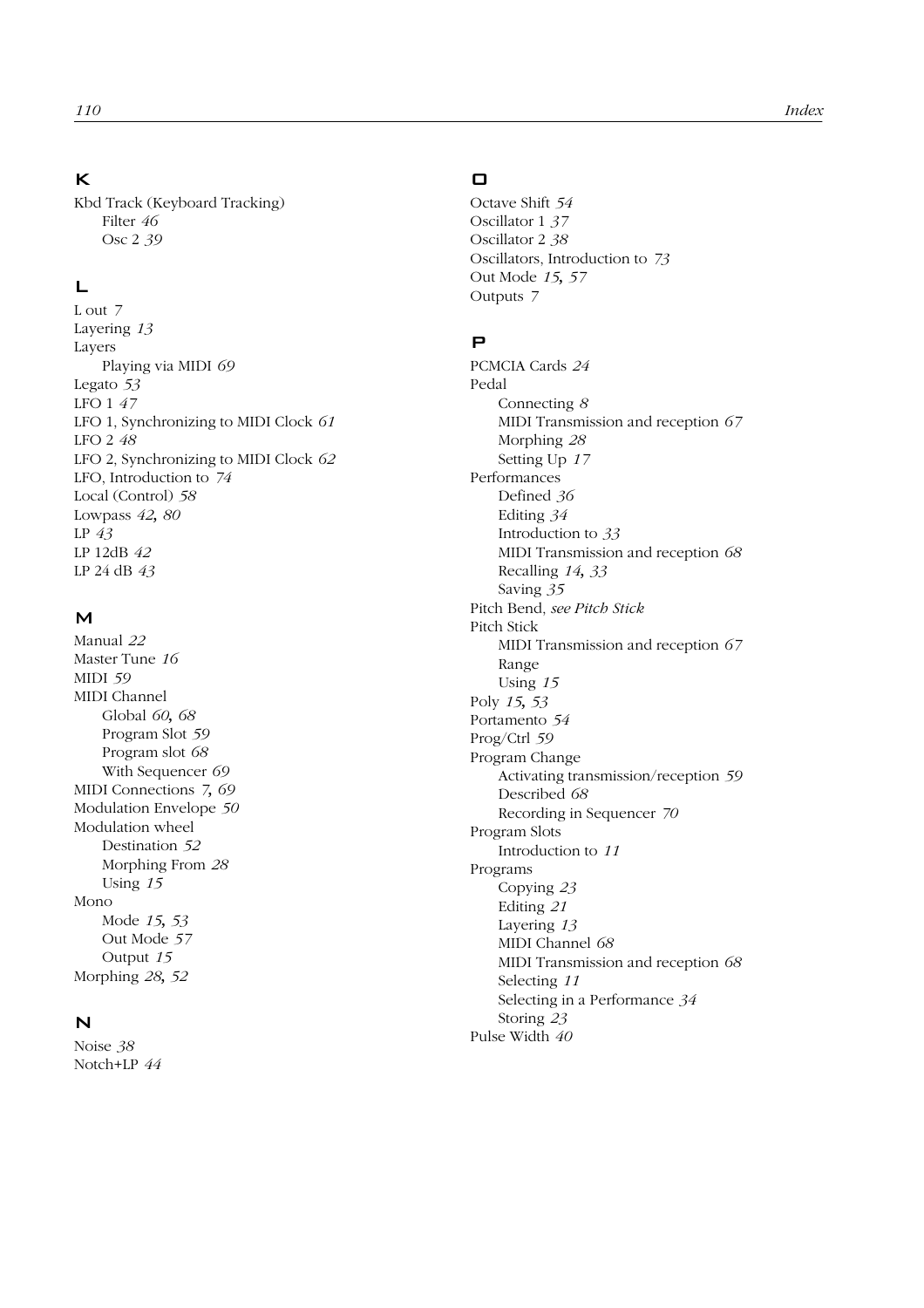## K

Kbd Track (Keyboard Tracking)
- Filter *46*
- Osc 2 *39*

## L

L out *7*
Layering *13*
Layers
- Playing via MIDI *69*

Legato *53*
LFO 1 *47*
LFO 1, Synchronizing to MIDI Clock *61*
LFO 2 *48*
LFO 2, Synchronizing to MIDI Clock *62*
LFO, Introduction to *74*
Local (Control) *58*
Lowpass *42, 80*
LP *43*
LP 12dB *42*
LP 24 dB *43*

## M

Manual *22*
Master Tune *16*
MIDI *59*
MIDI Channel
- Global *60, 68*
- Program Slot *59*
- Program slot *68*
- With Sequencer *69*

MIDI Connections *7, 69*
Modulation Envelope *50*
Modulation wheel
- Destination *52*
- Morphing From *28*
- Using *15*

Mono
- Mode *15, 53*
- Out Mode *57*
- Output *15*

Morphing *28, 52*

## N

Noise *38*
Notch+LP *44*

## O

Octave Shift *54*
Oscillator 1 *37*
Oscillator 2 *38*
Oscillators, Introduction to *73*
Out Mode *15, 57*
Outputs *7*

## P

PCMCIA Cards *24*
Pedal
- Connecting *8*
- MIDI Transmission and reception *67*
- Morphing *28*
- Setting Up *17*

Performances
- Defined *36*
- Editing *34*
- Introduction to *33*
- MIDI Transmission and reception *68*
- Recalling *14, 33*
- Saving *35*

Pitch Bend, *see Pitch Stick*
Pitch Stick
- MIDI Transmission and reception *67*
- Range
- Using *15*

Poly *15, 53*
Portamento *54*
Prog/Ctrl *59*
Program Change
- Activating transmission/reception *59*
- Described *68*
- Recording in Sequencer *70*

Program Slots
- Introduction to *11*

Programs
- Copying *23*
- Editing *21*
- Layering *13*
- MIDI Channel *68*
- MIDI Transmission and reception *68*
- Selecting *11*
- Selecting in a Performance *34*
- Storing *23*

Pulse Width *40*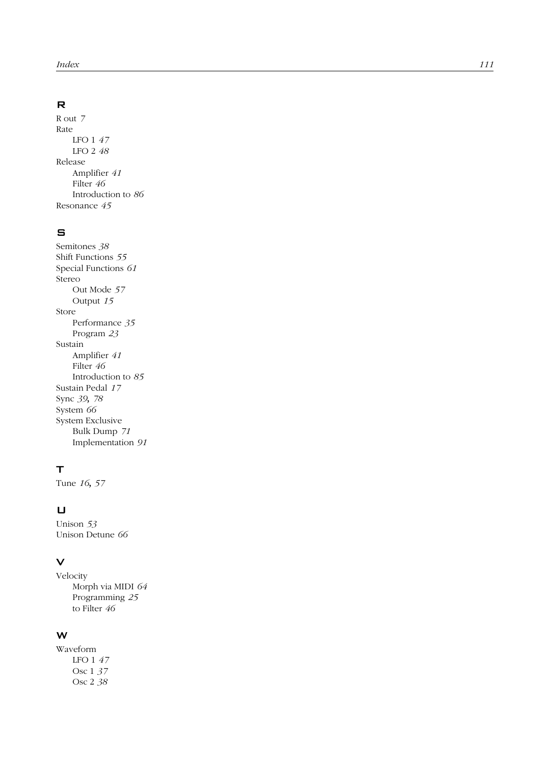## R

R out *7*
Rate
- LFO 1 *47*
- LFO 2 *48*

Release
- Amplifier *41*
- Filter *46*
- Introduction to *86*

Resonance *45*

## S

Semitones *38*
Shift Functions *55*
Special Functions *61*
Stereo
- Out Mode *57*
- Output *15*

Store
- Performance *35*
- Program *23*

Sustain
- Amplifier *41*
- Filter *46*
- Introduction to *85*

Sustain Pedal *17*
Sync *39*, *78*
System *66*
System Exclusive
- Bulk Dump *71*
- Implementation *91*

## T

Tune *16*, *57*

## U

Unison *53*
Unison Detune *66*

## V

Velocity
- Morph via MIDI *64*
- Programming *25*
- to Filter *46*

## W

Waveform
- LFO 1 *47*
- Osc 1 *37*
- Osc 2 *38*